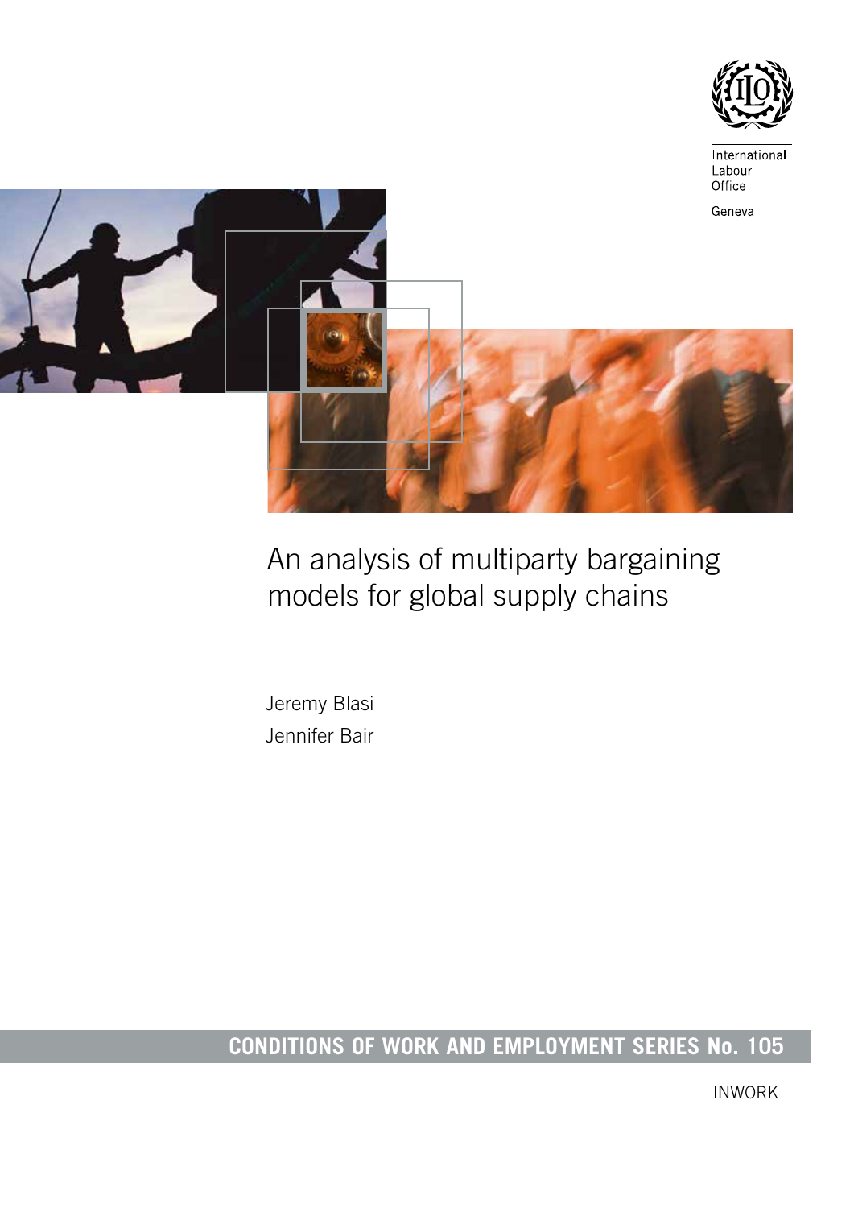International Labour Office

Geneva

# An analysis of multiparty bargaining models for global supply chains

Jeremy Blasi

Jennifer Bair

**CONDITIONS OF WORK AND EMPLOYMENT SERIES No. 105**

INWORK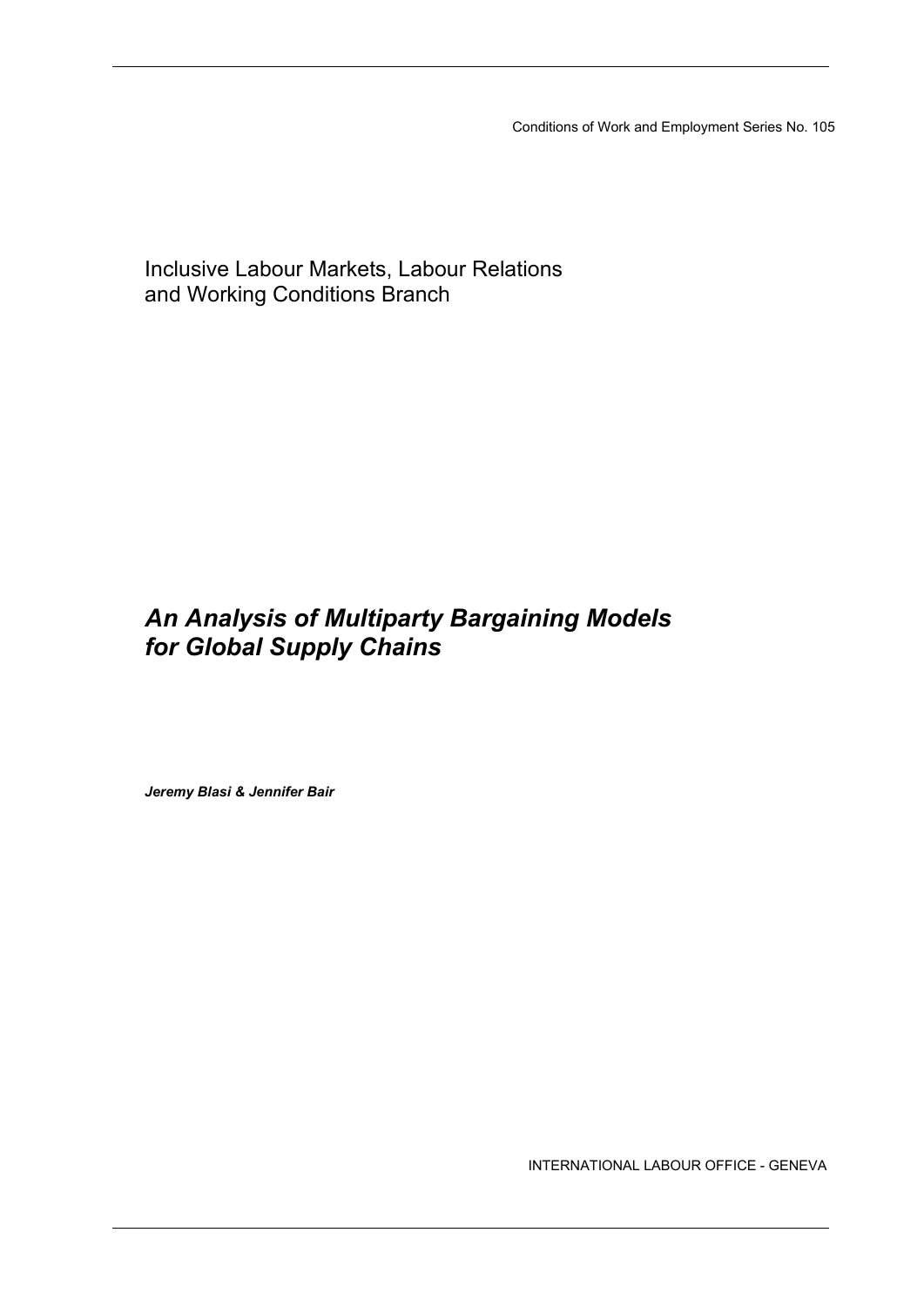Conditions of Work and Employment Series No. 105

Inclusive Labour Markets, Labour Relations and Working Conditions Branch

# *An Analysis of Multiparty Bargaining Models for Global Supply Chains*

***Jeremy Blasi & Jennifer Bair***

INTERNATIONAL LABOUR OFFICE - GENEVA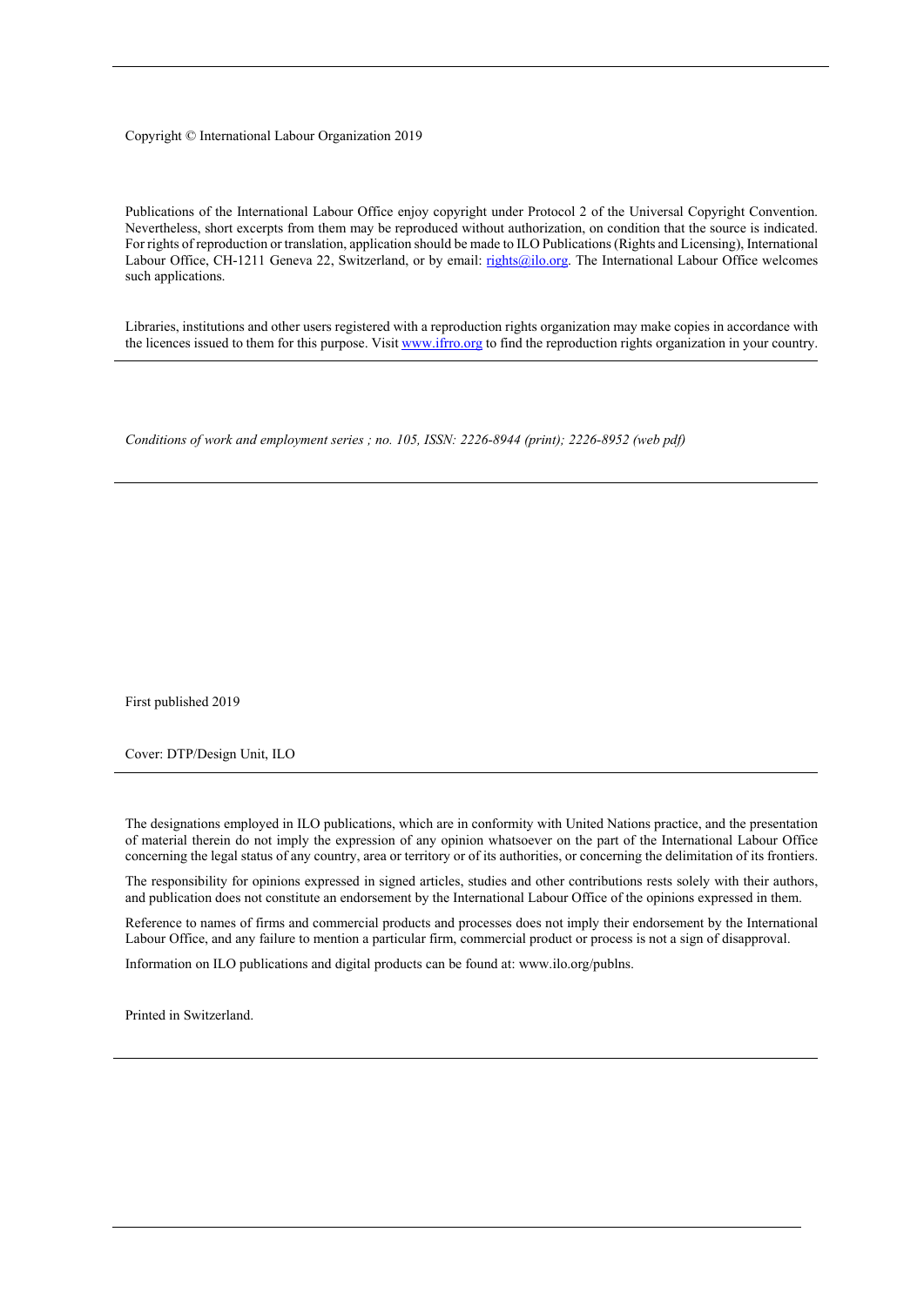Copyright © International Labour Organization 2019

Publications of the International Labour Office enjoy copyright under Protocol 2 of the Universal Copyright Convention. Nevertheless, short excerpts from them may be reproduced without authorization, on condition that the source is indicated. For rights of reproduction or translation, application should be made to ILO Publications (Rights and Licensing), International Labour Office, CH-1211 Geneva 22, Switzerland, or by email: rights@ilo.org. The International Labour Office welcomes such applications.

Libraries, institutions and other users registered with a reproduction rights organization may make copies in accordance with the licences issued to them for this purpose. Visit www.ifrro.org to find the reproduction rights organization in your country.

*Conditions of work and employment series ; no. 105, ISSN: 2226-8944 (print); 2226-8952 (web pdf)*

First published 2019

Cover: DTP/Design Unit, ILO

The designations employed in ILO publications, which are in conformity with United Nations practice, and the presentation of material therein do not imply the expression of any opinion whatsoever on the part of the International Labour Office concerning the legal status of any country, area or territory or of its authorities, or concerning the delimitation of its frontiers.

The responsibility for opinions expressed in signed articles, studies and other contributions rests solely with their authors, and publication does not constitute an endorsement by the International Labour Office of the opinions expressed in them.

Reference to names of firms and commercial products and processes does not imply their endorsement by the International Labour Office, and any failure to mention a particular firm, commercial product or process is not a sign of disapproval.

Information on ILO publications and digital products can be found at: www.ilo.org/publns.

Printed in Switzerland.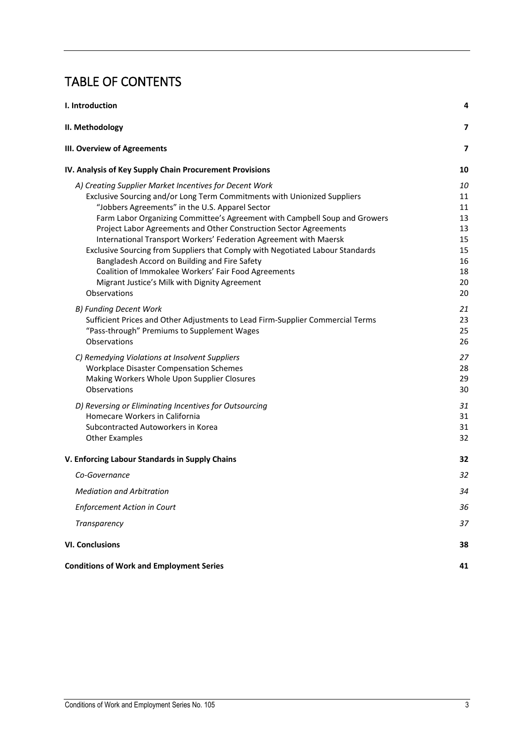# TABLE OF CONTENTS

| | |
|---|---|
| **I. Introduction** | **4** |
| **II. Methodology** | **7** |
| **III. Overview of Agreements** | **7** |
| **IV. Analysis of Key Supply Chain Procurement Provisions** | **10** |
| *A) Creating Supplier Market Incentives for Decent Work* | *10* |
| Exclusive Sourcing and/or Long Term Commitments with Unionized Suppliers | 11 |
| "Jobbers Agreements" in the U.S. Apparel Sector | 11 |
| Farm Labor Organizing Committee's Agreement with Campbell Soup and Growers | 13 |
| Project Labor Agreements and Other Construction Sector Agreements | 13 |
| International Transport Workers' Federation Agreement with Maersk | 15 |
| Exclusive Sourcing from Suppliers that Comply with Negotiated Labour Standards | 15 |
| Bangladesh Accord on Building and Fire Safety | 16 |
| Coalition of Immokalee Workers' Fair Food Agreements | 18 |
| Migrant Justice's Milk with Dignity Agreement | 20 |
| Observations | 20 |
| *B) Funding Decent Work* | *21* |
| Sufficient Prices and Other Adjustments to Lead Firm-Supplier Commercial Terms | 23 |
| "Pass-through" Premiums to Supplement Wages | 25 |
| Observations | 26 |
| *C) Remedying Violations at Insolvent Suppliers* | *27* |
| Workplace Disaster Compensation Schemes | 28 |
| Making Workers Whole Upon Supplier Closures | 29 |
| Observations | 30 |
| *D) Reversing or Eliminating Incentives for Outsourcing* | *31* |
| Homecare Workers in California | 31 |
| Subcontracted Autoworkers in Korea | 31 |
| Other Examples | 32 |
| **V. Enforcing Labour Standards in Supply Chains** | **32** |
| *Co-Governance* | *32* |
| *Mediation and Arbitration* | *34* |
| *Enforcement Action in Court* | *36* |
| *Transparency* | *37* |
| **VI. Conclusions** | **38** |
| **Conditions of Work and Employment Series** | **41** |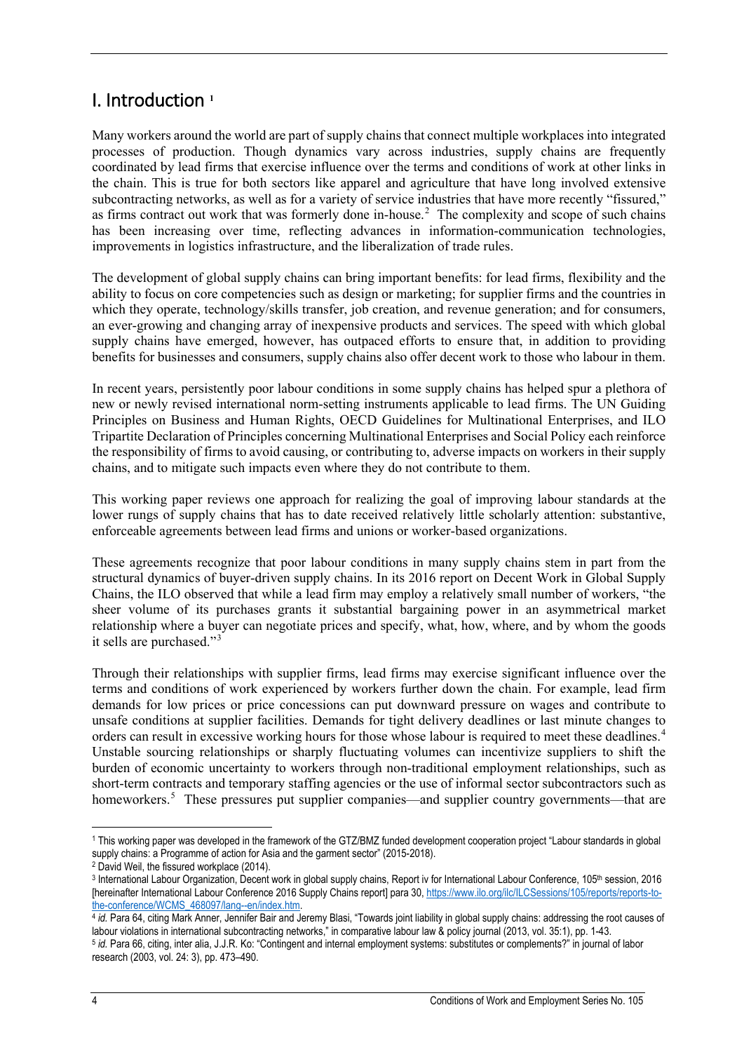# I. Introduction [1]

Many workers around the world are part of supply chains that connect multiple workplaces into integrated processes of production. Though dynamics vary across industries, supply chains are frequently coordinated by lead firms that exercise influence over the terms and conditions of work at other links in the chain. This is true for both sectors like apparel and agriculture that have long involved extensive subcontracting networks, as well as for a variety of service industries that have more recently "fissured," as firms contract out work that was formerly done in-house.[2] The complexity and scope of such chains has been increasing over time, reflecting advances in information-communication technologies, improvements in logistics infrastructure, and the liberalization of trade rules.

The development of global supply chains can bring important benefits: for lead firms, flexibility and the ability to focus on core competencies such as design or marketing; for supplier firms and the countries in which they operate, technology/skills transfer, job creation, and revenue generation; and for consumers, an ever-growing and changing array of inexpensive products and services. The speed with which global supply chains have emerged, however, has outpaced efforts to ensure that, in addition to providing benefits for businesses and consumers, supply chains also offer decent work to those who labour in them.

In recent years, persistently poor labour conditions in some supply chains has helped spur a plethora of new or newly revised international norm-setting instruments applicable to lead firms. The UN Guiding Principles on Business and Human Rights, OECD Guidelines for Multinational Enterprises, and ILO Tripartite Declaration of Principles concerning Multinational Enterprises and Social Policy each reinforce the responsibility of firms to avoid causing, or contributing to, adverse impacts on workers in their supply chains, and to mitigate such impacts even where they do not contribute to them.

This working paper reviews one approach for realizing the goal of improving labour standards at the lower rungs of supply chains that has to date received relatively little scholarly attention: substantive, enforceable agreements between lead firms and unions or worker-based organizations.

These agreements recognize that poor labour conditions in many supply chains stem in part from the structural dynamics of buyer-driven supply chains. In its 2016 report on Decent Work in Global Supply Chains, the ILO observed that while a lead firm may employ a relatively small number of workers, "the sheer volume of its purchases grants it substantial bargaining power in an asymmetrical market relationship where a buyer can negotiate prices and specify, what, how, where, and by whom the goods it sells are purchased."[3]

Through their relationships with supplier firms, lead firms may exercise significant influence over the terms and conditions of work experienced by workers further down the chain. For example, lead firm demands for low prices or price concessions can put downward pressure on wages and contribute to unsafe conditions at supplier facilities. Demands for tight delivery deadlines or last minute changes to orders can result in excessive working hours for those whose labour is required to meet these deadlines.[4] Unstable sourcing relationships or sharply fluctuating volumes can incentivize suppliers to shift the burden of economic uncertainty to workers through non-traditional employment relationships, such as short-term contracts and temporary staffing agencies or the use of informal sector subcontractors such as homeworkers.[5] These pressures put supplier companies—and supplier country governments—that are

---

[1] This working paper was developed in the framework of the GTZ/BMZ funded development cooperation project "Labour standards in global supply chains: a Programme of action for Asia and the garment sector" (2015-2018).

[2] David Weil, the fissured workplace (2014).

[3] International Labour Organization, Decent work in global supply chains, Report iv for International Labour Conference, 105th session, 2016 [hereinafter International Labour Conference 2016 Supply Chains report] para 30, https://www.ilo.org/ilc/ILCSessions/105/reports/reports-to-the-conference/WCMS_468097/lang--en/index.htm.

[4] *id.* Para 64, citing Mark Anner, Jennifer Bair and Jeremy Blasi, "Towards joint liability in global supply chains: addressing the root causes of labour violations in international subcontracting networks," in comparative labour law & policy journal (2013, vol. 35:1), pp. 1-43.

[5] *id.* Para 66, citing, inter alia, J.J.R. Ko: "Contingent and internal employment systems: substitutes or complements?" in journal of labor research (2003, vol. 24: 3), pp. 473–490.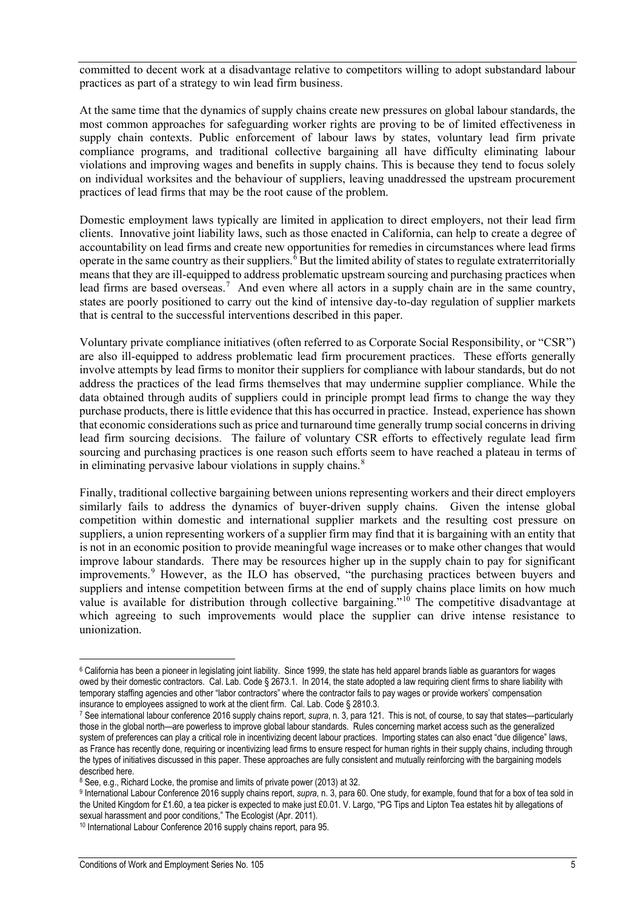committed to decent work at a disadvantage relative to competitors willing to adopt substandard labour practices as part of a strategy to win lead firm business.

At the same time that the dynamics of supply chains create new pressures on global labour standards, the most common approaches for safeguarding worker rights are proving to be of limited effectiveness in supply chain contexts. Public enforcement of labour laws by states, voluntary lead firm private compliance programs, and traditional collective bargaining all have difficulty eliminating labour violations and improving wages and benefits in supply chains. This is because they tend to focus solely on individual worksites and the behaviour of suppliers, leaving unaddressed the upstream procurement practices of lead firms that may be the root cause of the problem.

Domestic employment laws typically are limited in application to direct employers, not their lead firm clients. Innovative joint liability laws, such as those enacted in California, can help to create a degree of accountability on lead firms and create new opportunities for remedies in circumstances where lead firms operate in the same country as their suppliers.[6] But the limited ability of states to regulate extraterritorially means that they are ill-equipped to address problematic upstream sourcing and purchasing practices when lead firms are based overseas.[7] And even where all actors in a supply chain are in the same country, states are poorly positioned to carry out the kind of intensive day-to-day regulation of supplier markets that is central to the successful interventions described in this paper.

Voluntary private compliance initiatives (often referred to as Corporate Social Responsibility, or "CSR") are also ill-equipped to address problematic lead firm procurement practices. These efforts generally involve attempts by lead firms to monitor their suppliers for compliance with labour standards, but do not address the practices of the lead firms themselves that may undermine supplier compliance. While the data obtained through audits of suppliers could in principle prompt lead firms to change the way they purchase products, there is little evidence that this has occurred in practice. Instead, experience has shown that economic considerations such as price and turnaround time generally trump social concerns in driving lead firm sourcing decisions. The failure of voluntary CSR efforts to effectively regulate lead firm sourcing and purchasing practices is one reason such efforts seem to have reached a plateau in terms of in eliminating pervasive labour violations in supply chains.[8]

Finally, traditional collective bargaining between unions representing workers and their direct employers similarly fails to address the dynamics of buyer-driven supply chains. Given the intense global competition within domestic and international supplier markets and the resulting cost pressure on suppliers, a union representing workers of a supplier firm may find that it is bargaining with an entity that is not in an economic position to provide meaningful wage increases or to make other changes that would improve labour standards. There may be resources higher up in the supply chain to pay for significant improvements.[9] However, as the ILO has observed, "the purchasing practices between buyers and suppliers and intense competition between firms at the end of supply chains place limits on how much value is available for distribution through collective bargaining."[10] The competitive disadvantage at which agreeing to such improvements would place the supplier can drive intense resistance to unionization.

---

[6] California has been a pioneer in legislating joint liability. Since 1999, the state has held apparel brands liable as guarantors for wages owed by their domestic contractors. Cal. Lab. Code § 2673.1. In 2014, the state adopted a law requiring client firms to share liability with temporary staffing agencies and other "labor contractors" where the contractor fails to pay wages or provide workers' compensation insurance to employees assigned to work at the client firm. Cal. Lab. Code § 2810.3.

[7] See international labour conference 2016 supply chains report, *supra*, n. 3, para 121. This is not, of course, to say that states—particularly those in the global north—are powerless to improve global labour standards. Rules concerning market access such as the generalized system of preferences can play a critical role in incentivizing decent labour practices. Importing states can also enact "due diligence" laws, as France has recently done, requiring or incentivizing lead firms to ensure respect for human rights in their supply chains, including through the types of initiatives discussed in this paper. These approaches are fully consistent and mutually reinforcing with the bargaining models described here.

[8] See, e.g., Richard Locke, the promise and limits of private power (2013) at 32.

[9] International Labour Conference 2016 supply chains report, *supra*, n. 3, para 60. One study, for example, found that for a box of tea sold in the United Kingdom for £1.60, a tea picker is expected to make just £0.01. V. Largo, "PG Tips and Lipton Tea estates hit by allegations of sexual harassment and poor conditions," The Ecologist (Apr. 2011).

[10] International Labour Conference 2016 supply chains report, para 95.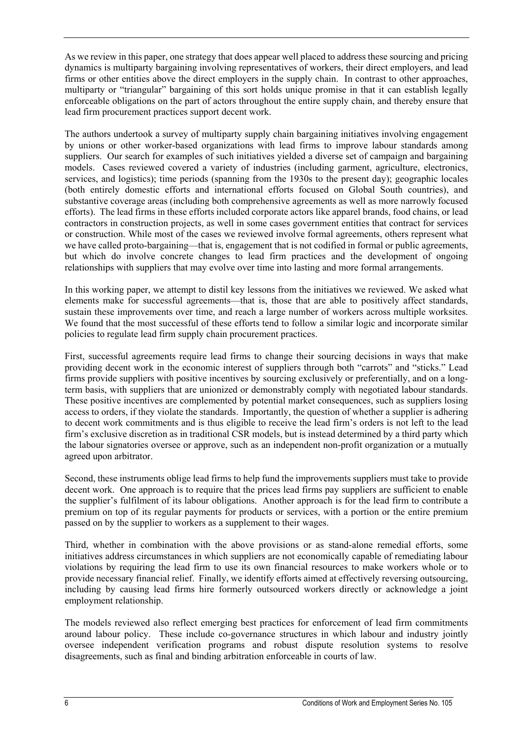As we review in this paper, one strategy that does appear well placed to address these sourcing and pricing dynamics is multiparty bargaining involving representatives of workers, their direct employers, and lead firms or other entities above the direct employers in the supply chain. In contrast to other approaches, multiparty or "triangular" bargaining of this sort holds unique promise in that it can establish legally enforceable obligations on the part of actors throughout the entire supply chain, and thereby ensure that lead firm procurement practices support decent work.

The authors undertook a survey of multiparty supply chain bargaining initiatives involving engagement by unions or other worker-based organizations with lead firms to improve labour standards among suppliers. Our search for examples of such initiatives yielded a diverse set of campaign and bargaining models. Cases reviewed covered a variety of industries (including garment, agriculture, electronics, services, and logistics); time periods (spanning from the 1930s to the present day); geographic locales (both entirely domestic efforts and international efforts focused on Global South countries), and substantive coverage areas (including both comprehensive agreements as well as more narrowly focused efforts). The lead firms in these efforts included corporate actors like apparel brands, food chains, or lead contractors in construction projects, as well in some cases government entities that contract for services or construction. While most of the cases we reviewed involve formal agreements, others represent what we have called proto-bargaining—that is, engagement that is not codified in formal or public agreements, but which do involve concrete changes to lead firm practices and the development of ongoing relationships with suppliers that may evolve over time into lasting and more formal arrangements.

In this working paper, we attempt to distil key lessons from the initiatives we reviewed. We asked what elements make for successful agreements—that is, those that are able to positively affect standards, sustain these improvements over time, and reach a large number of workers across multiple worksites. We found that the most successful of these efforts tend to follow a similar logic and incorporate similar policies to regulate lead firm supply chain procurement practices.

First, successful agreements require lead firms to change their sourcing decisions in ways that make providing decent work in the economic interest of suppliers through both "carrots" and "sticks." Lead firms provide suppliers with positive incentives by sourcing exclusively or preferentially, and on a long-term basis, with suppliers that are unionized or demonstrably comply with negotiated labour standards. These positive incentives are complemented by potential market consequences, such as suppliers losing access to orders, if they violate the standards. Importantly, the question of whether a supplier is adhering to decent work commitments and is thus eligible to receive the lead firm's orders is not left to the lead firm's exclusive discretion as in traditional CSR models, but is instead determined by a third party which the labour signatories oversee or approve, such as an independent non-profit organization or a mutually agreed upon arbitrator.

Second, these instruments oblige lead firms to help fund the improvements suppliers must take to provide decent work. One approach is to require that the prices lead firms pay suppliers are sufficient to enable the supplier's fulfilment of its labour obligations. Another approach is for the lead firm to contribute a premium on top of its regular payments for products or services, with a portion or the entire premium passed on by the supplier to workers as a supplement to their wages.

Third, whether in combination with the above provisions or as stand-alone remedial efforts, some initiatives address circumstances in which suppliers are not economically capable of remediating labour violations by requiring the lead firm to use its own financial resources to make workers whole or to provide necessary financial relief. Finally, we identify efforts aimed at effectively reversing outsourcing, including by causing lead firms hire formerly outsourced workers directly or acknowledge a joint employment relationship.

The models reviewed also reflect emerging best practices for enforcement of lead firm commitments around labour policy. These include co-governance structures in which labour and industry jointly oversee independent verification programs and robust dispute resolution systems to resolve disagreements, such as final and binding arbitration enforceable in courts of law.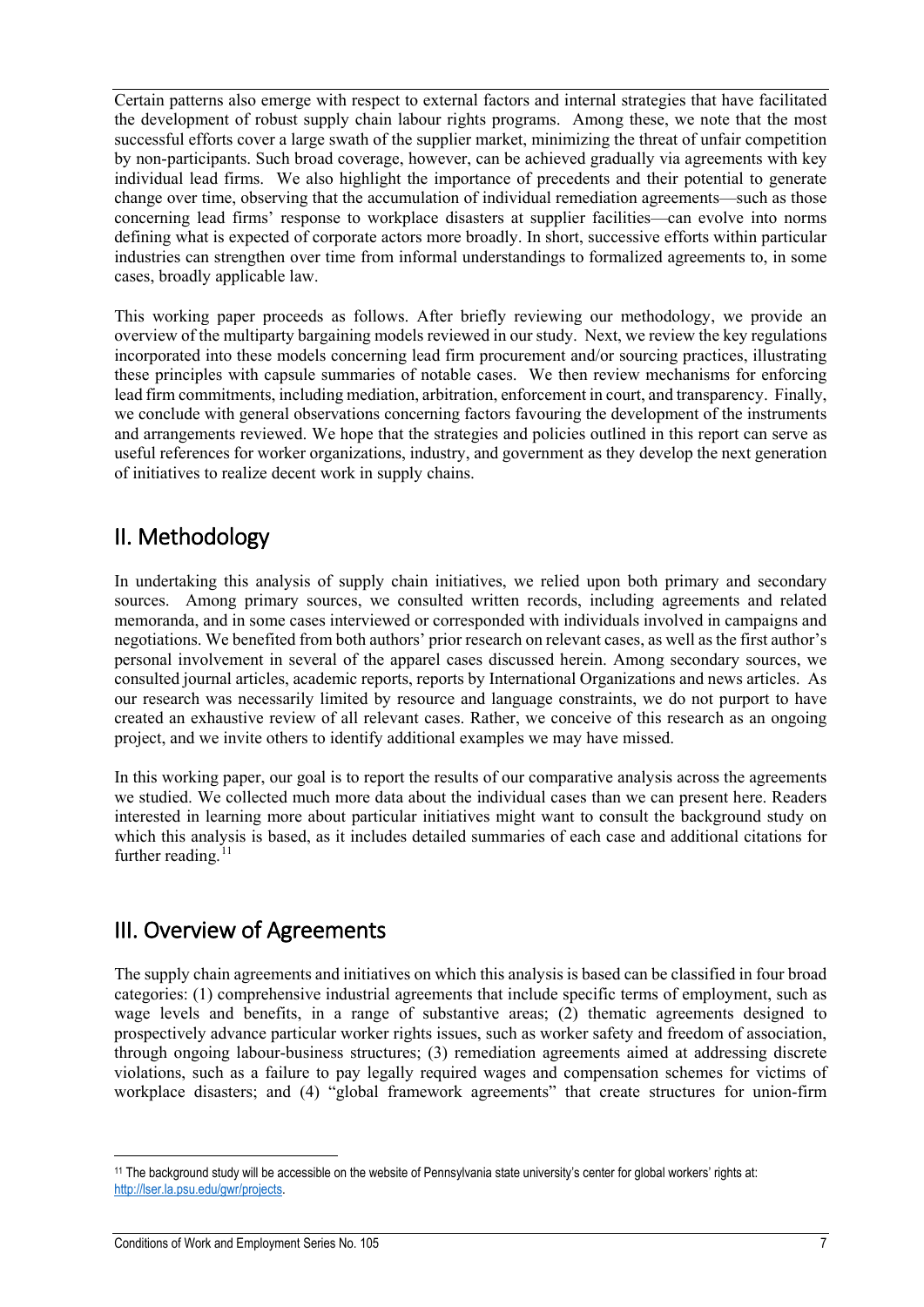Certain patterns also emerge with respect to external factors and internal strategies that have facilitated the development of robust supply chain labour rights programs. Among these, we note that the most successful efforts cover a large swath of the supplier market, minimizing the threat of unfair competition by non-participants. Such broad coverage, however, can be achieved gradually via agreements with key individual lead firms. We also highlight the importance of precedents and their potential to generate change over time, observing that the accumulation of individual remediation agreements—such as those concerning lead firms' response to workplace disasters at supplier facilities—can evolve into norms defining what is expected of corporate actors more broadly. In short, successive efforts within particular industries can strengthen over time from informal understandings to formalized agreements to, in some cases, broadly applicable law.

This working paper proceeds as follows. After briefly reviewing our methodology, we provide an overview of the multiparty bargaining models reviewed in our study. Next, we review the key regulations incorporated into these models concerning lead firm procurement and/or sourcing practices, illustrating these principles with capsule summaries of notable cases. We then review mechanisms for enforcing lead firm commitments, including mediation, arbitration, enforcement in court, and transparency. Finally, we conclude with general observations concerning factors favouring the development of the instruments and arrangements reviewed. We hope that the strategies and policies outlined in this report can serve as useful references for worker organizations, industry, and government as they develop the next generation of initiatives to realize decent work in supply chains.

## II. Methodology

In undertaking this analysis of supply chain initiatives, we relied upon both primary and secondary sources. Among primary sources, we consulted written records, including agreements and related memoranda, and in some cases interviewed or corresponded with individuals involved in campaigns and negotiations. We benefited from both authors' prior research on relevant cases, as well as the first author's personal involvement in several of the apparel cases discussed herein. Among secondary sources, we consulted journal articles, academic reports, reports by International Organizations and news articles. As our research was necessarily limited by resource and language constraints, we do not purport to have created an exhaustive review of all relevant cases. Rather, we conceive of this research as an ongoing project, and we invite others to identify additional examples we may have missed.

In this working paper, our goal is to report the results of our comparative analysis across the agreements we studied. We collected much more data about the individual cases than we can present here. Readers interested in learning more about particular initiatives might want to consult the background study on which this analysis is based, as it includes detailed summaries of each case and additional citations for further reading.[11]

## III. Overview of Agreements

The supply chain agreements and initiatives on which this analysis is based can be classified in four broad categories: (1) comprehensive industrial agreements that include specific terms of employment, such as wage levels and benefits, in a range of substantive areas; (2) thematic agreements designed to prospectively advance particular worker rights issues, such as worker safety and freedom of association, through ongoing labour-business structures; (3) remediation agreements aimed at addressing discrete violations, such as a failure to pay legally required wages and compensation schemes for victims of workplace disasters; and (4) "global framework agreements" that create structures for union-firm

---

[11] The background study will be accessible on the website of Pennsylvania state university's center for global workers' rights at: http://lser.la.psu.edu/gwr/projects.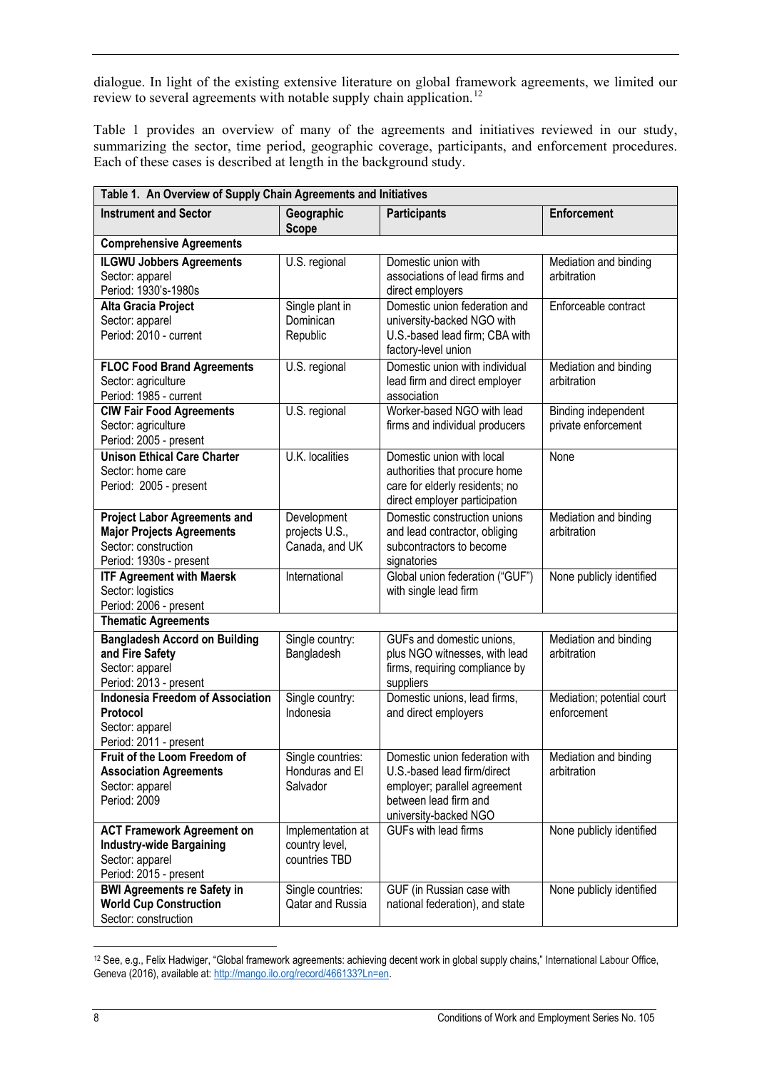dialogue. In light of the existing extensive literature on global framework agreements, we limited our review to several agreements with notable supply chain application.[12]

Table 1 provides an overview of many of the agreements and initiatives reviewed in our study, summarizing the sector, time period, geographic coverage, participants, and enforcement procedures. Each of these cases is described at length in the background study.

| Table 1. An Overview of Supply Chain Agreements and Initiatives | | | |
|---|---|---|---|
| **Instrument and Sector** | **Geographic Scope** | **Participants** | **Enforcement** |
| **Comprehensive Agreements** | | | |
| **ILGWU Jobbers Agreements**<br>Sector: apparel<br>Period: 1930's-1980s | U.S. regional | Domestic union with associations of lead firms and direct employers | Mediation and binding arbitration |
| **Alta Gracia Project**<br>Sector: apparel<br>Period: 2010 - current | Single plant in Dominican Republic | Domestic union federation and university-backed NGO with U.S.-based lead firm; CBA with factory-level union | Enforceable contract |
| **FLOC Food Brand Agreements**<br>Sector: agriculture<br>Period: 1985 - current | U.S. regional | Domestic union with individual lead firm and direct employer association | Mediation and binding arbitration |
| **CIW Fair Food Agreements**<br>Sector: agriculture<br>Period: 2005 - present | U.S. regional | Worker-based NGO with lead firms and individual producers | Binding independent private enforcement |
| **Unison Ethical Care Charter**<br>Sector: home care<br>Period: 2005 - present | U.K. localities | Domestic union with local authorities that procure home care for elderly residents; no direct employer participation | None |
| **Project Labor Agreements and Major Projects Agreements**<br>Sector: construction<br>Period: 1930s - present | Development projects U.S., Canada, and UK | Domestic construction unions and lead contractor, obliging subcontractors to become signatories | Mediation and binding arbitration |
| **ITF Agreement with Maersk**<br>Sector: logistics<br>Period: 2006 - present | International | Global union federation ("GUF") with single lead firm | None publicly identified |
| **Thematic Agreements** | | | |
| **Bangladesh Accord on Building and Fire Safety**<br>Sector: apparel<br>Period: 2013 - present | Single country: Bangladesh | GUFs and domestic unions, plus NGO witnesses, with lead firms, requiring compliance by suppliers | Mediation and binding arbitration |
| **Indonesia Freedom of Association Protocol**<br>Sector: apparel<br>Period: 2011 - present | Single country: Indonesia | Domestic unions, lead firms, and direct employers | Mediation; potential court enforcement |
| **Fruit of the Loom Freedom of Association Agreements**<br>Sector: apparel<br>Period: 2009 | Single countries: Honduras and El Salvador | Domestic union federation with U.S.-based lead firm/direct employer; parallel agreement between lead firm and university-backed NGO | Mediation and binding arbitration |
| **ACT Framework Agreement on Industry-wide Bargaining**<br>Sector: apparel<br>Period: 2015 - present | Implementation at country level, countries TBD | GUFs with lead firms | None publicly identified |
| **BWI Agreements re Safety in World Cup Construction**<br>Sector: construction | Single countries: Qatar and Russia | GUF (in Russian case with national federation), and state | None publicly identified |

[12] See, e.g., Felix Hadwiger, "Global framework agreements: achieving decent work in global supply chains," International Labour Office, Geneva (2016), available at: http://mango.ilo.org/record/466133?Ln=en.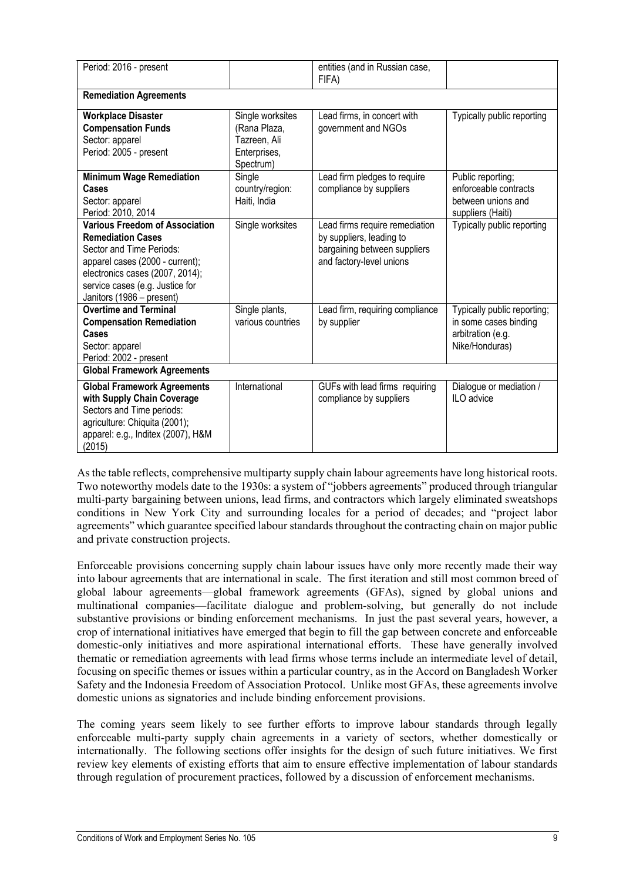| Period: 2016 - present | | entities (and in Russian case, FIFA) | |
|---|---|---|---|
| **Remediation Agreements** | | | |
| **Workplace Disaster Compensation Funds**<br>Sector: apparel<br>Period: 2005 - present | Single worksites (Rana Plaza, Tazreen, Ali Enterprises, Spectrum) | Lead firms, in concert with government and NGOs | Typically public reporting |
| **Minimum Wage Remediation Cases**<br>Sector: apparel<br>Period: 2010, 2014 | Single country/region: Haiti, India | Lead firm pledges to require compliance by suppliers | Public reporting; enforceable contracts between unions and suppliers (Haiti) |
| **Various Freedom of Association Remediation Cases**<br>Sector and Time Periods: apparel cases (2000 - current); electronics cases (2007, 2014); service cases (e.g. Justice for Janitors (1986 – present) | Single worksites | Lead firms require remediation by suppliers, leading to bargaining between suppliers and factory-level unions | Typically public reporting |
| **Overtime and Terminal Compensation Remediation Cases**<br>Sector: apparel<br>Period: 2002 - present | Single plants, various countries | Lead firm, requiring compliance by supplier | Typically public reporting; in some cases binding arbitration (e.g. Nike/Honduras) |
| **Global Framework Agreements** | | | |
| **Global Framework Agreements with Supply Chain Coverage**<br>Sectors and Time periods: agriculture: Chiquita (2001); apparel: e.g., Inditex (2007), H&M (2015) | International | GUFs with lead firms requiring compliance by suppliers | Dialogue or mediation / ILO advice |

As the table reflects, comprehensive multiparty supply chain labour agreements have long historical roots. Two noteworthy models date to the 1930s: a system of "jobbers agreements" produced through triangular multi-party bargaining between unions, lead firms, and contractors which largely eliminated sweatshops conditions in New York City and surrounding locales for a period of decades; and "project labor agreements" which guarantee specified labour standards throughout the contracting chain on major public and private construction projects.

Enforceable provisions concerning supply chain labour issues have only more recently made their way into labour agreements that are international in scale. The first iteration and still most common breed of global labour agreements—global framework agreements (GFAs), signed by global unions and multinational companies—facilitate dialogue and problem-solving, but generally do not include substantive provisions or binding enforcement mechanisms. In just the past several years, however, a crop of international initiatives have emerged that begin to fill the gap between concrete and enforceable domestic-only initiatives and more aspirational international efforts. These have generally involved thematic or remediation agreements with lead firms whose terms include an intermediate level of detail, focusing on specific themes or issues within a particular country, as in the Accord on Bangladesh Worker Safety and the Indonesia Freedom of Association Protocol. Unlike most GFAs, these agreements involve domestic unions as signatories and include binding enforcement provisions.

The coming years seem likely to see further efforts to improve labour standards through legally enforceable multi-party supply chain agreements in a variety of sectors, whether domestically or internationally. The following sections offer insights for the design of such future initiatives. We first review key elements of existing efforts that aim to ensure effective implementation of labour standards through regulation of procurement practices, followed by a discussion of enforcement mechanisms.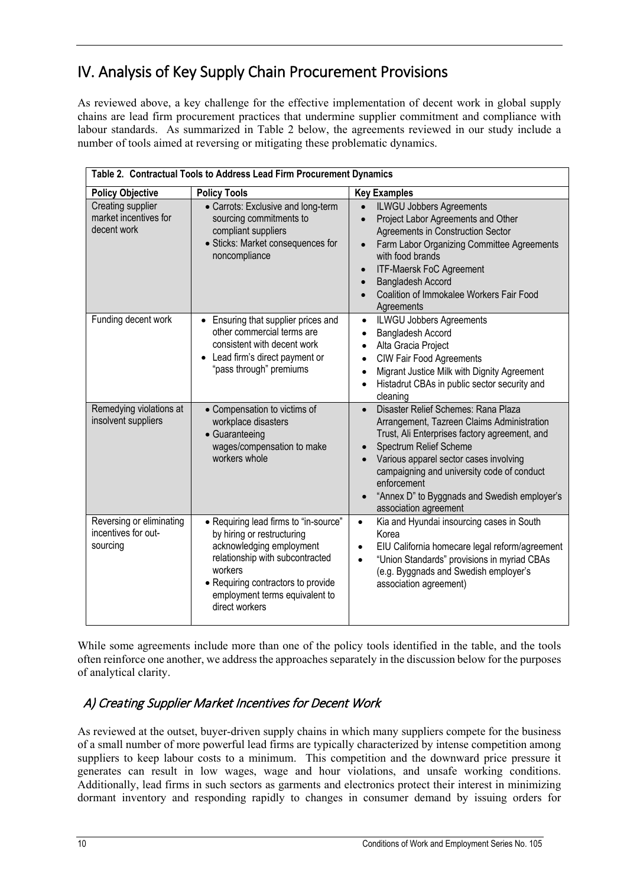## IV. Analysis of Key Supply Chain Procurement Provisions

As reviewed above, a key challenge for the effective implementation of decent work in global supply chains are lead firm procurement practices that undermine supplier commitment and compliance with labour standards. As summarized in Table 2 below, the agreements reviewed in our study include a number of tools aimed at reversing or mitigating these problematic dynamics.

**Table 2. Contractual Tools to Address Lead Firm Procurement Dynamics**

| Policy Objective | Policy Tools | Key Examples |
|---|---|---|
| Creating supplier market incentives for decent work | • Carrots: Exclusive and long-term sourcing commitments to compliant suppliers<br>• Sticks: Market consequences for noncompliance | • ILWGU Jobbers Agreements<br>• Project Labor Agreements and Other Agreements in Construction Sector<br>• Farm Labor Organizing Committee Agreements with food brands<br>• ITF-Maersk FoC Agreement<br>• Bangladesh Accord<br>• Coalition of Immokalee Workers Fair Food Agreements |
| Funding decent work | • Ensuring that supplier prices and other commercial terms are consistent with decent work<br>• Lead firm's direct payment or "pass through" premiums | • ILWGU Jobbers Agreements<br>• Bangladesh Accord<br>• Alta Gracia Project<br>• CIW Fair Food Agreements<br>• Migrant Justice Milk with Dignity Agreement<br>• Histadrut CBAs in public sector security and cleaning |
| Remedying violations at insolvent suppliers | • Compensation to victims of workplace disasters<br>• Guaranteeing wages/compensation to make workers whole | • Disaster Relief Schemes: Rana Plaza Arrangement, Tazreen Claims Administration Trust, Ali Enterprises factory agreement, and<br>• Spectrum Relief Scheme<br>• Various apparel sector cases involving campaigning and university code of conduct enforcement<br>• "Annex D" to Byggnads and Swedish employer's association agreement |
| Reversing or eliminating incentives for out-sourcing | • Requiring lead firms to "in-source" by hiring or restructuring acknowledging employment relationship with subcontracted workers<br>• Requiring contractors to provide employment terms equivalent to direct workers | • Kia and Hyundai insourcing cases in South Korea<br>• EIU California homecare legal reform/agreement<br>• "Union Standards" provisions in myriad CBAs (e.g. Byggnads and Swedish employer's association agreement) |

While some agreements include more than one of the policy tools identified in the table, and the tools often reinforce one another, we address the approaches separately in the discussion below for the purposes of analytical clarity.

### *A) Creating Supplier Market Incentives for Decent Work*

As reviewed at the outset, buyer-driven supply chains in which many suppliers compete for the business of a small number of more powerful lead firms are typically characterized by intense competition among suppliers to keep labour costs to a minimum. This competition and the downward price pressure it generates can result in low wages, wage and hour violations, and unsafe working conditions. Additionally, lead firms in such sectors as garments and electronics protect their interest in minimizing dormant inventory and responding rapidly to changes in consumer demand by issuing orders for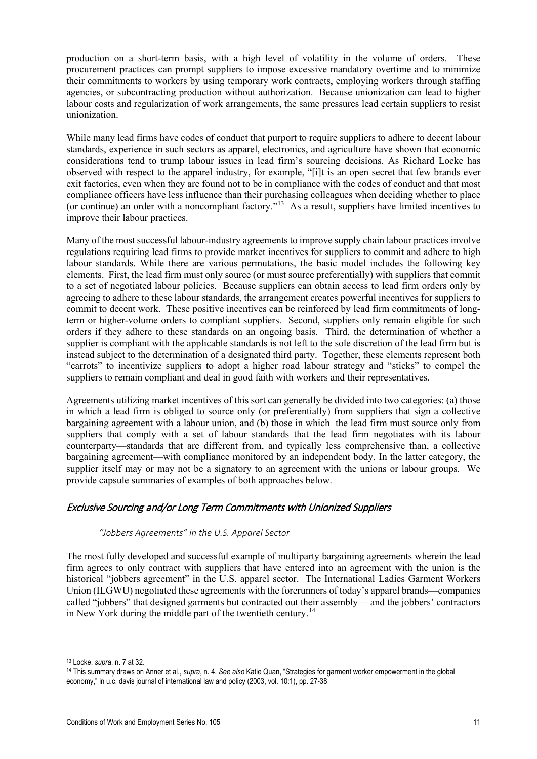production on a short-term basis, with a high level of volatility in the volume of orders. These procurement practices can prompt suppliers to impose excessive mandatory overtime and to minimize their commitments to workers by using temporary work contracts, employing workers through staffing agencies, or subcontracting production without authorization. Because unionization can lead to higher labour costs and regularization of work arrangements, the same pressures lead certain suppliers to resist unionization.

While many lead firms have codes of conduct that purport to require suppliers to adhere to decent labour standards, experience in such sectors as apparel, electronics, and agriculture have shown that economic considerations tend to trump labour issues in lead firm's sourcing decisions. As Richard Locke has observed with respect to the apparel industry, for example, "[i]t is an open secret that few brands ever exit factories, even when they are found not to be in compliance with the codes of conduct and that most compliance officers have less influence than their purchasing colleagues when deciding whether to place (or continue) an order with a noncompliant factory."[13] As a result, suppliers have limited incentives to improve their labour practices.

Many of the most successful labour-industry agreements to improve supply chain labour practices involve regulations requiring lead firms to provide market incentives for suppliers to commit and adhere to high labour standards. While there are various permutations, the basic model includes the following key elements. First, the lead firm must only source (or must source preferentially) with suppliers that commit to a set of negotiated labour policies. Because suppliers can obtain access to lead firm orders only by agreeing to adhere to these labour standards, the arrangement creates powerful incentives for suppliers to commit to decent work. These positive incentives can be reinforced by lead firm commitments of long-term or higher-volume orders to compliant suppliers. Second, suppliers only remain eligible for such orders if they adhere to these standards on an ongoing basis. Third, the determination of whether a supplier is compliant with the applicable standards is not left to the sole discretion of the lead firm but is instead subject to the determination of a designated third party. Together, these elements represent both "carrots" to incentivize suppliers to adopt a higher road labour strategy and "sticks" to compel the suppliers to remain compliant and deal in good faith with workers and their representatives.

Agreements utilizing market incentives of this sort can generally be divided into two categories: (a) those in which a lead firm is obliged to source only (or preferentially) from suppliers that sign a collective bargaining agreement with a labour union, and (b) those in which the lead firm must source only from suppliers that comply with a set of labour standards that the lead firm negotiates with its labour counterparty—standards that are different from, and typically less comprehensive than, a collective bargaining agreement—with compliance monitored by an independent body. In the latter category, the supplier itself may or may not be a signatory to an agreement with the unions or labour groups. We provide capsule summaries of examples of both approaches below.

## *Exclusive Sourcing and/or Long Term Commitments with Unionized Suppliers*

### *"Jobbers Agreements" in the U.S. Apparel Sector*

The most fully developed and successful example of multiparty bargaining agreements wherein the lead firm agrees to only contract with suppliers that have entered into an agreement with the union is the historical "jobbers agreement" in the U.S. apparel sector. The International Ladies Garment Workers Union (ILGWU) negotiated these agreements with the forerunners of today's apparel brands—companies called "jobbers" that designed garments but contracted out their assembly— and the jobbers' contractors in New York during the middle part of the twentieth century.[14]

---

[13] Locke, *supra*, n. 7 at 32.

[14] This summary draws on Anner et al., *supra*, n. 4. *See also* Katie Quan, "Strategies for garment worker empowerment in the global economy," in u.c. davis journal of international law and policy (2003, vol. 10:1), pp. 27-38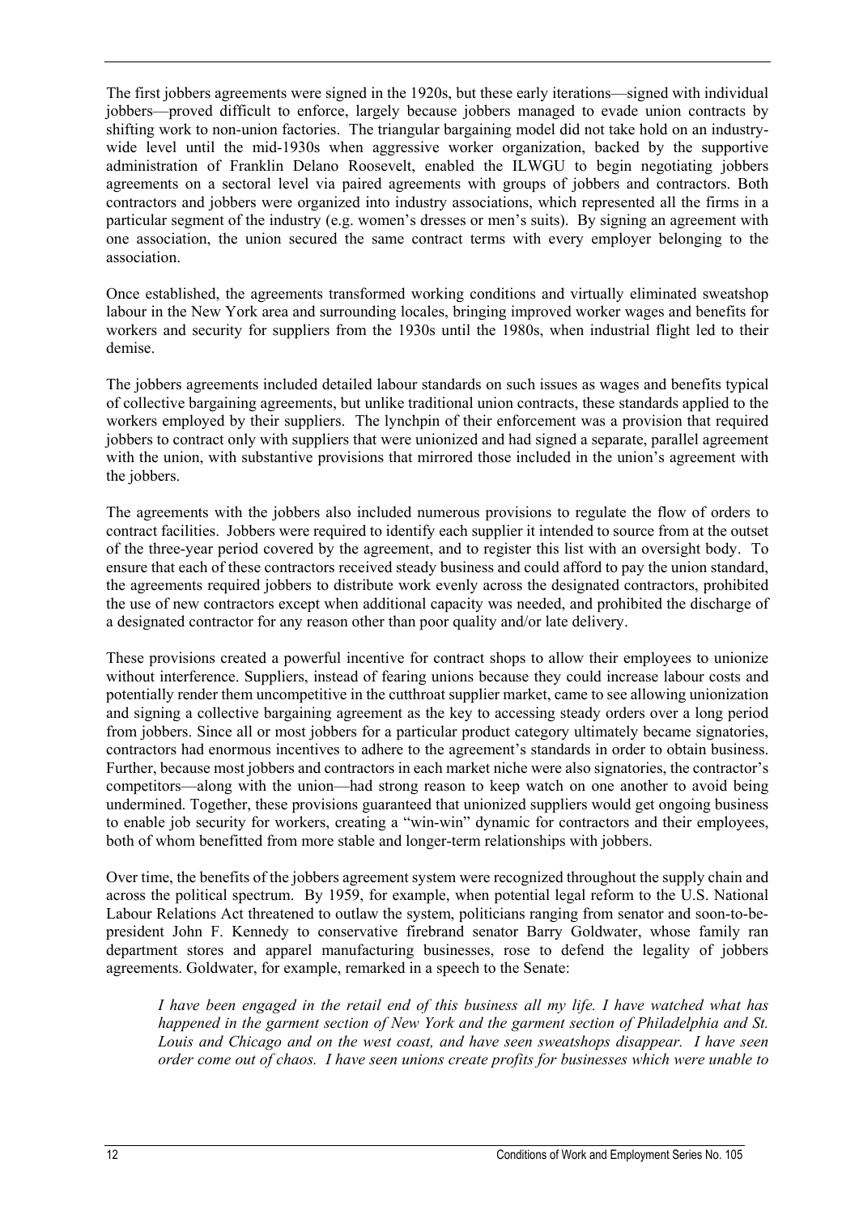The first jobbers agreements were signed in the 1920s, but these early iterations—signed with individual jobbers—proved difficult to enforce, largely because jobbers managed to evade union contracts by shifting work to non-union factories. The triangular bargaining model did not take hold on an industry-wide level until the mid-1930s when aggressive worker organization, backed by the supportive administration of Franklin Delano Roosevelt, enabled the ILWGU to begin negotiating jobbers agreements on a sectoral level via paired agreements with groups of jobbers and contractors. Both contractors and jobbers were organized into industry associations, which represented all the firms in a particular segment of the industry (e.g. women's dresses or men's suits). By signing an agreement with one association, the union secured the same contract terms with every employer belonging to the association.

Once established, the agreements transformed working conditions and virtually eliminated sweatshop labour in the New York area and surrounding locales, bringing improved worker wages and benefits for workers and security for suppliers from the 1930s until the 1980s, when industrial flight led to their demise.

The jobbers agreements included detailed labour standards on such issues as wages and benefits typical of collective bargaining agreements, but unlike traditional union contracts, these standards applied to the workers employed by their suppliers. The lynchpin of their enforcement was a provision that required jobbers to contract only with suppliers that were unionized and had signed a separate, parallel agreement with the union, with substantive provisions that mirrored those included in the union's agreement with the jobbers.

The agreements with the jobbers also included numerous provisions to regulate the flow of orders to contract facilities. Jobbers were required to identify each supplier it intended to source from at the outset of the three-year period covered by the agreement, and to register this list with an oversight body. To ensure that each of these contractors received steady business and could afford to pay the union standard, the agreements required jobbers to distribute work evenly across the designated contractors, prohibited the use of new contractors except when additional capacity was needed, and prohibited the discharge of a designated contractor for any reason other than poor quality and/or late delivery.

These provisions created a powerful incentive for contract shops to allow their employees to unionize without interference. Suppliers, instead of fearing unions because they could increase labour costs and potentially render them uncompetitive in the cutthroat supplier market, came to see allowing unionization and signing a collective bargaining agreement as the key to accessing steady orders over a long period from jobbers. Since all or most jobbers for a particular product category ultimately became signatories, contractors had enormous incentives to adhere to the agreement's standards in order to obtain business. Further, because most jobbers and contractors in each market niche were also signatories, the contractor's competitors—along with the union—had strong reason to keep watch on one another to avoid being undermined. Together, these provisions guaranteed that unionized suppliers would get ongoing business to enable job security for workers, creating a "win-win" dynamic for contractors and their employees, both of whom benefitted from more stable and longer-term relationships with jobbers.

Over time, the benefits of the jobbers agreement system were recognized throughout the supply chain and across the political spectrum. By 1959, for example, when potential legal reform to the U.S. National Labour Relations Act threatened to outlaw the system, politicians ranging from senator and soon-to-be-president John F. Kennedy to conservative firebrand senator Barry Goldwater, whose family ran department stores and apparel manufacturing businesses, rose to defend the legality of jobbers agreements. Goldwater, for example, remarked in a speech to the Senate:

> *I have been engaged in the retail end of this business all my life. I have watched what has happened in the garment section of New York and the garment section of Philadelphia and St. Louis and Chicago and on the west coast, and have seen sweatshops disappear. I have seen order come out of chaos. I have seen unions create profits for businesses which were unable to*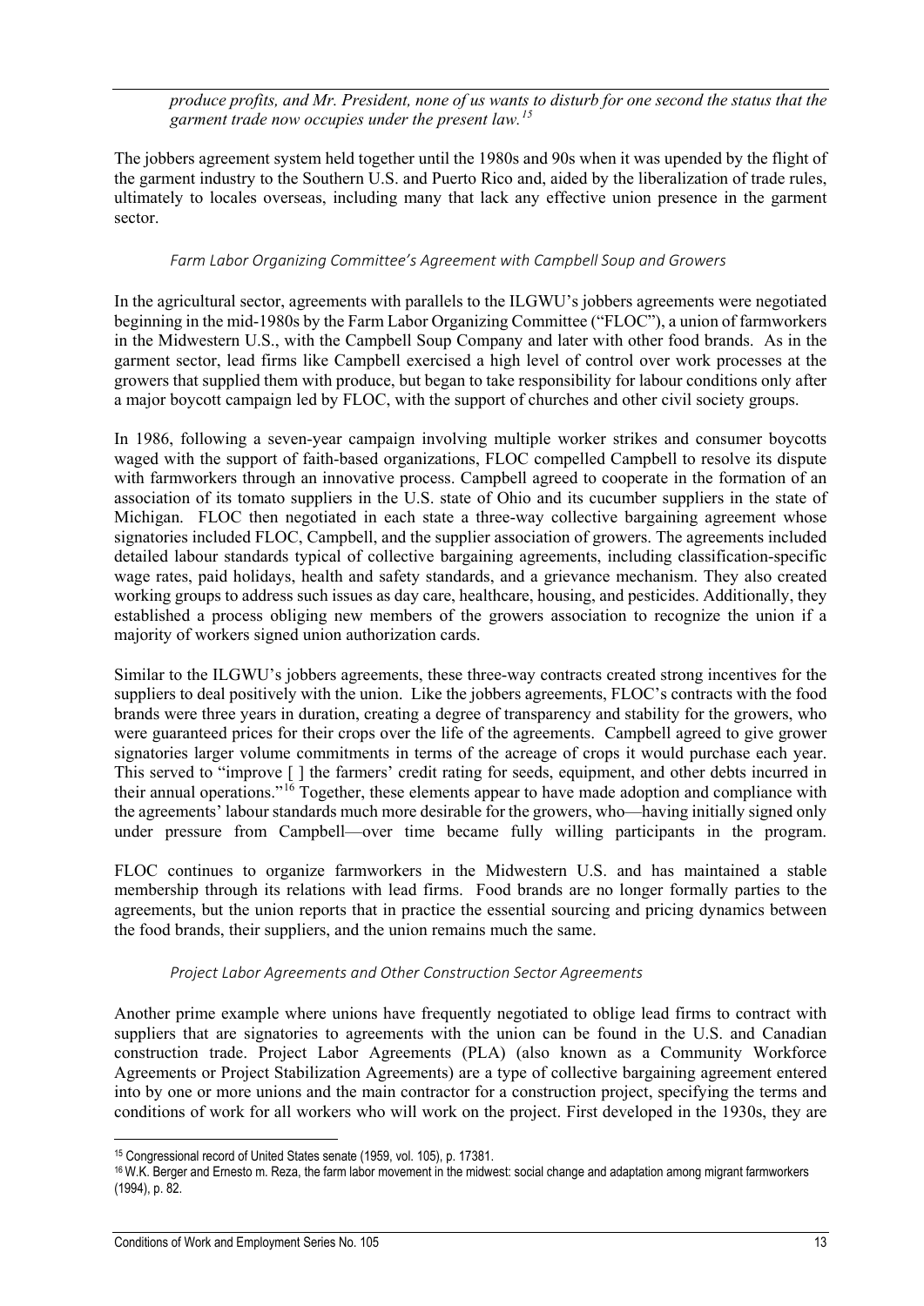*produce profits, and Mr. President, none of us wants to disturb for one second the status that the garment trade now occupies under the present law.*[15]

The jobbers agreement system held together until the 1980s and 90s when it was upended by the flight of the garment industry to the Southern U.S. and Puerto Rico and, aided by the liberalization of trade rules, ultimately to locales overseas, including many that lack any effective union presence in the garment sector.

#### *Farm Labor Organizing Committee's Agreement with Campbell Soup and Growers*

In the agricultural sector, agreements with parallels to the ILGWU's jobbers agreements were negotiated beginning in the mid-1980s by the Farm Labor Organizing Committee ("FLOC"), a union of farmworkers in the Midwestern U.S., with the Campbell Soup Company and later with other food brands. As in the garment sector, lead firms like Campbell exercised a high level of control over work processes at the growers that supplied them with produce, but began to take responsibility for labour conditions only after a major boycott campaign led by FLOC, with the support of churches and other civil society groups.

In 1986, following a seven-year campaign involving multiple worker strikes and consumer boycotts waged with the support of faith-based organizations, FLOC compelled Campbell to resolve its dispute with farmworkers through an innovative process. Campbell agreed to cooperate in the formation of an association of its tomato suppliers in the U.S. state of Ohio and its cucumber suppliers in the state of Michigan. FLOC then negotiated in each state a three-way collective bargaining agreement whose signatories included FLOC, Campbell, and the supplier association of growers. The agreements included detailed labour standards typical of collective bargaining agreements, including classification-specific wage rates, paid holidays, health and safety standards, and a grievance mechanism. They also created working groups to address such issues as day care, healthcare, housing, and pesticides. Additionally, they established a process obliging new members of the growers association to recognize the union if a majority of workers signed union authorization cards.

Similar to the ILGWU's jobbers agreements, these three-way contracts created strong incentives for the suppliers to deal positively with the union. Like the jobbers agreements, FLOC's contracts with the food brands were three years in duration, creating a degree of transparency and stability for the growers, who were guaranteed prices for their crops over the life of the agreements. Campbell agreed to give grower signatories larger volume commitments in terms of the acreage of crops it would purchase each year. This served to "improve [ ] the farmers' credit rating for seeds, equipment, and other debts incurred in their annual operations."[16] Together, these elements appear to have made adoption and compliance with the agreements' labour standards much more desirable for the growers, who—having initially signed only under pressure from Campbell—over time became fully willing participants in the program.

FLOC continues to organize farmworkers in the Midwestern U.S. and has maintained a stable membership through its relations with lead firms. Food brands are no longer formally parties to the agreements, but the union reports that in practice the essential sourcing and pricing dynamics between the food brands, their suppliers, and the union remains much the same.

#### *Project Labor Agreements and Other Construction Sector Agreements*

Another prime example where unions have frequently negotiated to oblige lead firms to contract with suppliers that are signatories to agreements with the union can be found in the U.S. and Canadian construction trade. Project Labor Agreements (PLA) (also known as a Community Workforce Agreements or Project Stabilization Agreements) are a type of collective bargaining agreement entered into by one or more unions and the main contractor for a construction project, specifying the terms and conditions of work for all workers who will work on the project. First developed in the 1930s, they are

---

[15] Congressional record of United States senate (1959, vol. 105), p. 17381.

[16] W.K. Berger and Ernesto m. Reza, the farm labor movement in the midwest: social change and adaptation among migrant farmworkers (1994), p. 82.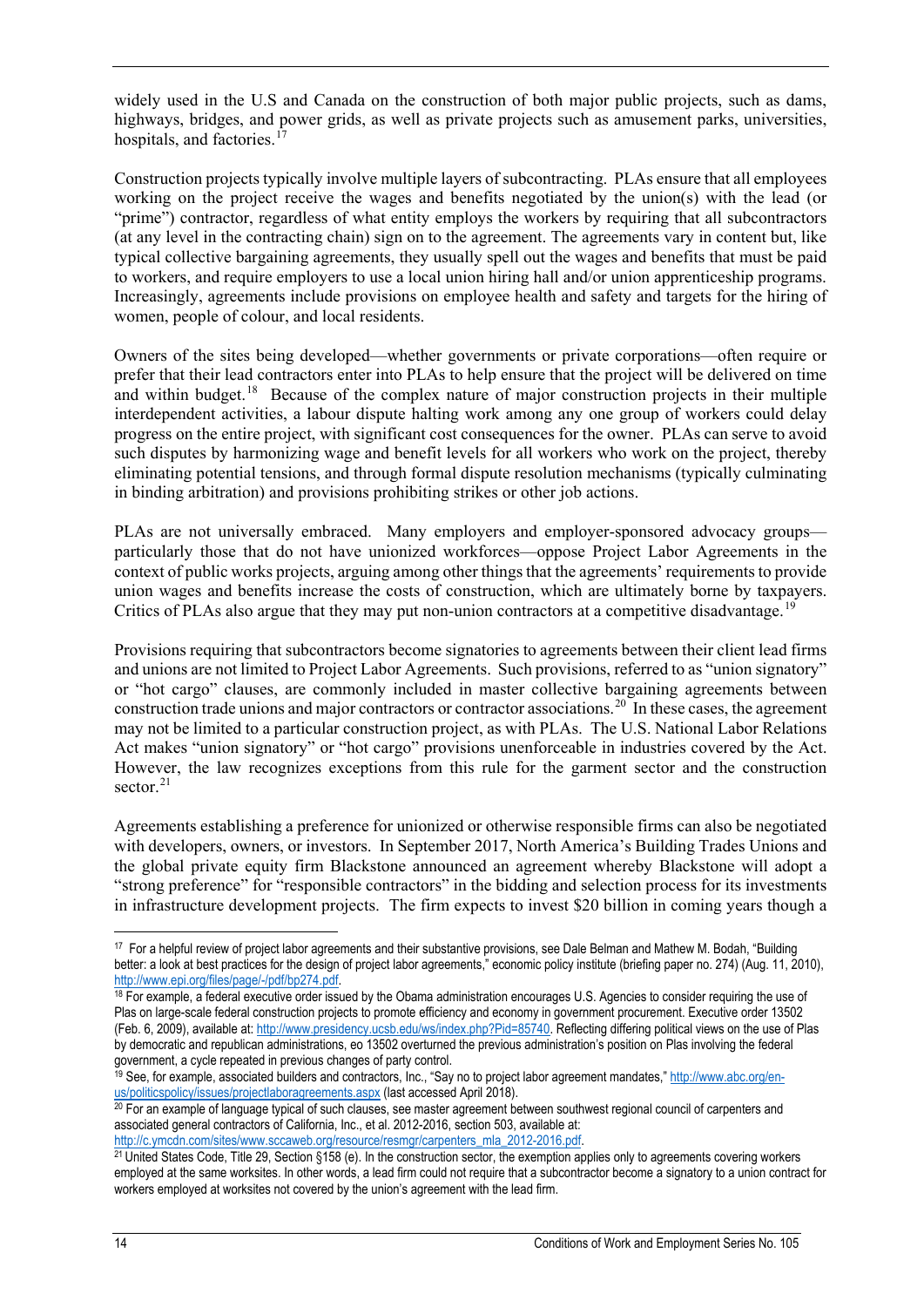widely used in the U.S and Canada on the construction of both major public projects, such as dams, highways, bridges, and power grids, as well as private projects such as amusement parks, universities, hospitals, and factories.[17]

Construction projects typically involve multiple layers of subcontracting. PLAs ensure that all employees working on the project receive the wages and benefits negotiated by the union(s) with the lead (or "prime") contractor, regardless of what entity employs the workers by requiring that all subcontractors (at any level in the contracting chain) sign on to the agreement. The agreements vary in content but, like typical collective bargaining agreements, they usually spell out the wages and benefits that must be paid to workers, and require employers to use a local union hiring hall and/or union apprenticeship programs. Increasingly, agreements include provisions on employee health and safety and targets for the hiring of women, people of colour, and local residents.

Owners of the sites being developed—whether governments or private corporations—often require or prefer that their lead contractors enter into PLAs to help ensure that the project will be delivered on time and within budget.[18] Because of the complex nature of major construction projects in their multiple interdependent activities, a labour dispute halting work among any one group of workers could delay progress on the entire project, with significant cost consequences for the owner. PLAs can serve to avoid such disputes by harmonizing wage and benefit levels for all workers who work on the project, thereby eliminating potential tensions, and through formal dispute resolution mechanisms (typically culminating in binding arbitration) and provisions prohibiting strikes or other job actions.

PLAs are not universally embraced. Many employers and employer-sponsored advocacy groups—particularly those that do not have unionized workforces—oppose Project Labor Agreements in the context of public works projects, arguing among other things that the agreements' requirements to provide union wages and benefits increase the costs of construction, which are ultimately borne by taxpayers. Critics of PLAs also argue that they may put non-union contractors at a competitive disadvantage.[19]

Provisions requiring that subcontractors become signatories to agreements between their client lead firms and unions are not limited to Project Labor Agreements. Such provisions, referred to as "union signatory" or "hot cargo" clauses, are commonly included in master collective bargaining agreements between construction trade unions and major contractors or contractor associations.[20] In these cases, the agreement may not be limited to a particular construction project, as with PLAs. The U.S. National Labor Relations Act makes "union signatory" or "hot cargo" provisions unenforceable in industries covered by the Act. However, the law recognizes exceptions from this rule for the garment sector and the construction sector.[21]

Agreements establishing a preference for unionized or otherwise responsible firms can also be negotiated with developers, owners, or investors. In September 2017, North America's Building Trades Unions and the global private equity firm Blackstone announced an agreement whereby Blackstone will adopt a "strong preference" for "responsible contractors" in the bidding and selection process for its investments in infrastructure development projects. The firm expects to invest $20 billion in coming years though a

---

[17] For a helpful review of project labor agreements and their substantive provisions, see Dale Belman and Mathew M. Bodah, "Building better: a look at best practices for the design of project labor agreements," economic policy institute (briefing paper no. 274) (Aug. 11, 2010), http://www.epi.org/files/page/-/pdf/bp274.pdf.

[18] For example, a federal executive order issued by the Obama administration encourages U.S. Agencies to consider requiring the use of Plas on large-scale federal construction projects to promote efficiency and economy in government procurement. Executive order 13502 (Feb. 6, 2009), available at: http://www.presidency.ucsb.edu/ws/index.php?Pid=85740. Reflecting differing political views on the use of Plas by democratic and republican administrations, eo 13502 overturned the previous administration's position on Plas involving the federal government, a cycle repeated in previous changes of party control.

[19] See, for example, associated builders and contractors, Inc., "Say no to project labor agreement mandates," http://www.abc.org/en-us/politicspolicy/issues/projectlaboragreements.aspx (last accessed April 2018).

[20] For an example of language typical of such clauses, see master agreement between southwest regional council of carpenters and associated general contractors of California, Inc., et al. 2012-2016, section 503, available at: http://c.ymcdn.com/sites/www.sccaweb.org/resource/resmgr/carpenters_mla_2012-2016.pdf.

[21] United States Code, Title 29, Section §158 (e). In the construction sector, the exemption applies only to agreements covering workers employed at the same worksites. In other words, a lead firm could not require that a subcontractor become a signatory to a union contract for workers employed at worksites not covered by the union's agreement with the lead firm.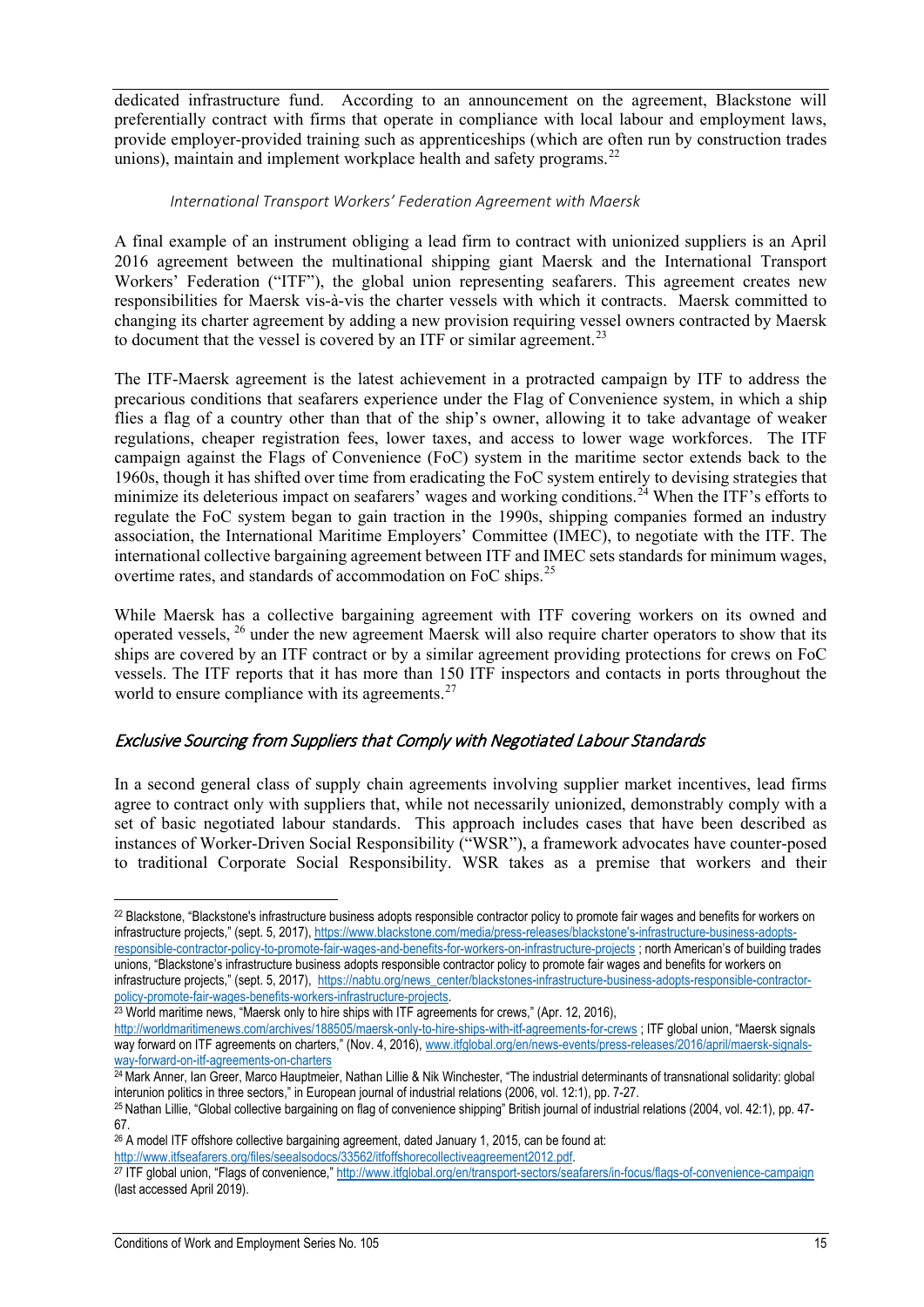dedicated infrastructure fund. According to an announcement on the agreement, Blackstone will preferentially contract with firms that operate in compliance with local labour and employment laws, provide employer-provided training such as apprenticeships (which are often run by construction trades unions), maintain and implement workplace health and safety programs.[22]

*International Transport Workers' Federation Agreement with Maersk*

A final example of an instrument obliging a lead firm to contract with unionized suppliers is an April 2016 agreement between the multinational shipping giant Maersk and the International Transport Workers' Federation ("ITF"), the global union representing seafarers. This agreement creates new responsibilities for Maersk vis-à-vis the charter vessels with which it contracts. Maersk committed to changing its charter agreement by adding a new provision requiring vessel owners contracted by Maersk to document that the vessel is covered by an ITF or similar agreement.[23]

The ITF-Maersk agreement is the latest achievement in a protracted campaign by ITF to address the precarious conditions that seafarers experience under the Flag of Convenience system, in which a ship flies a flag of a country other than that of the ship's owner, allowing it to take advantage of weaker regulations, cheaper registration fees, lower taxes, and access to lower wage workforces. The ITF campaign against the Flags of Convenience (FoC) system in the maritime sector extends back to the 1960s, though it has shifted over time from eradicating the FoC system entirely to devising strategies that minimize its deleterious impact on seafarers' wages and working conditions.[24] When the ITF's efforts to regulate the FoC system began to gain traction in the 1990s, shipping companies formed an industry association, the International Maritime Employers' Committee (IMEC), to negotiate with the ITF. The international collective bargaining agreement between ITF and IMEC sets standards for minimum wages, overtime rates, and standards of accommodation on FoC ships.[25]

While Maersk has a collective bargaining agreement with ITF covering workers on its owned and operated vessels,[26] under the new agreement Maersk will also require charter operators to show that its ships are covered by an ITF contract or by a similar agreement providing protections for crews on FoC vessels. The ITF reports that it has more than 150 ITF inspectors and contacts in ports throughout the world to ensure compliance with its agreements.[27]

## *Exclusive Sourcing from Suppliers that Comply with Negotiated Labour Standards*

In a second general class of supply chain agreements involving supplier market incentives, lead firms agree to contract only with suppliers that, while not necessarily unionized, demonstrably comply with a set of basic negotiated labour standards. This approach includes cases that have been described as instances of Worker-Driven Social Responsibility ("WSR"), a framework advocates have counter-posed to traditional Corporate Social Responsibility. WSR takes as a premise that workers and their

---

[22] Blackstone, "Blackstone's infrastructure business adopts responsible contractor policy to promote fair wages and benefits for workers on infrastructure projects," (sept. 5, 2017), https://www.blackstone.com/media/press-releases/blackstone's-infrastructure-business-adopts-responsible-contractor-policy-to-promote-fair-wages-and-benefits-for-workers-on-infrastructure-projects ; north American's of building trades unions, "Blackstone's infrastructure business adopts responsible contractor policy to promote fair wages and benefits for workers on infrastructure projects," (sept. 5, 2017), https://nabtu.org/news_center/blackstones-infrastructure-business-adopts-responsible-contractor-policy-promote-fair-wages-benefits-workers-infrastructure-projects.

[23] World maritime news, "Maersk only to hire ships with ITF agreements for crews," (Apr. 12, 2016), http://worldmaritimenews.com/archives/188505/maersk-only-to-hire-ships-with-itf-agreements-for-crews ; ITF global union, "Maersk signals way forward on ITF agreements on charters," (Nov. 4, 2016), www.itfglobal.org/en/news-events/press-releases/2016/april/maersk-signals-way-forward-on-itf-agreements-on-charters

[24] Mark Anner, Ian Greer, Marco Hauptmeier, Nathan Lillie & Nik Winchester, "The industrial determinants of transnational solidarity: global interunion politics in three sectors," in European journal of industrial relations (2006, vol. 12:1), pp. 7-27.

[25] Nathan Lillie, "Global collective bargaining on flag of convenience shipping" British journal of industrial relations (2004, vol. 42:1), pp. 47-67.

[26] A model ITF offshore collective bargaining agreement, dated January 1, 2015, can be found at: http://www.itfseafarers.org/files/seealsodocs/33562/itfoffshorecollectiveagreement2012.pdf.

[27] ITF global union, "Flags of convenience," http://www.itfglobal.org/en/transport-sectors/seafarers/in-focus/flags-of-convenience-campaign (last accessed April 2019).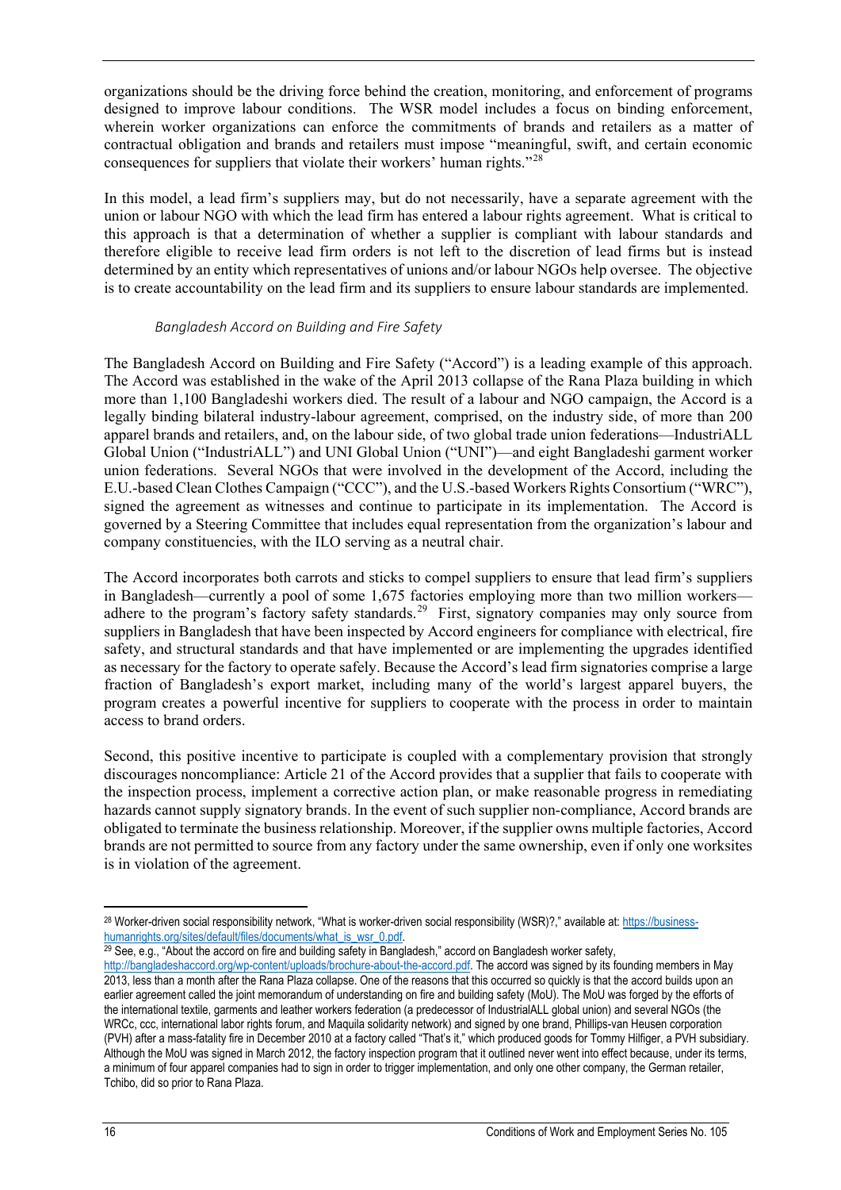organizations should be the driving force behind the creation, monitoring, and enforcement of programs designed to improve labour conditions. The WSR model includes a focus on binding enforcement, wherein worker organizations can enforce the commitments of brands and retailers as a matter of contractual obligation and brands and retailers must impose "meaningful, swift, and certain economic consequences for suppliers that violate their workers' human rights."[28]

In this model, a lead firm's suppliers may, but do not necessarily, have a separate agreement with the union or labour NGO with which the lead firm has entered a labour rights agreement. What is critical to this approach is that a determination of whether a supplier is compliant with labour standards and therefore eligible to receive lead firm orders is not left to the discretion of lead firms but is instead determined by an entity which representatives of unions and/or labour NGOs help oversee. The objective is to create accountability on the lead firm and its suppliers to ensure labour standards are implemented.

*Bangladesh Accord on Building and Fire Safety*

The Bangladesh Accord on Building and Fire Safety ("Accord") is a leading example of this approach. The Accord was established in the wake of the April 2013 collapse of the Rana Plaza building in which more than 1,100 Bangladeshi workers died. The result of a labour and NGO campaign, the Accord is a legally binding bilateral industry-labour agreement, comprised, on the industry side, of more than 200 apparel brands and retailers, and, on the labour side, of two global trade union federations—IndustriALL Global Union ("IndustriALL") and UNI Global Union ("UNI")—and eight Bangladeshi garment worker union federations. Several NGOs that were involved in the development of the Accord, including the E.U.-based Clean Clothes Campaign ("CCC"), and the U.S.-based Workers Rights Consortium ("WRC"), signed the agreement as witnesses and continue to participate in its implementation. The Accord is governed by a Steering Committee that includes equal representation from the organization's labour and company constituencies, with the ILO serving as a neutral chair.

The Accord incorporates both carrots and sticks to compel suppliers to ensure that lead firm's suppliers in Bangladesh—currently a pool of some 1,675 factories employing more than two million workers—adhere to the program's factory safety standards.[29] First, signatory companies may only source from suppliers in Bangladesh that have been inspected by Accord engineers for compliance with electrical, fire safety, and structural standards and that have implemented or are implementing the upgrades identified as necessary for the factory to operate safely. Because the Accord's lead firm signatories comprise a large fraction of Bangladesh's export market, including many of the world's largest apparel buyers, the program creates a powerful incentive for suppliers to cooperate with the process in order to maintain access to brand orders.

Second, this positive incentive to participate is coupled with a complementary provision that strongly discourages noncompliance: Article 21 of the Accord provides that a supplier that fails to cooperate with the inspection process, implement a corrective action plan, or make reasonable progress in remediating hazards cannot supply signatory brands. In the event of such supplier non-compliance, Accord brands are obligated to terminate the business relationship. Moreover, if the supplier owns multiple factories, Accord brands are not permitted to source from any factory under the same ownership, even if only one worksites is in violation of the agreement.

---

[28] Worker-driven social responsibility network, "What is worker-driven social responsibility (WSR)?," available at: https://business-humanrights.org/sites/default/files/documents/what_is_wsr_0.pdf.

[29] See, e.g., "About the accord on fire and building safety in Bangladesh," accord on Bangladesh worker safety, http://bangladeshaccord.org/wp-content/uploads/brochure-about-the-accord.pdf. The accord was signed by its founding members in May 2013, less than a month after the Rana Plaza collapse. One of the reasons that this occurred so quickly is that the accord builds upon an earlier agreement called the joint memorandum of understanding on fire and building safety (MoU). The MoU was forged by the efforts of the international textile, garments and leather workers federation (a predecessor of IndustrialALL global union) and several NGOs (the WRCc, ccc, international labor rights forum, and Maquila solidarity network) and signed by one brand, Phillips-van Heusen corporation (PVH) after a mass-fatality fire in December 2010 at a factory called "That's it," which produced goods for Tommy Hilfiger, a PVH subsidiary. Although the MoU was signed in March 2012, the factory inspection program that it outlined never went into effect because, under its terms, a minimum of four apparel companies had to sign in order to trigger implementation, and only one other company, the German retailer, Tchibo, did so prior to Rana Plaza.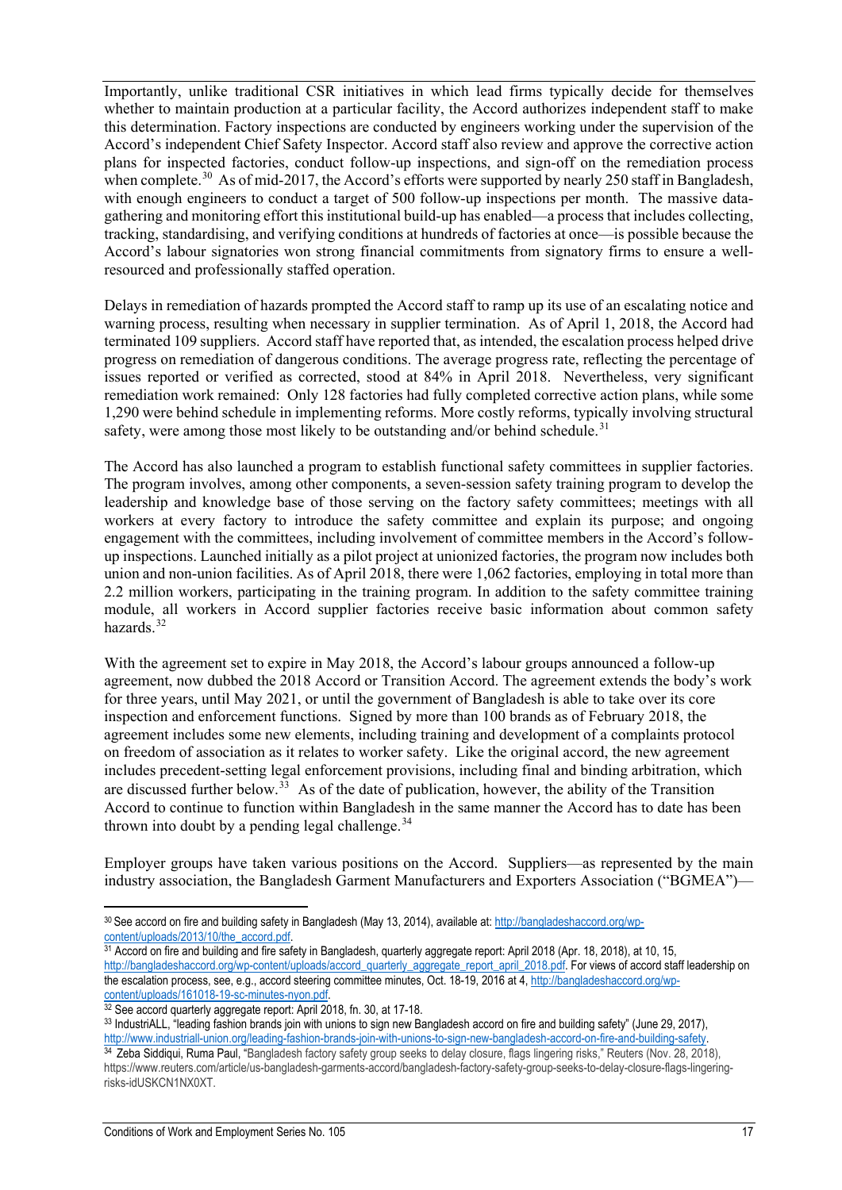Importantly, unlike traditional CSR initiatives in which lead firms typically decide for themselves whether to maintain production at a particular facility, the Accord authorizes independent staff to make this determination. Factory inspections are conducted by engineers working under the supervision of the Accord's independent Chief Safety Inspector. Accord staff also review and approve the corrective action plans for inspected factories, conduct follow-up inspections, and sign-off on the remediation process when complete.[30] As of mid-2017, the Accord's efforts were supported by nearly 250 staff in Bangladesh, with enough engineers to conduct a target of 500 follow-up inspections per month. The massive data-gathering and monitoring effort this institutional build-up has enabled—a process that includes collecting, tracking, standardising, and verifying conditions at hundreds of factories at once—is possible because the Accord's labour signatories won strong financial commitments from signatory firms to ensure a well-resourced and professionally staffed operation.

Delays in remediation of hazards prompted the Accord staff to ramp up its use of an escalating notice and warning process, resulting when necessary in supplier termination. As of April 1, 2018, the Accord had terminated 109 suppliers. Accord staff have reported that, as intended, the escalation process helped drive progress on remediation of dangerous conditions. The average progress rate, reflecting the percentage of issues reported or verified as corrected, stood at 84% in April 2018. Nevertheless, very significant remediation work remained: Only 128 factories had fully completed corrective action plans, while some 1,290 were behind schedule in implementing reforms. More costly reforms, typically involving structural safety, were among those most likely to be outstanding and/or behind schedule.[31]

The Accord has also launched a program to establish functional safety committees in supplier factories. The program involves, among other components, a seven-session safety training program to develop the leadership and knowledge base of those serving on the factory safety committees; meetings with all workers at every factory to introduce the safety committee and explain its purpose; and ongoing engagement with the committees, including involvement of committee members in the Accord's follow-up inspections. Launched initially as a pilot project at unionized factories, the program now includes both union and non-union facilities. As of April 2018, there were 1,062 factories, employing in total more than 2.2 million workers, participating in the training program. In addition to the safety committee training module, all workers in Accord supplier factories receive basic information about common safety hazards.[32]

With the agreement set to expire in May 2018, the Accord's labour groups announced a follow-up agreement, now dubbed the 2018 Accord or Transition Accord. The agreement extends the body's work for three years, until May 2021, or until the government of Bangladesh is able to take over its core inspection and enforcement functions. Signed by more than 100 brands as of February 2018, the agreement includes some new elements, including training and development of a complaints protocol on freedom of association as it relates to worker safety. Like the original accord, the new agreement includes precedent-setting legal enforcement provisions, including final and binding arbitration, which are discussed further below.[33] As of the date of publication, however, the ability of the Transition Accord to continue to function within Bangladesh in the same manner the Accord has to date has been thrown into doubt by a pending legal challenge.[34]

Employer groups have taken various positions on the Accord. Suppliers—as represented by the main industry association, the Bangladesh Garment Manufacturers and Exporters Association ("BGMEA")—

---

[30] See accord on fire and building safety in Bangladesh (May 13, 2014), available at: http://bangladeshaccord.org/wp-content/uploads/2013/10/the_accord.pdf.

[31] Accord on fire and building and fire safety in Bangladesh, quarterly aggregate report: April 2018 (Apr. 18, 2018), at 10, 15, http://bangladeshaccord.org/wp-content/uploads/accord_quarterly_aggregate_report_april_2018.pdf. For views of accord staff leadership on the escalation process, see, e.g., accord steering committee minutes, Oct. 18-19, 2016 at 4, http://bangladeshaccord.org/wp-content/uploads/161018-19-sc-minutes-nyon.pdf.

[32] See accord quarterly aggregate report: April 2018, fn. 30, at 17-18.

[33] IndustriALL, "leading fashion brands join with unions to sign new Bangladesh accord on fire and building safety" (June 29, 2017), http://www.industriall-union.org/leading-fashion-brands-join-with-unions-to-sign-new-bangladesh-accord-on-fire-and-building-safety.

[34] Zeba Siddiqui, Ruma Paul, "Bangladesh factory safety group seeks to delay closure, flags lingering risks," Reuters (Nov. 28, 2018), https://www.reuters.com/article/us-bangladesh-garments-accord/bangladesh-factory-safety-group-seeks-to-delay-closure-flags-lingering-risks-idUSKCN1NX0XT.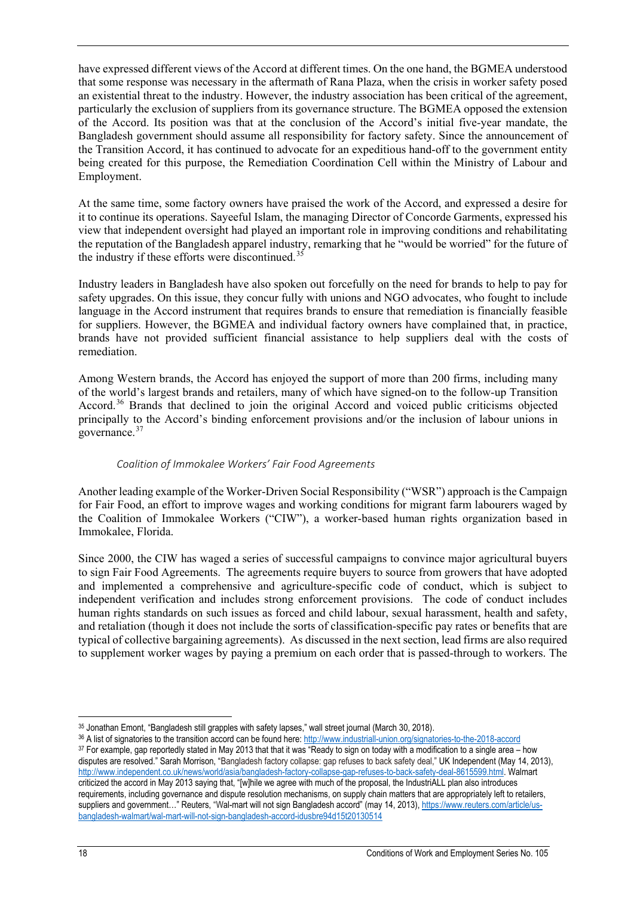have expressed different views of the Accord at different times. On the one hand, the BGMEA understood that some response was necessary in the aftermath of Rana Plaza, when the crisis in worker safety posed an existential threat to the industry. However, the industry association has been critical of the agreement, particularly the exclusion of suppliers from its governance structure. The BGMEA opposed the extension of the Accord. Its position was that at the conclusion of the Accord's initial five-year mandate, the Bangladesh government should assume all responsibility for factory safety. Since the announcement of the Transition Accord, it has continued to advocate for an expeditious hand-off to the government entity being created for this purpose, the Remediation Coordination Cell within the Ministry of Labour and Employment.

At the same time, some factory owners have praised the work of the Accord, and expressed a desire for it to continue its operations. Sayeeful Islam, the managing Director of Concorde Garments, expressed his view that independent oversight had played an important role in improving conditions and rehabilitating the reputation of the Bangladesh apparel industry, remarking that he "would be worried" for the future of the industry if these efforts were discontinued.[35]

Industry leaders in Bangladesh have also spoken out forcefully on the need for brands to help to pay for safety upgrades. On this issue, they concur fully with unions and NGO advocates, who fought to include language in the Accord instrument that requires brands to ensure that remediation is financially feasible for suppliers. However, the BGMEA and individual factory owners have complained that, in practice, brands have not provided sufficient financial assistance to help suppliers deal with the costs of remediation.

Among Western brands, the Accord has enjoyed the support of more than 200 firms, including many of the world's largest brands and retailers, many of which have signed-on to the follow-up Transition Accord.[36] Brands that declined to join the original Accord and voiced public criticisms objected principally to the Accord's binding enforcement provisions and/or the inclusion of labour unions in governance.[37]

*Coalition of Immokalee Workers' Fair Food Agreements*

Another leading example of the Worker-Driven Social Responsibility ("WSR") approach is the Campaign for Fair Food, an effort to improve wages and working conditions for migrant farm labourers waged by the Coalition of Immokalee Workers ("CIW"), a worker-based human rights organization based in Immokalee, Florida.

Since 2000, the CIW has waged a series of successful campaigns to convince major agricultural buyers to sign Fair Food Agreements. The agreements require buyers to source from growers that have adopted and implemented a comprehensive and agriculture-specific code of conduct, which is subject to independent verification and includes strong enforcement provisions. The code of conduct includes human rights standards on such issues as forced and child labour, sexual harassment, health and safety, and retaliation (though it does not include the sorts of classification-specific pay rates or benefits that are typical of collective bargaining agreements). As discussed in the next section, lead firms are also required to supplement worker wages by paying a premium on each order that is passed-through to workers. The

---

[35] Jonathan Emont, "Bangladesh still grapples with safety lapses," wall street journal (March 30, 2018).

[36] A list of signatories to the transition accord can be found here: http://www.industriall-union.org/signatories-to-the-2018-accord

[37] For example, gap reportedly stated in May 2013 that that it was "Ready to sign on today with a modification to a single area – how disputes are resolved." Sarah Morrison, "Bangladesh factory collapse: gap refuses to back safety deal," UK Independent (May 14, 2013), http://www.independent.co.uk/news/world/asia/bangladesh-factory-collapse-gap-refuses-to-back-safety-deal-8615599.html. Walmart criticized the accord in May 2013 saying that, "[w]hile we agree with much of the proposal, the IndustriALL plan also introduces requirements, including governance and dispute resolution mechanisms, on supply chain matters that are appropriately left to retailers, suppliers and government…" Reuters, "Wal-mart will not sign Bangladesh accord" (may 14, 2013), https://www.reuters.com/article/us-bangladesh-walmart/wal-mart-will-not-sign-bangladesh-accord-idusbre94d15t20130514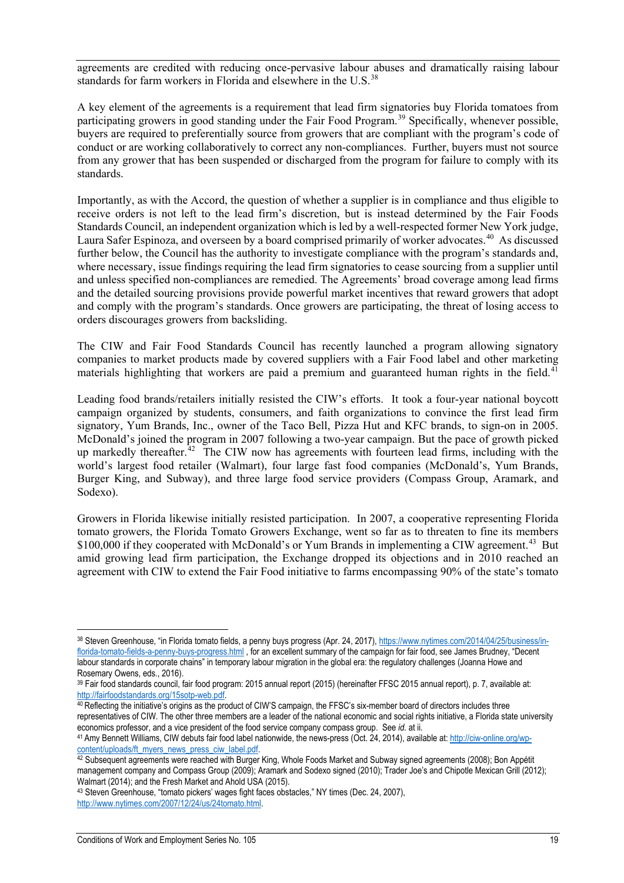agreements are credited with reducing once-pervasive labour abuses and dramatically raising labour standards for farm workers in Florida and elsewhere in the U.S.[38]

A key element of the agreements is a requirement that lead firm signatories buy Florida tomatoes from participating growers in good standing under the Fair Food Program.[39] Specifically, whenever possible, buyers are required to preferentially source from growers that are compliant with the program's code of conduct or are working collaboratively to correct any non-compliances. Further, buyers must not source from any grower that has been suspended or discharged from the program for failure to comply with its standards.

Importantly, as with the Accord, the question of whether a supplier is in compliance and thus eligible to receive orders is not left to the lead firm's discretion, but is instead determined by the Fair Foods Standards Council, an independent organization which is led by a well-respected former New York judge, Laura Safer Espinoza, and overseen by a board comprised primarily of worker advocates.[40] As discussed further below, the Council has the authority to investigate compliance with the program's standards and, where necessary, issue findings requiring the lead firm signatories to cease sourcing from a supplier until and unless specified non-compliances are remedied. The Agreements' broad coverage among lead firms and the detailed sourcing provisions provide powerful market incentives that reward growers that adopt and comply with the program's standards. Once growers are participating, the threat of losing access to orders discourages growers from backsliding.

The CIW and Fair Food Standards Council has recently launched a program allowing signatory companies to market products made by covered suppliers with a Fair Food label and other marketing materials highlighting that workers are paid a premium and guaranteed human rights in the field.[41]

Leading food brands/retailers initially resisted the CIW's efforts. It took a four-year national boycott campaign organized by students, consumers, and faith organizations to convince the first lead firm signatory, Yum Brands, Inc., owner of the Taco Bell, Pizza Hut and KFC brands, to sign-on in 2005. McDonald's joined the program in 2007 following a two-year campaign. But the pace of growth picked up markedly thereafter.[42] The CIW now has agreements with fourteen lead firms, including with the world's largest food retailer (Walmart), four large fast food companies (McDonald's, Yum Brands, Burger King, and Subway), and three large food service providers (Compass Group, Aramark, and Sodexo).

Growers in Florida likewise initially resisted participation. In 2007, a cooperative representing Florida tomato growers, the Florida Tomato Growers Exchange, went so far as to threaten to fine its members $100,000 if they cooperated with McDonald's or Yum Brands in implementing a CIW agreement.[43] But amid growing lead firm participation, the Exchange dropped its objections and in 2010 reached an agreement with CIW to extend the Fair Food initiative to farms encompassing 90% of the state's tomato

---

[38] Steven Greenhouse, "in Florida tomato fields, a penny buys progress (Apr. 24, 2017), https://www.nytimes.com/2014/04/25/business/in-florida-tomato-fields-a-penny-buys-progress.html , for an excellent summary of the campaign for fair food, see James Brudney, "Decent labour standards in corporate chains" in temporary labour migration in the global era: the regulatory challenges (Joanna Howe and Rosemary Owens, eds., 2016).

[39] Fair food standards council, fair food program: 2015 annual report (2015) (hereinafter FFSC 2015 annual report), p. 7, available at: http://fairfoodstandards.org/15sotp-web.pdf.

[40] Reflecting the initiative's origins as the product of CIW'S campaign, the FFSC's six-member board of directors includes three representatives of CIW. The other three members are a leader of the national economic and social rights initiative, a Florida state university economics professor, and a vice president of the food service company compass group. See *id.* at ii.

[41] Amy Bennett Williams, CIW debuts fair food label nationwide, the news-press (Oct. 24, 2014), available at: http://ciw-online.org/wp-content/uploads/ft_myers_news_press_ciw_label.pdf.

[42] Subsequent agreements were reached with Burger King, Whole Foods Market and Subway signed agreements (2008); Bon Appétit management company and Compass Group (2009); Aramark and Sodexo signed (2010); Trader Joe's and Chipotle Mexican Grill (2012); Walmart (2014); and the Fresh Market and Ahold USA (2015).

[43] Steven Greenhouse, "tomato pickers' wages fight faces obstacles," NY times (Dec. 24, 2007), http://www.nytimes.com/2007/12/24/us/24tomato.html.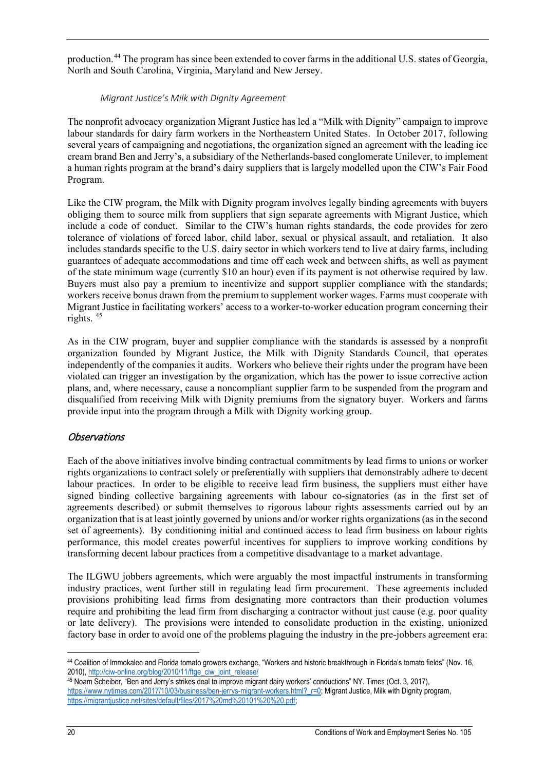production.[44] The program has since been extended to cover farms in the additional U.S. states of Georgia, North and South Carolina, Virginia, Maryland and New Jersey.

#### *Migrant Justice's Milk with Dignity Agreement*

The nonprofit advocacy organization Migrant Justice has led a "Milk with Dignity" campaign to improve labour standards for dairy farm workers in the Northeastern United States. In October 2017, following several years of campaigning and negotiations, the organization signed an agreement with the leading ice cream brand Ben and Jerry's, a subsidiary of the Netherlands-based conglomerate Unilever, to implement a human rights program at the brand's dairy suppliers that is largely modelled upon the CIW's Fair Food Program.

Like the CIW program, the Milk with Dignity program involves legally binding agreements with buyers obliging them to source milk from suppliers that sign separate agreements with Migrant Justice, which include a code of conduct. Similar to the CIW's human rights standards, the code provides for zero tolerance of violations of forced labor, child labor, sexual or physical assault, and retaliation. It also includes standards specific to the U.S. dairy sector in which workers tend to live at dairy farms, including guarantees of adequate accommodations and time off each week and between shifts, as well as payment of the state minimum wage (currently $10 an hour) even if its payment is not otherwise required by law. Buyers must also pay a premium to incentivize and support supplier compliance with the standards; workers receive bonus drawn from the premium to supplement worker wages. Farms must cooperate with Migrant Justice in facilitating workers' access to a worker-to-worker education program concerning their rights. [45]

As in the CIW program, buyer and supplier compliance with the standards is assessed by a nonprofit organization founded by Migrant Justice, the Milk with Dignity Standards Council, that operates independently of the companies it audits. Workers who believe their rights under the program have been violated can trigger an investigation by the organization, which has the power to issue corrective action plans, and, where necessary, cause a noncompliant supplier farm to be suspended from the program and disqualified from receiving Milk with Dignity premiums from the signatory buyer. Workers and farms provide input into the program through a Milk with Dignity working group.

### *Observations*

Each of the above initiatives involve binding contractual commitments by lead firms to unions or worker rights organizations to contract solely or preferentially with suppliers that demonstrably adhere to decent labour practices. In order to be eligible to receive lead firm business, the suppliers must either have signed binding collective bargaining agreements with labour co-signatories (as in the first set of agreements described) or submit themselves to rigorous labour rights assessments carried out by an organization that is at least jointly governed by unions and/or worker rights organizations (as in the second set of agreements). By conditioning initial and continued access to lead firm business on labour rights performance, this model creates powerful incentives for suppliers to improve working conditions by transforming decent labour practices from a competitive disadvantage to a market advantage.

The ILGWU jobbers agreements, which were arguably the most impactful instruments in transforming industry practices, went further still in regulating lead firm procurement. These agreements included provisions prohibiting lead firms from designating more contractors than their production volumes require and prohibiting the lead firm from discharging a contractor without just cause (e.g. poor quality or late delivery). The provisions were intended to consolidate production in the existing, unionized factory base in order to avoid one of the problems plaguing the industry in the pre-jobbers agreement era:

---

[44] Coalition of Immokalee and Florida tomato growers exchange, "Workers and historic breakthrough in Florida's tomato fields" (Nov. 16, 2010), http://ciw-online.org/blog/2010/11/ftge_ciw_joint_release/

[45] Noam Scheiber, "Ben and Jerry's strikes deal to improve migrant dairy workers' conductions" NY. Times (Oct. 3, 2017), https://www.nytimes.com/2017/10/03/business/ben-jerrys-migrant-workers.html?_r=0; Migrant Justice, Milk with Dignity program, https://migrantjustice.net/sites/default/files/2017%20md%20101%20%20.pdf;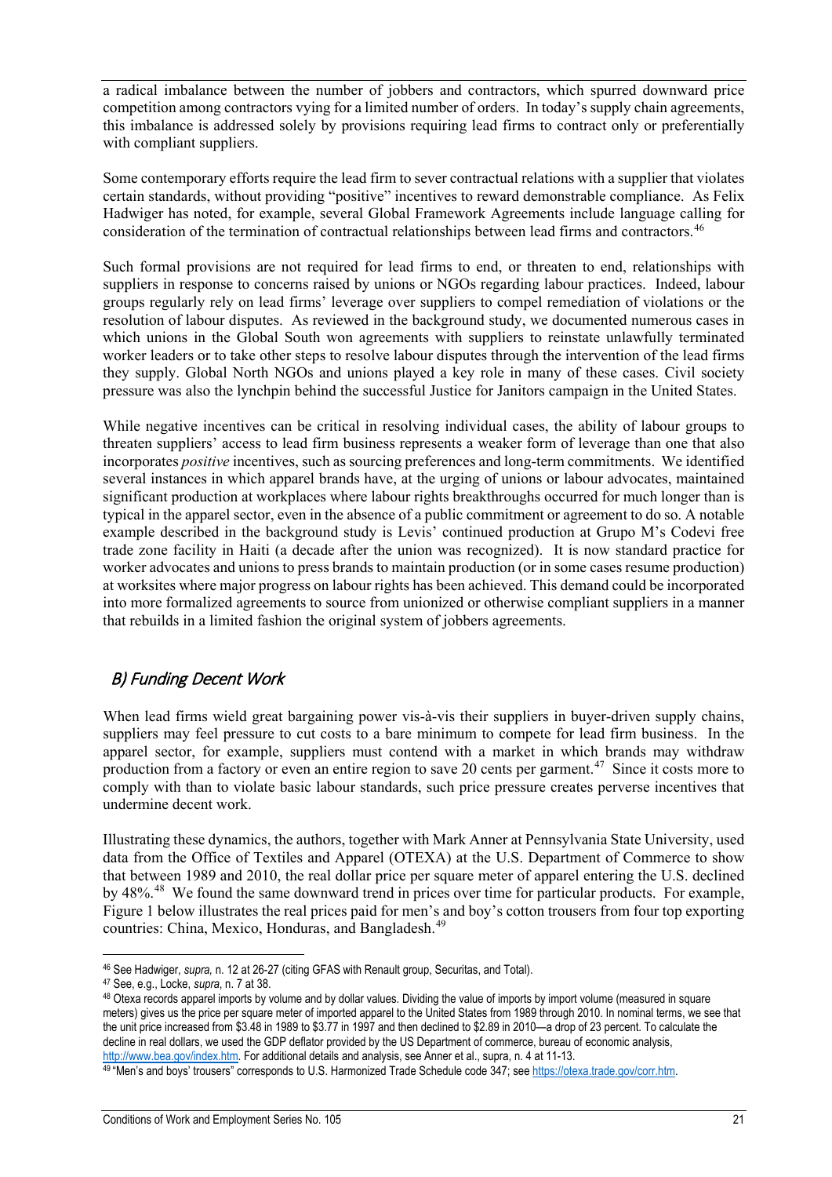a radical imbalance between the number of jobbers and contractors, which spurred downward price competition among contractors vying for a limited number of orders. In today's supply chain agreements, this imbalance is addressed solely by provisions requiring lead firms to contract only or preferentially with compliant suppliers.

Some contemporary efforts require the lead firm to sever contractual relations with a supplier that violates certain standards, without providing "positive" incentives to reward demonstrable compliance. As Felix Hadwiger has noted, for example, several Global Framework Agreements include language calling for consideration of the termination of contractual relationships between lead firms and contractors.[46]

Such formal provisions are not required for lead firms to end, or threaten to end, relationships with suppliers in response to concerns raised by unions or NGOs regarding labour practices. Indeed, labour groups regularly rely on lead firms' leverage over suppliers to compel remediation of violations or the resolution of labour disputes. As reviewed in the background study, we documented numerous cases in which unions in the Global South won agreements with suppliers to reinstate unlawfully terminated worker leaders or to take other steps to resolve labour disputes through the intervention of the lead firms they supply. Global North NGOs and unions played a key role in many of these cases. Civil society pressure was also the lynchpin behind the successful Justice for Janitors campaign in the United States.

While negative incentives can be critical in resolving individual cases, the ability of labour groups to threaten suppliers' access to lead firm business represents a weaker form of leverage than one that also incorporates *positive* incentives, such as sourcing preferences and long-term commitments. We identified several instances in which apparel brands have, at the urging of unions or labour advocates, maintained significant production at workplaces where labour rights breakthroughs occurred for much longer than is typical in the apparel sector, even in the absence of a public commitment or agreement to do so. A notable example described in the background study is Levis' continued production at Grupo M's Codevi free trade zone facility in Haiti (a decade after the union was recognized). It is now standard practice for worker advocates and unions to press brands to maintain production (or in some cases resume production) at worksites where major progress on labour rights has been achieved. This demand could be incorporated into more formalized agreements to source from unionized or otherwise compliant suppliers in a manner that rebuilds in a limited fashion the original system of jobbers agreements.

## B) Funding Decent Work

When lead firms wield great bargaining power vis-à-vis their suppliers in buyer-driven supply chains, suppliers may feel pressure to cut costs to a bare minimum to compete for lead firm business. In the apparel sector, for example, suppliers must contend with a market in which brands may withdraw production from a factory or even an entire region to save 20 cents per garment.[47] Since it costs more to comply with than to violate basic labour standards, such price pressure creates perverse incentives that undermine decent work.

Illustrating these dynamics, the authors, together with Mark Anner at Pennsylvania State University, used data from the Office of Textiles and Apparel (OTEXA) at the U.S. Department of Commerce to show that between 1989 and 2010, the real dollar price per square meter of apparel entering the U.S. declined by 48%.[48] We found the same downward trend in prices over time for particular products. For example, Figure 1 below illustrates the real prices paid for men's and boy's cotton trousers from four top exporting countries: China, Mexico, Honduras, and Bangladesh.[49]

---

[46] See Hadwiger, *supra,* n. 12 at 26-27 (citing GFAS with Renault group, Securitas, and Total).

[47] See, e.g., Locke, *supra*, n. 7 at 38.

[48] Otexa records apparel imports by volume and by dollar values. Dividing the value of imports by import volume (measured in square meters) gives us the price per square meter of imported apparel to the United States from 1989 through 2010. In nominal terms, we see that the unit price increased from $3.48 in 1989 to $3.77 in 1997 and then declined to $2.89 in 2010—a drop of 23 percent. To calculate the decline in real dollars, we used the GDP deflator provided by the US Department of commerce, bureau of economic analysis, http://www.bea.gov/index.htm. For additional details and analysis, see Anner et al., supra, n. 4 at 11-13.

[49] "Men's and boys' trousers" corresponds to U.S. Harmonized Trade Schedule code 347; see https://otexa.trade.gov/corr.htm.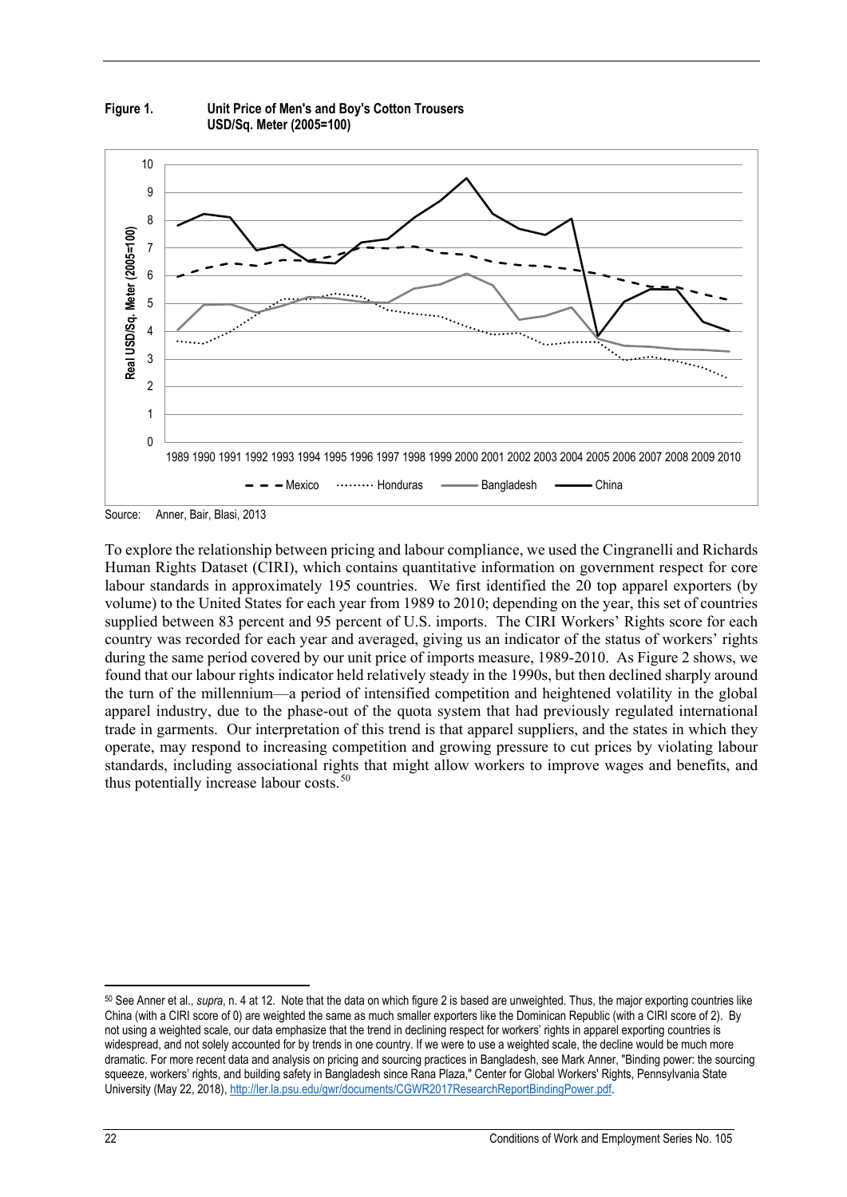**Figure 1.** **Unit Price of Men's and Boy's Cotton Trousers USD/Sq. Meter (2005=100)**

Source: Anner, Bair, Blasi, 2013

To explore the relationship between pricing and labour compliance, we used the Cingranelli and Richards Human Rights Dataset (CIRI), which contains quantitative information on government respect for core labour standards in approximately 195 countries. We first identified the 20 top apparel exporters (by volume) to the United States for each year from 1989 to 2010; depending on the year, this set of countries supplied between 83 percent and 95 percent of U.S. imports. The CIRI Workers' Rights score for each country was recorded for each year and averaged, giving us an indicator of the status of workers' rights during the same period covered by our unit price of imports measure, 1989-2010. As Figure 2 shows, we found that our labour rights indicator held relatively steady in the 1990s, but then declined sharply around the turn of the millennium—a period of intensified competition and heightened volatility in the global apparel industry, due to the phase-out of the quota system that had previously regulated international trade in garments. Our interpretation of this trend is that apparel suppliers, and the states in which they operate, may respond to increasing competition and growing pressure to cut prices by violating labour standards, including associational rights that might allow workers to improve wages and benefits, and thus potentially increase labour costs.[50]

---

[50] See Anner et al., *supra*, n. 4 at 12. Note that the data on which figure 2 is based are unweighted. Thus, the major exporting countries like China (with a CIRI score of 0) are weighted the same as much smaller exporters like the Dominican Republic (with a CIRI score of 2). By not using a weighted scale, our data emphasize that the trend in declining respect for workers' rights in apparel exporting countries is widespread, and not solely accounted for by trends in one country. If we were to use a weighted scale, the decline would be much more dramatic. For more recent data and analysis on pricing and sourcing practices in Bangladesh, see Mark Anner, "Binding power: the sourcing squeeze, workers' rights, and building safety in Bangladesh since Rana Plaza," Center for Global Workers' Rights, Pennsylvania State University (May 22, 2018), http://ler.la.psu.edu/gwr/documents/CGWR2017ResearchReportBindingPower.pdf.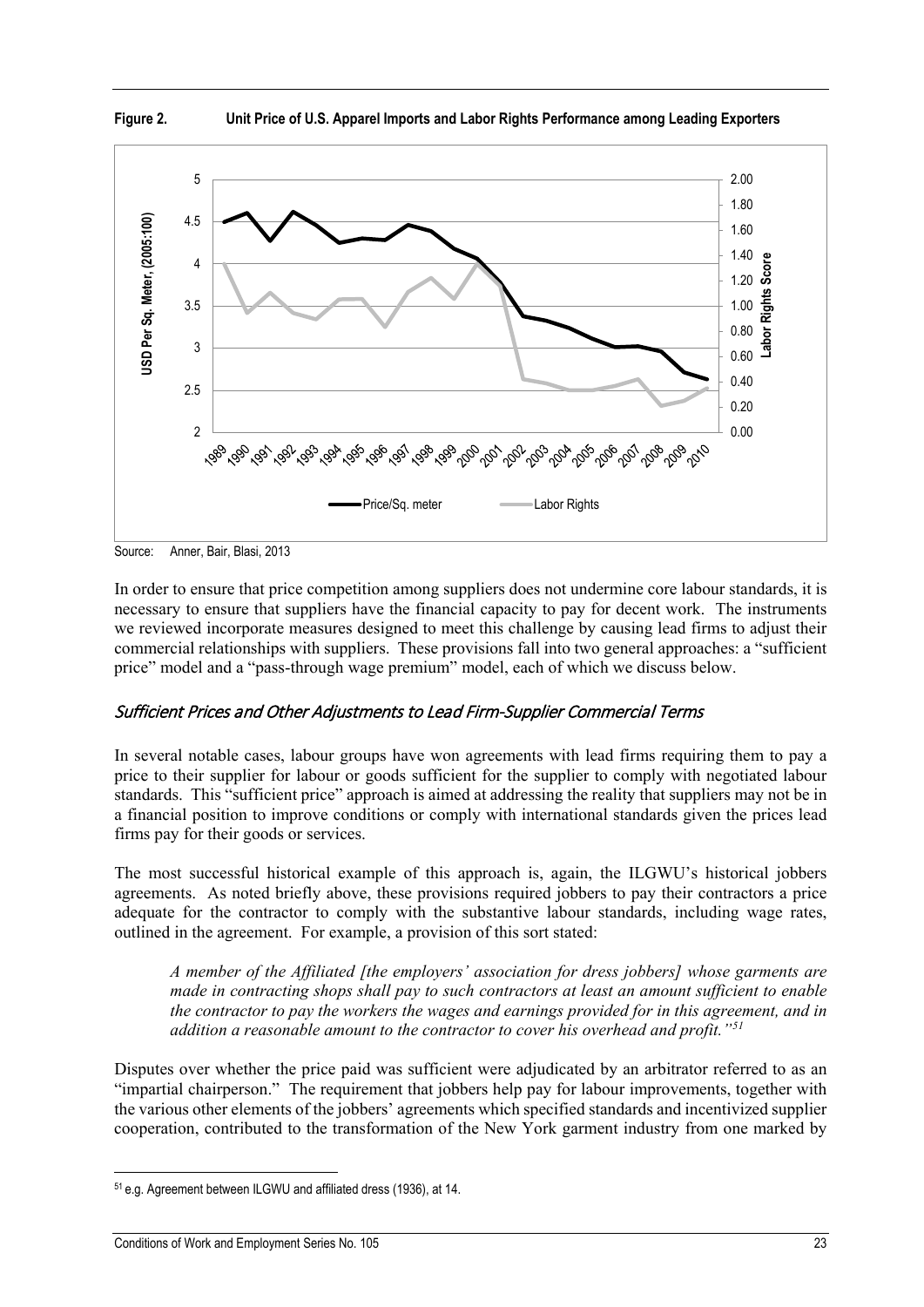**Figure 2. Unit Price of U.S. Apparel Imports and Labor Rights Performance among Leading Exporters**

Source: Anner, Bair, Blasi, 2013

In order to ensure that price competition among suppliers does not undermine core labour standards, it is necessary to ensure that suppliers have the financial capacity to pay for decent work. The instruments we reviewed incorporate measures designed to meet this challenge by causing lead firms to adjust their commercial relationships with suppliers. These provisions fall into two general approaches: a "sufficient price" model and a "pass-through wage premium" model, each of which we discuss below.

### *Sufficient Prices and Other Adjustments to Lead Firm-Supplier Commercial Terms*

In several notable cases, labour groups have won agreements with lead firms requiring them to pay a price to their supplier for labour or goods sufficient for the supplier to comply with negotiated labour standards. This "sufficient price" approach is aimed at addressing the reality that suppliers may not be in a financial position to improve conditions or comply with international standards given the prices lead firms pay for their goods or services.

The most successful historical example of this approach is, again, the ILGWU's historical jobbers agreements. As noted briefly above, these provisions required jobbers to pay their contractors a price adequate for the contractor to comply with the substantive labour standards, including wage rates, outlined in the agreement. For example, a provision of this sort stated:

> *A member of the Affiliated [the employers' association for dress jobbers] whose garments are made in contracting shops shall pay to such contractors at least an amount sufficient to enable the contractor to pay the workers the wages and earnings provided for in this agreement, and in addition a reasonable amount to the contractor to cover his overhead and profit."*[51]

Disputes over whether the price paid was sufficient were adjudicated by an arbitrator referred to as an "impartial chairperson." The requirement that jobbers help pay for labour improvements, together with the various other elements of the jobbers' agreements which specified standards and incentivized supplier cooperation, contributed to the transformation of the New York garment industry from one marked by

---

[51] e.g. Agreement between ILGWU and affiliated dress (1936), at 14.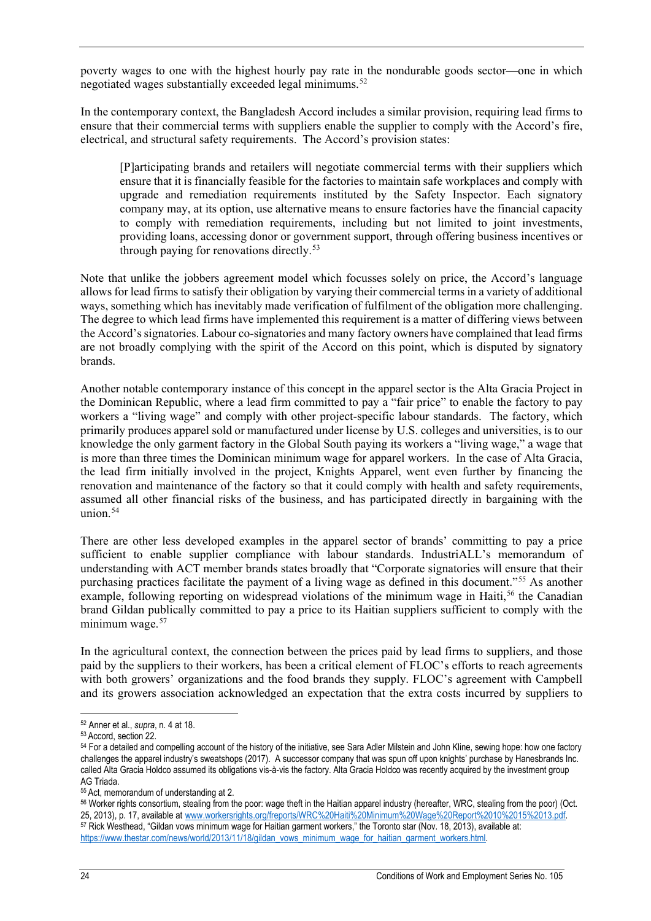poverty wages to one with the highest hourly pay rate in the nondurable goods sector—one in which negotiated wages substantially exceeded legal minimums.[52]

In the contemporary context, the Bangladesh Accord includes a similar provision, requiring lead firms to ensure that their commercial terms with suppliers enable the supplier to comply with the Accord's fire, electrical, and structural safety requirements. The Accord's provision states:

> [P]articipating brands and retailers will negotiate commercial terms with their suppliers which ensure that it is financially feasible for the factories to maintain safe workplaces and comply with upgrade and remediation requirements instituted by the Safety Inspector. Each signatory company may, at its option, use alternative means to ensure factories have the financial capacity to comply with remediation requirements, including but not limited to joint investments, providing loans, accessing donor or government support, through offering business incentives or through paying for renovations directly.[53]

Note that unlike the jobbers agreement model which focusses solely on price, the Accord's language allows for lead firms to satisfy their obligation by varying their commercial terms in a variety of additional ways, something which has inevitably made verification of fulfilment of the obligation more challenging. The degree to which lead firms have implemented this requirement is a matter of differing views between the Accord's signatories. Labour co-signatories and many factory owners have complained that lead firms are not broadly complying with the spirit of the Accord on this point, which is disputed by signatory brands.

Another notable contemporary instance of this concept in the apparel sector is the Alta Gracia Project in the Dominican Republic, where a lead firm committed to pay a "fair price" to enable the factory to pay workers a "living wage" and comply with other project-specific labour standards. The factory, which primarily produces apparel sold or manufactured under license by U.S. colleges and universities, is to our knowledge the only garment factory in the Global South paying its workers a "living wage," a wage that is more than three times the Dominican minimum wage for apparel workers. In the case of Alta Gracia, the lead firm initially involved in the project, Knights Apparel, went even further by financing the renovation and maintenance of the factory so that it could comply with health and safety requirements, assumed all other financial risks of the business, and has participated directly in bargaining with the union.[54]

There are other less developed examples in the apparel sector of brands' committing to pay a price sufficient to enable supplier compliance with labour standards. IndustriALL's memorandum of understanding with ACT member brands states broadly that "Corporate signatories will ensure that their purchasing practices facilitate the payment of a living wage as defined in this document."[55] As another example, following reporting on widespread violations of the minimum wage in Haiti,[56] the Canadian brand Gildan publically committed to pay a price to its Haitian suppliers sufficient to comply with the minimum wage.[57]

In the agricultural context, the connection between the prices paid by lead firms to suppliers, and those paid by the suppliers to their workers, has been a critical element of FLOC's efforts to reach agreements with both growers' organizations and the food brands they supply. FLOC's agreement with Campbell and its growers association acknowledged an expectation that the extra costs incurred by suppliers to

---

[52] Anner et al., *supra*, n. 4 at 18.

[53] Accord, section 22.

[54] For a detailed and compelling account of the history of the initiative, see Sara Adler Milstein and John Kline, sewing hope: how one factory challenges the apparel industry's sweatshops (2017). A successor company that was spun off upon knights' purchase by Hanesbrands Inc. called Alta Gracia Holdco assumed its obligations vis-à-vis the factory. Alta Gracia Holdco was recently acquired by the investment group AG Triada.

[55] Act, memorandum of understanding at 2.

[56] Worker rights consortium, stealing from the poor: wage theft in the Haitian apparel industry (hereafter, WRC, stealing from the poor) (Oct. 25, 2013), p. 17, available at www.workersrights.org/freports/WRC%20Haiti%20Minimum%20Wage%20Report%2010%2015%2013.pdf.

[57] Rick Westhead, "Gildan vows minimum wage for Haitian garment workers," the Toronto star (Nov. 18, 2013), available at: https://www.thestar.com/news/world/2013/11/18/gildan_vows_minimum_wage_for_haitian_garment_workers.html.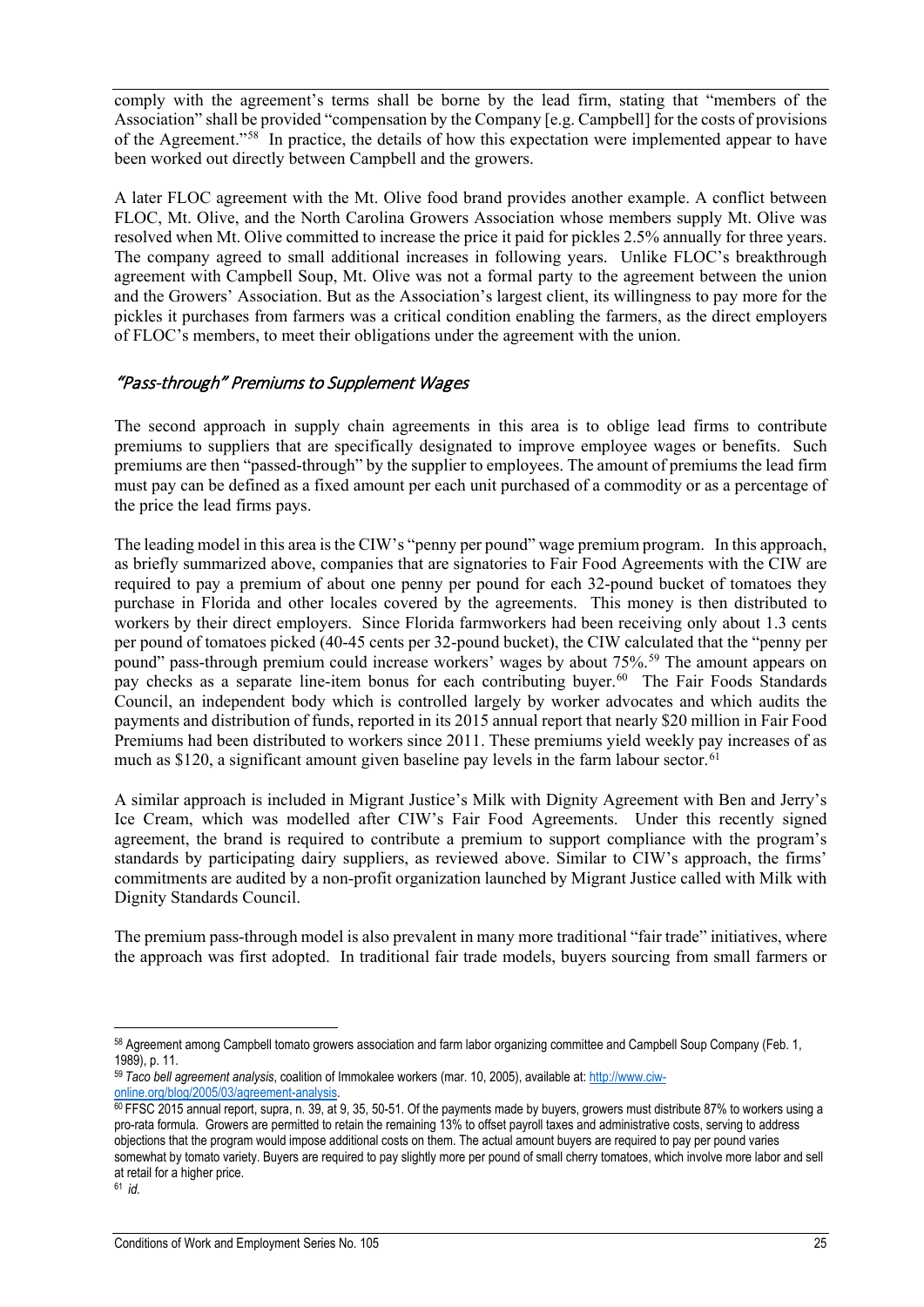comply with the agreement's terms shall be borne by the lead firm, stating that "members of the Association" shall be provided "compensation by the Company [e.g. Campbell] for the costs of provisions of the Agreement."[58] In practice, the details of how this expectation were implemented appear to have been worked out directly between Campbell and the growers.

A later FLOC agreement with the Mt. Olive food brand provides another example. A conflict between FLOC, Mt. Olive, and the North Carolina Growers Association whose members supply Mt. Olive was resolved when Mt. Olive committed to increase the price it paid for pickles 2.5% annually for three years. The company agreed to small additional increases in following years. Unlike FLOC's breakthrough agreement with Campbell Soup, Mt. Olive was not a formal party to the agreement between the union and the Growers' Association. But as the Association's largest client, its willingness to pay more for the pickles it purchases from farmers was a critical condition enabling the farmers, as the direct employers of FLOC's members, to meet their obligations under the agreement with the union.

### *"Pass-through" Premiums to Supplement Wages*

The second approach in supply chain agreements in this area is to oblige lead firms to contribute premiums to suppliers that are specifically designated to improve employee wages or benefits. Such premiums are then "passed-through" by the supplier to employees. The amount of premiums the lead firm must pay can be defined as a fixed amount per each unit purchased of a commodity or as a percentage of the price the lead firms pays.

The leading model in this area is the CIW's "penny per pound" wage premium program. In this approach, as briefly summarized above, companies that are signatories to Fair Food Agreements with the CIW are required to pay a premium of about one penny per pound for each 32-pound bucket of tomatoes they purchase in Florida and other locales covered by the agreements. This money is then distributed to workers by their direct employers. Since Florida farmworkers had been receiving only about 1.3 cents per pound of tomatoes picked (40-45 cents per 32-pound bucket), the CIW calculated that the "penny per pound" pass-through premium could increase workers' wages by about 75%.[59] The amount appears on pay checks as a separate line-item bonus for each contributing buyer.[60] The Fair Foods Standards Council, an independent body which is controlled largely by worker advocates and which audits the payments and distribution of funds, reported in its 2015 annual report that nearly $20 million in Fair Food Premiums had been distributed to workers since 2011. These premiums yield weekly pay increases of as much as $120, a significant amount given baseline pay levels in the farm labour sector.[61]

A similar approach is included in Migrant Justice's Milk with Dignity Agreement with Ben and Jerry's Ice Cream, which was modelled after CIW's Fair Food Agreements. Under this recently signed agreement, the brand is required to contribute a premium to support compliance with the program's standards by participating dairy suppliers, as reviewed above. Similar to CIW's approach, the firms' commitments are audited by a non-profit organization launched by Migrant Justice called with Milk with Dignity Standards Council.

The premium pass-through model is also prevalent in many more traditional "fair trade" initiatives, where the approach was first adopted. In traditional fair trade models, buyers sourcing from small farmers or

---

[58] Agreement among Campbell tomato growers association and farm labor organizing committee and Campbell Soup Company (Feb. 1, 1989), p. 11.

[59] *Taco bell agreement analysis*, coalition of Immokalee workers (mar. 10, 2005), available at: http://www.ciw-online.org/blog/2005/03/agreement-analysis.

[60] FFSC 2015 annual report, supra, n. 39, at 9, 35, 50-51. Of the payments made by buyers, growers must distribute 87% to workers using a pro-rata formula. Growers are permitted to retain the remaining 13% to offset payroll taxes and administrative costs, serving to address objections that the program would impose additional costs on them. The actual amount buyers are required to pay per pound varies somewhat by tomato variety. Buyers are required to pay slightly more per pound of small cherry tomatoes, which involve more labor and sell at retail for a higher price.

[61] *id.*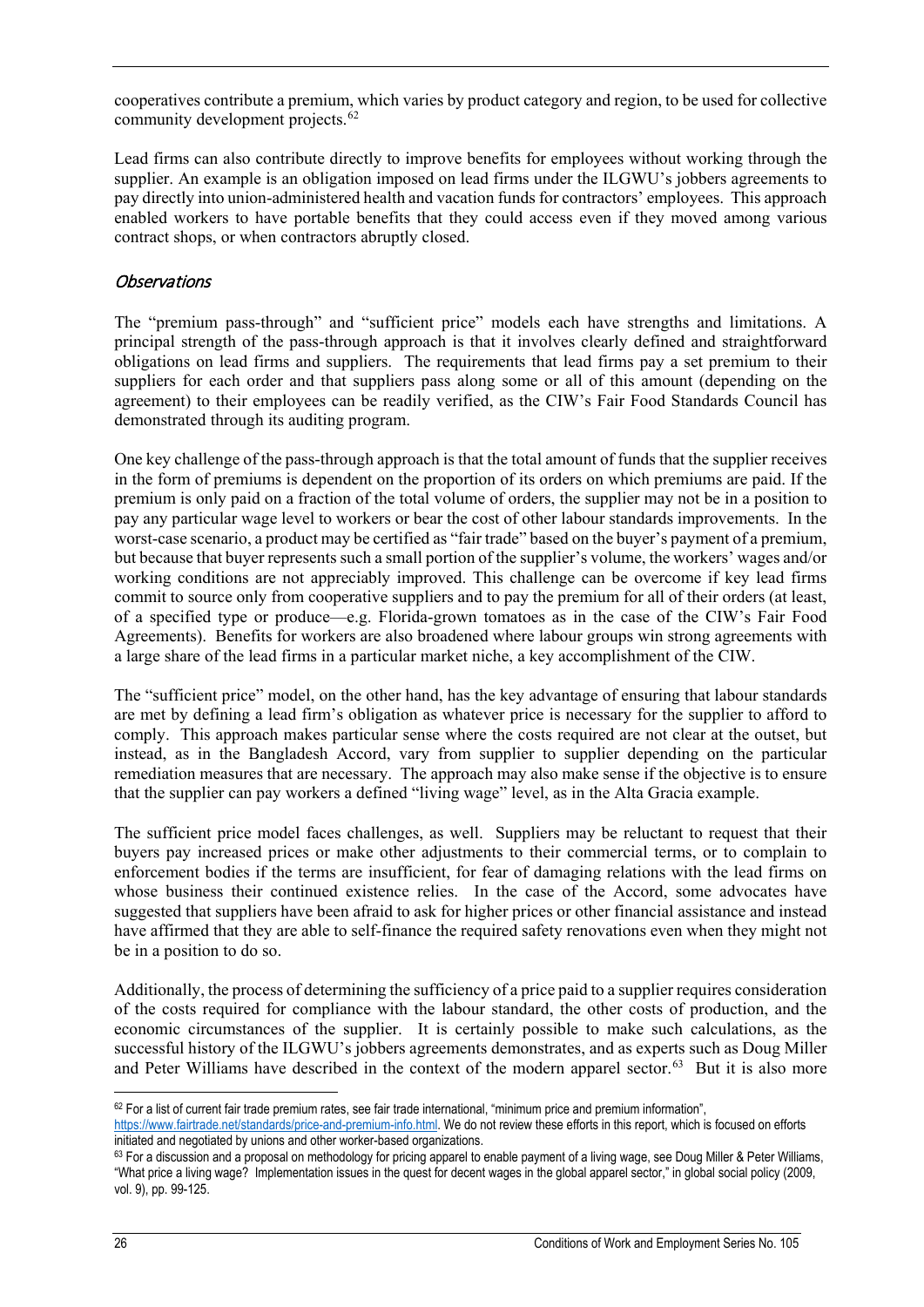cooperatives contribute a premium, which varies by product category and region, to be used for collective community development projects.[62]

Lead firms can also contribute directly to improve benefits for employees without working through the supplier. An example is an obligation imposed on lead firms under the ILGWU's jobbers agreements to pay directly into union-administered health and vacation funds for contractors' employees. This approach enabled workers to have portable benefits that they could access even if they moved among various contract shops, or when contractors abruptly closed.

### *Observations*

The "premium pass-through" and "sufficient price" models each have strengths and limitations. A principal strength of the pass-through approach is that it involves clearly defined and straightforward obligations on lead firms and suppliers. The requirements that lead firms pay a set premium to their suppliers for each order and that suppliers pass along some or all of this amount (depending on the agreement) to their employees can be readily verified, as the CIW's Fair Food Standards Council has demonstrated through its auditing program.

One key challenge of the pass-through approach is that the total amount of funds that the supplier receives in the form of premiums is dependent on the proportion of its orders on which premiums are paid. If the premium is only paid on a fraction of the total volume of orders, the supplier may not be in a position to pay any particular wage level to workers or bear the cost of other labour standards improvements. In the worst-case scenario, a product may be certified as "fair trade" based on the buyer's payment of a premium, but because that buyer represents such a small portion of the supplier's volume, the workers' wages and/or working conditions are not appreciably improved. This challenge can be overcome if key lead firms commit to source only from cooperative suppliers and to pay the premium for all of their orders (at least, of a specified type or produce—e.g. Florida-grown tomatoes as in the case of the CIW's Fair Food Agreements). Benefits for workers are also broadened where labour groups win strong agreements with a large share of the lead firms in a particular market niche, a key accomplishment of the CIW.

The "sufficient price" model, on the other hand, has the key advantage of ensuring that labour standards are met by defining a lead firm's obligation as whatever price is necessary for the supplier to afford to comply. This approach makes particular sense where the costs required are not clear at the outset, but instead, as in the Bangladesh Accord, vary from supplier to supplier depending on the particular remediation measures that are necessary. The approach may also make sense if the objective is to ensure that the supplier can pay workers a defined "living wage" level, as in the Alta Gracia example.

The sufficient price model faces challenges, as well. Suppliers may be reluctant to request that their buyers pay increased prices or make other adjustments to their commercial terms, or to complain to enforcement bodies if the terms are insufficient, for fear of damaging relations with the lead firms on whose business their continued existence relies. In the case of the Accord, some advocates have suggested that suppliers have been afraid to ask for higher prices or other financial assistance and instead have affirmed that they are able to self-finance the required safety renovations even when they might not be in a position to do so.

Additionally, the process of determining the sufficiency of a price paid to a supplier requires consideration of the costs required for compliance with the labour standard, the other costs of production, and the economic circumstances of the supplier. It is certainly possible to make such calculations, as the successful history of the ILGWU's jobbers agreements demonstrates, and as experts such as Doug Miller and Peter Williams have described in the context of the modern apparel sector.[63] But it is also more

---

[62] For a list of current fair trade premium rates, see fair trade international, "minimum price and premium information", https://www.fairtrade.net/standards/price-and-premium-info.html. We do not review these efforts in this report, which is focused on efforts initiated and negotiated by unions and other worker-based organizations.

[63] For a discussion and a proposal on methodology for pricing apparel to enable payment of a living wage, see Doug Miller & Peter Williams, "What price a living wage? Implementation issues in the quest for decent wages in the global apparel sector," in global social policy (2009, vol. 9), pp. 99-125.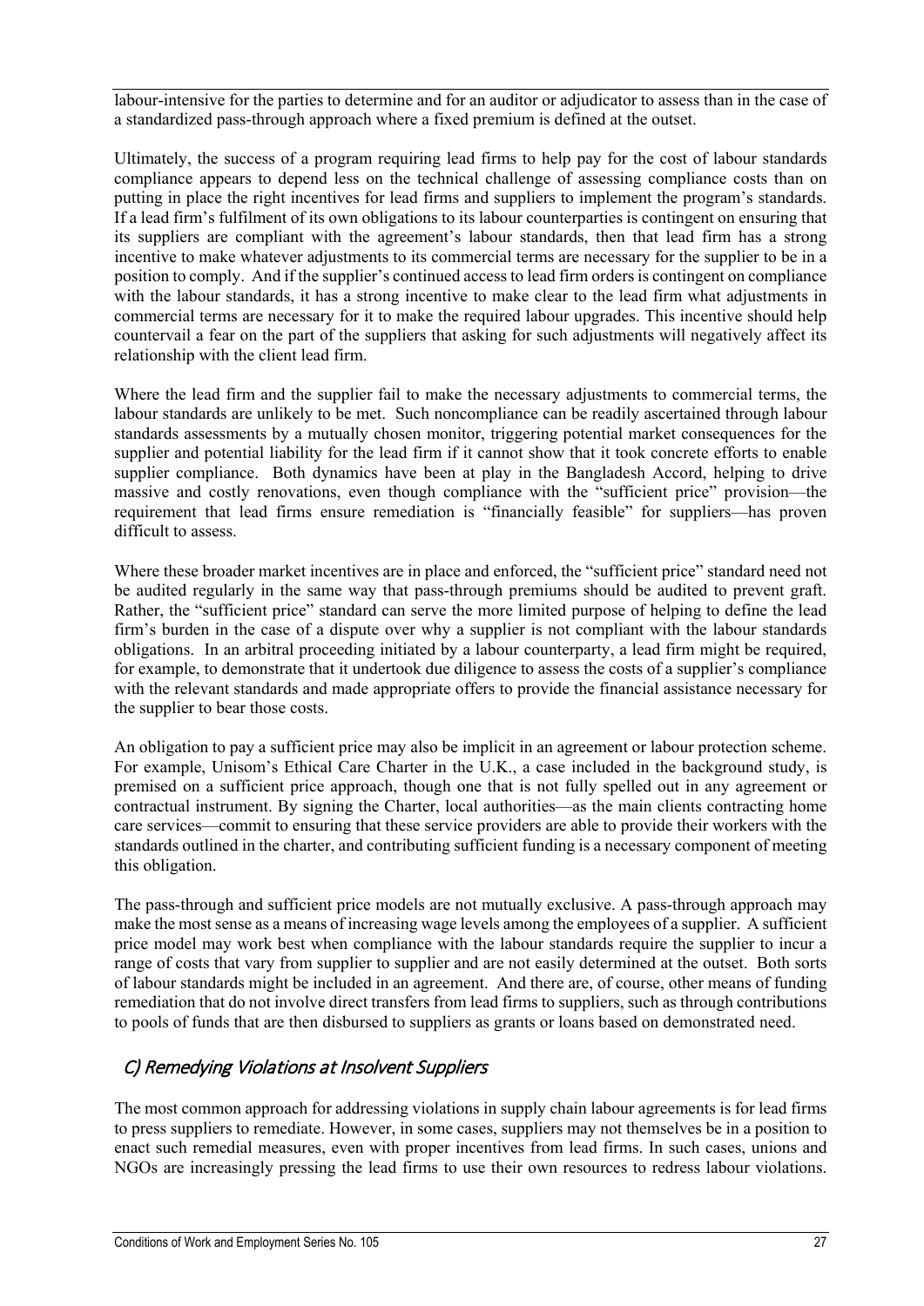labour-intensive for the parties to determine and for an auditor or adjudicator to assess than in the case of a standardized pass-through approach where a fixed premium is defined at the outset.

Ultimately, the success of a program requiring lead firms to help pay for the cost of labour standards compliance appears to depend less on the technical challenge of assessing compliance costs than on putting in place the right incentives for lead firms and suppliers to implement the program's standards. If a lead firm's fulfilment of its own obligations to its labour counterparties is contingent on ensuring that its suppliers are compliant with the agreement's labour standards, then that lead firm has a strong incentive to make whatever adjustments to its commercial terms are necessary for the supplier to be in a position to comply. And if the supplier's continued access to lead firm orders is contingent on compliance with the labour standards, it has a strong incentive to make clear to the lead firm what adjustments in commercial terms are necessary for it to make the required labour upgrades. This incentive should help countervail a fear on the part of the suppliers that asking for such adjustments will negatively affect its relationship with the client lead firm.

Where the lead firm and the supplier fail to make the necessary adjustments to commercial terms, the labour standards are unlikely to be met. Such noncompliance can be readily ascertained through labour standards assessments by a mutually chosen monitor, triggering potential market consequences for the supplier and potential liability for the lead firm if it cannot show that it took concrete efforts to enable supplier compliance. Both dynamics have been at play in the Bangladesh Accord, helping to drive massive and costly renovations, even though compliance with the "sufficient price" provision—the requirement that lead firms ensure remediation is "financially feasible" for suppliers—has proven difficult to assess.

Where these broader market incentives are in place and enforced, the "sufficient price" standard need not be audited regularly in the same way that pass-through premiums should be audited to prevent graft. Rather, the "sufficient price" standard can serve the more limited purpose of helping to define the lead firm's burden in the case of a dispute over why a supplier is not compliant with the labour standards obligations. In an arbitral proceeding initiated by a labour counterparty, a lead firm might be required, for example, to demonstrate that it undertook due diligence to assess the costs of a supplier's compliance with the relevant standards and made appropriate offers to provide the financial assistance necessary for the supplier to bear those costs.

An obligation to pay a sufficient price may also be implicit in an agreement or labour protection scheme. For example, Unisom's Ethical Care Charter in the U.K., a case included in the background study, is premised on a sufficient price approach, though one that is not fully spelled out in any agreement or contractual instrument. By signing the Charter, local authorities—as the main clients contracting home care services—commit to ensuring that these service providers are able to provide their workers with the standards outlined in the charter, and contributing sufficient funding is a necessary component of meeting this obligation.

The pass-through and sufficient price models are not mutually exclusive. A pass-through approach may make the most sense as a means of increasing wage levels among the employees of a supplier. A sufficient price model may work best when compliance with the labour standards require the supplier to incur a range of costs that vary from supplier to supplier and are not easily determined at the outset. Both sorts of labour standards might be included in an agreement. And there are, of course, other means of funding remediation that do not involve direct transfers from lead firms to suppliers, such as through contributions to pools of funds that are then disbursed to suppliers as grants or loans based on demonstrated need.

### C) Remedying Violations at Insolvent Suppliers

The most common approach for addressing violations in supply chain labour agreements is for lead firms to press suppliers to remediate. However, in some cases, suppliers may not themselves be in a position to enact such remedial measures, even with proper incentives from lead firms. In such cases, unions and NGOs are increasingly pressing the lead firms to use their own resources to redress labour violations.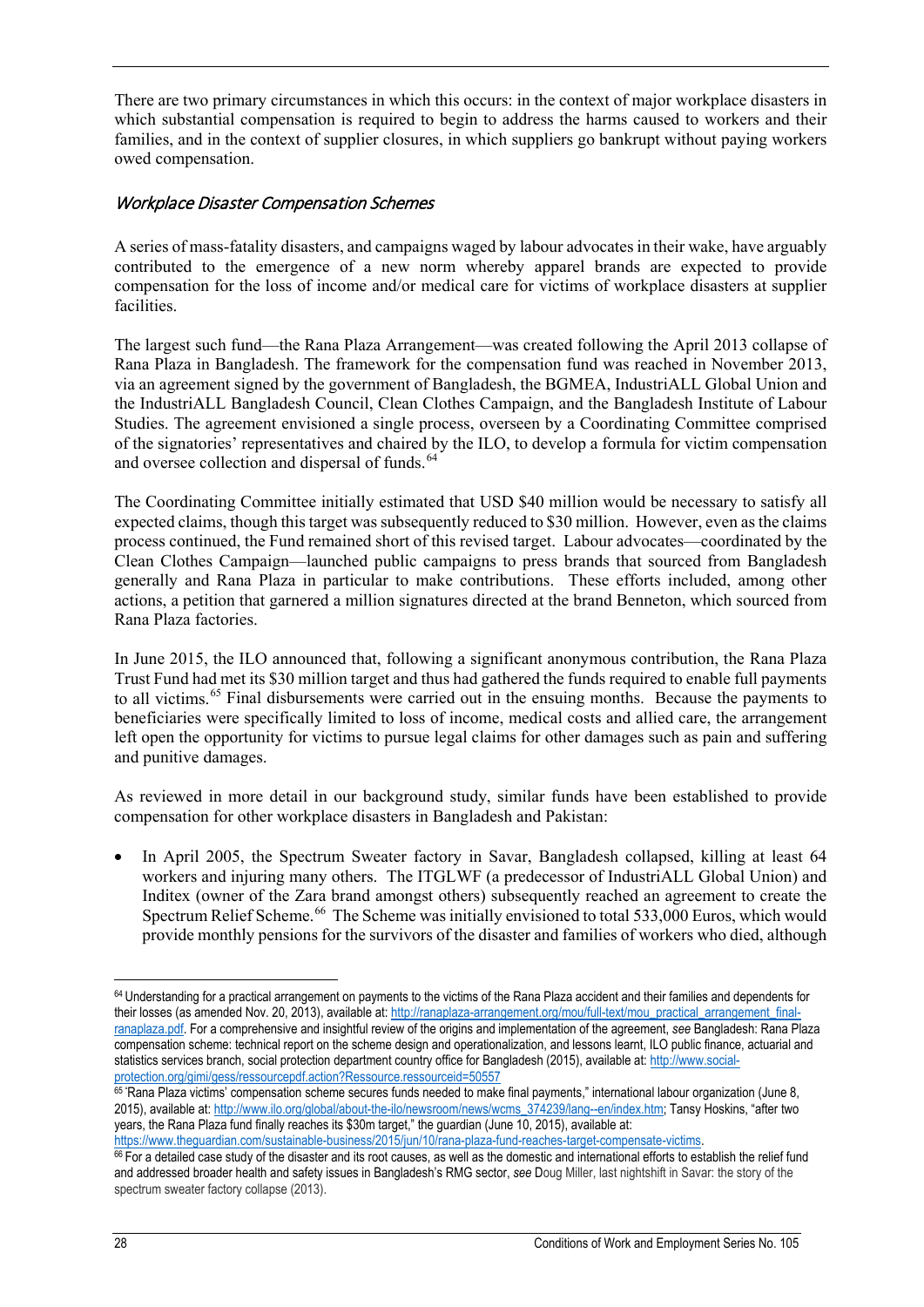There are two primary circumstances in which this occurs: in the context of major workplace disasters in which substantial compensation is required to begin to address the harms caused to workers and their families, and in the context of supplier closures, in which suppliers go bankrupt without paying workers owed compensation.

### *Workplace Disaster Compensation Schemes*

A series of mass-fatality disasters, and campaigns waged by labour advocates in their wake, have arguably contributed to the emergence of a new norm whereby apparel brands are expected to provide compensation for the loss of income and/or medical care for victims of workplace disasters at supplier facilities.

The largest such fund—the Rana Plaza Arrangement—was created following the April 2013 collapse of Rana Plaza in Bangladesh. The framework for the compensation fund was reached in November 2013, via an agreement signed by the government of Bangladesh, the BGMEA, IndustriALL Global Union and the IndustriALL Bangladesh Council, Clean Clothes Campaign, and the Bangladesh Institute of Labour Studies. The agreement envisioned a single process, overseen by a Coordinating Committee comprised of the signatories' representatives and chaired by the ILO, to develop a formula for victim compensation and oversee collection and dispersal of funds.[64]

The Coordinating Committee initially estimated that USD $40 million would be necessary to satisfy all expected claims, though this target was subsequently reduced to $30 million. However, even as the claims process continued, the Fund remained short of this revised target. Labour advocates—coordinated by the Clean Clothes Campaign—launched public campaigns to press brands that sourced from Bangladesh generally and Rana Plaza in particular to make contributions. These efforts included, among other actions, a petition that garnered a million signatures directed at the brand Benneton, which sourced from Rana Plaza factories.

In June 2015, the ILO announced that, following a significant anonymous contribution, the Rana Plaza Trust Fund had met its $30 million target and thus had gathered the funds required to enable full payments to all victims.[65] Final disbursements were carried out in the ensuing months. Because the payments to beneficiaries were specifically limited to loss of income, medical costs and allied care, the arrangement left open the opportunity for victims to pursue legal claims for other damages such as pain and suffering and punitive damages.

As reviewed in more detail in our background study, similar funds have been established to provide compensation for other workplace disasters in Bangladesh and Pakistan:

- In April 2005, the Spectrum Sweater factory in Savar, Bangladesh collapsed, killing at least 64 workers and injuring many others. The ITGLWF (a predecessor of IndustriALL Global Union) and Inditex (owner of the Zara brand amongst others) subsequently reached an agreement to create the Spectrum Relief Scheme.[66] The Scheme was initially envisioned to total 533,000 Euros, which would provide monthly pensions for the survivors of the disaster and families of workers who died, although

---

[64] Understanding for a practical arrangement on payments to the victims of the Rana Plaza accident and their families and dependents for their losses (as amended Nov. 20, 2013), available at: http://ranaplaza-arrangement.org/mou/full-text/mou_practical_arrangement_final-ranaplaza.pdf. For a comprehensive and insightful review of the origins and implementation of the agreement, *see* Bangladesh: Rana Plaza compensation scheme: technical report on the scheme design and operationalization, and lessons learnt, ILO public finance, actuarial and statistics services branch, social protection department country office for Bangladesh (2015), available at: http://www.social-protection.org/gimi/gess/ressourcepdf.action?Ressource.ressourceid=50557

[65] "Rana Plaza victims' compensation scheme secures funds needed to make final payments," international labour organization (June 8, 2015), available at: http://www.ilo.org/global/about-the-ilo/newsroom/news/wcms_374239/lang--en/index.htm; Tansy Hoskins, "after two years, the Rana Plaza fund finally reaches its $30m target," the guardian (June 10, 2015), available at: https://www.theguardian.com/sustainable-business/2015/jun/10/rana-plaza-fund-reaches-target-compensate-victims.

[66] For a detailed case study of the disaster and its root causes, as well as the domestic and international efforts to establish the relief fund and addressed broader health and safety issues in Bangladesh's RMG sector, *see* Doug Miller, last nightshift in Savar: the story of the spectrum sweater factory collapse (2013).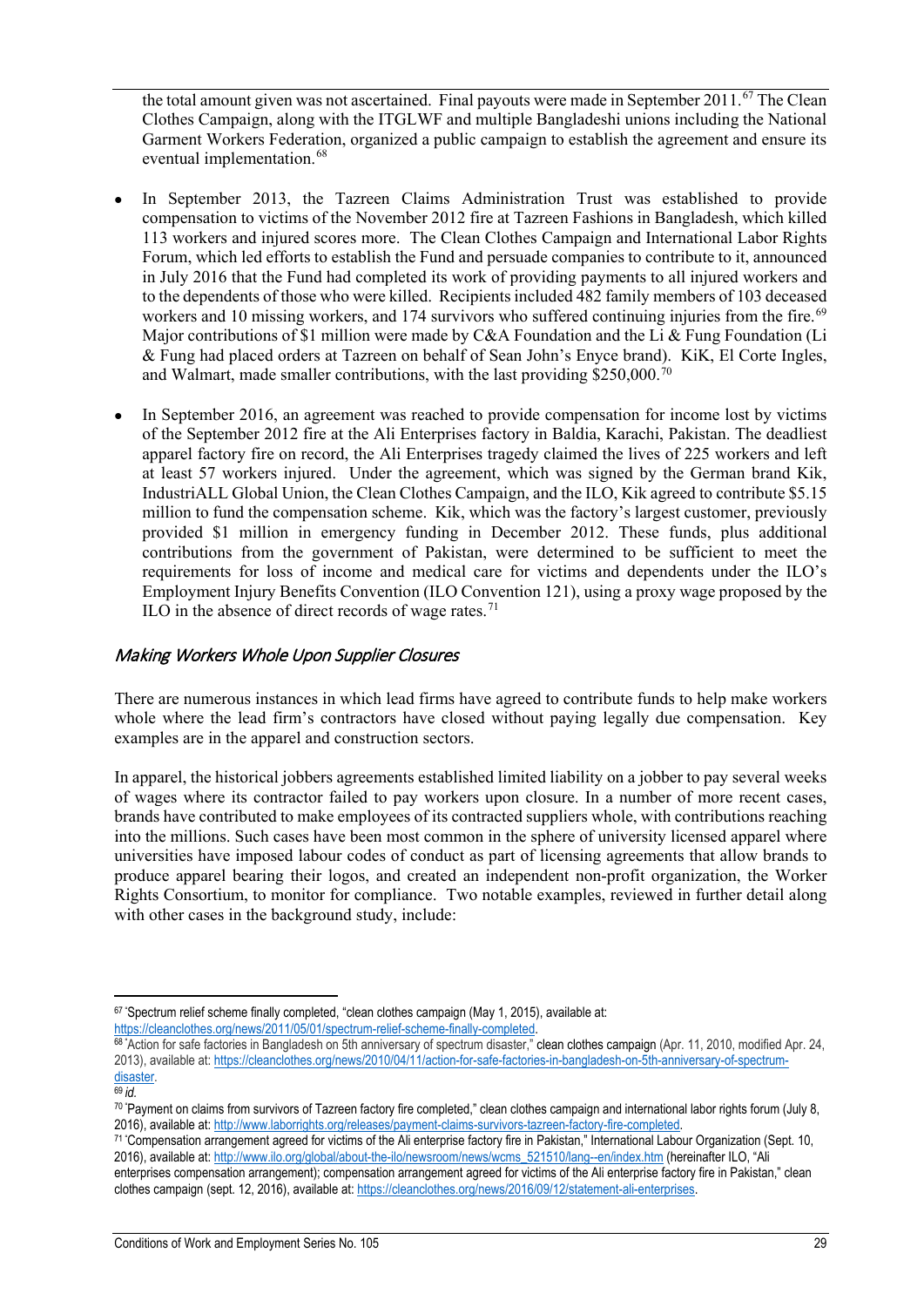the total amount given was not ascertained. Final payouts were made in September 2011.[67] The Clean Clothes Campaign, along with the ITGLWF and multiple Bangladeshi unions including the National Garment Workers Federation, organized a public campaign to establish the agreement and ensure its eventual implementation.[68]

- In September 2013, the Tazreen Claims Administration Trust was established to provide compensation to victims of the November 2012 fire at Tazreen Fashions in Bangladesh, which killed 113 workers and injured scores more. The Clean Clothes Campaign and International Labor Rights Forum, which led efforts to establish the Fund and persuade companies to contribute to it, announced in July 2016 that the Fund had completed its work of providing payments to all injured workers and to the dependents of those who were killed. Recipients included 482 family members of 103 deceased workers and 10 missing workers, and 174 survivors who suffered continuing injuries from the fire.[69] Major contributions of $1 million were made by C&A Foundation and the Li & Fung Foundation (Li & Fung had placed orders at Tazreen on behalf of Sean John's Enyce brand). KiK, El Corte Ingles, and Walmart, made smaller contributions, with the last providing $250,000.[70]

- In September 2016, an agreement was reached to provide compensation for income lost by victims of the September 2012 fire at the Ali Enterprises factory in Baldia, Karachi, Pakistan. The deadliest apparel factory fire on record, the Ali Enterprises tragedy claimed the lives of 225 workers and left at least 57 workers injured. Under the agreement, which was signed by the German brand Kik, IndustriALL Global Union, the Clean Clothes Campaign, and the ILO, Kik agreed to contribute $5.15 million to fund the compensation scheme. Kik, which was the factory's largest customer, previously provided $1 million in emergency funding in December 2012. These funds, plus additional contributions from the government of Pakistan, were determined to be sufficient to meet the requirements for loss of income and medical care for victims and dependents under the ILO's Employment Injury Benefits Convention (ILO Convention 121), using a proxy wage proposed by the ILO in the absence of direct records of wage rates.[71]

### *Making Workers Whole Upon Supplier Closures*

There are numerous instances in which lead firms have agreed to contribute funds to help make workers whole where the lead firm's contractors have closed without paying legally due compensation. Key examples are in the apparel and construction sectors.

In apparel, the historical jobbers agreements established limited liability on a jobber to pay several weeks of wages where its contractor failed to pay workers upon closure. In a number of more recent cases, brands have contributed to make employees of its contracted suppliers whole, with contributions reaching into the millions. Such cases have been most common in the sphere of university licensed apparel where universities have imposed labour codes of conduct as part of licensing agreements that allow brands to produce apparel bearing their logos, and created an independent non-profit organization, the Worker Rights Consortium, to monitor for compliance. Two notable examples, reviewed in further detail along with other cases in the background study, include:

---

[67] "Spectrum relief scheme finally completed, "clean clothes campaign (May 1, 2015), available at: https://cleanclothes.org/news/2011/05/01/spectrum-relief-scheme-finally-completed.

[68] "Action for safe factories in Bangladesh on 5th anniversary of spectrum disaster," clean clothes campaign (Apr. 11, 2010, modified Apr. 24, 2013), available at: https://cleanclothes.org/news/2010/04/11/action-for-safe-factories-in-bangladesh-on-5th-anniversary-of-spectrum-disaster.

[69] *id.*

[70] "Payment on claims from survivors of Tazreen factory fire completed," clean clothes campaign and international labor rights forum (July 8, 2016), available at: http://www.laborrights.org/releases/payment-claims-survivors-tazreen-factory-fire-completed.

[71] "Compensation arrangement agreed for victims of the Ali enterprise factory fire in Pakistan," International Labour Organization (Sept. 10, 2016), available at: http://www.ilo.org/global/about-the-ilo/newsroom/news/wcms_521510/lang--en/index.htm (hereinafter ILO, "Ali enterprises compensation arrangement); compensation arrangement agreed for victims of the Ali enterprise factory fire in Pakistan," clean clothes campaign (sept. 12, 2016), available at: https://cleanclothes.org/news/2016/09/12/statement-ali-enterprises.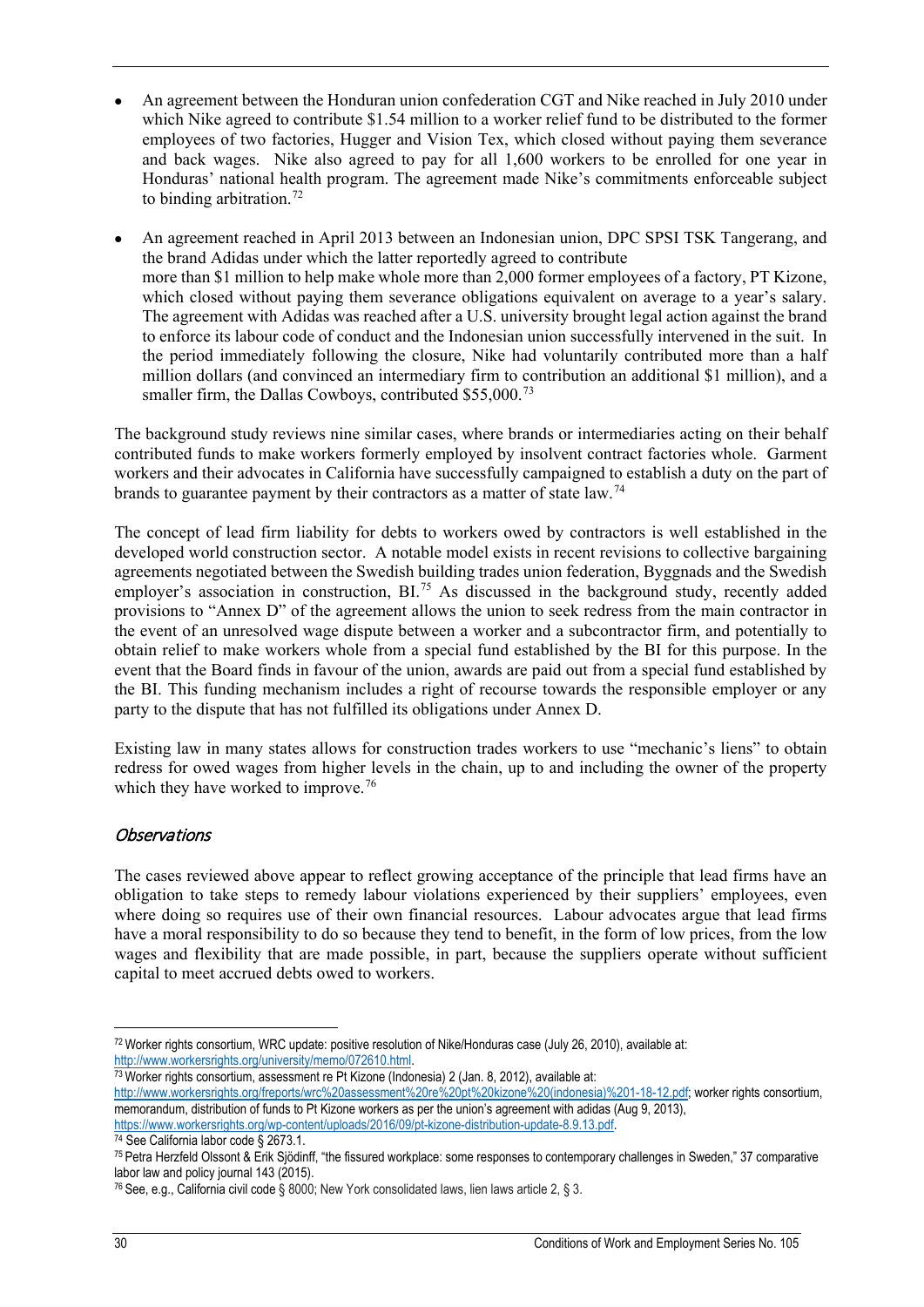- An agreement between the Honduran union confederation CGT and Nike reached in July 2010 under which Nike agreed to contribute $1.54 million to a worker relief fund to be distributed to the former employees of two factories, Hugger and Vision Tex, which closed without paying them severance and back wages. Nike also agreed to pay for all 1,600 workers to be enrolled for one year in Honduras' national health program. The agreement made Nike's commitments enforceable subject to binding arbitration.[72]

- An agreement reached in April 2013 between an Indonesian union, DPC SPSI TSK Tangerang, and the brand Adidas under which the latter reportedly agreed to contribute more than $1 million to help make whole more than 2,000 former employees of a factory, PT Kizone, which closed without paying them severance obligations equivalent on average to a year's salary. The agreement with Adidas was reached after a U.S. university brought legal action against the brand to enforce its labour code of conduct and the Indonesian union successfully intervened in the suit. In the period immediately following the closure, Nike had voluntarily contributed more than a half million dollars (and convinced an intermediary firm to contribution an additional $1 million), and a smaller firm, the Dallas Cowboys, contributed $55,000.[73]

The background study reviews nine similar cases, where brands or intermediaries acting on their behalf contributed funds to make workers formerly employed by insolvent contract factories whole. Garment workers and their advocates in California have successfully campaigned to establish a duty on the part of brands to guarantee payment by their contractors as a matter of state law.[74]

The concept of lead firm liability for debts to workers owed by contractors is well established in the developed world construction sector. A notable model exists in recent revisions to collective bargaining agreements negotiated between the Swedish building trades union federation, Byggnads and the Swedish employer's association in construction, BI.[75] As discussed in the background study, recently added provisions to "Annex D" of the agreement allows the union to seek redress from the main contractor in the event of an unresolved wage dispute between a worker and a subcontractor firm, and potentially to obtain relief to make workers whole from a special fund established by the BI for this purpose. In the event that the Board finds in favour of the union, awards are paid out from a special fund established by the BI. This funding mechanism includes a right of recourse towards the responsible employer or any party to the dispute that has not fulfilled its obligations under Annex D.

Existing law in many states allows for construction trades workers to use "mechanic's liens" to obtain redress for owed wages from higher levels in the chain, up to and including the owner of the property which they have worked to improve.[76]

### *Observations*

The cases reviewed above appear to reflect growing acceptance of the principle that lead firms have an obligation to take steps to remedy labour violations experienced by their suppliers' employees, even where doing so requires use of their own financial resources. Labour advocates argue that lead firms have a moral responsibility to do so because they tend to benefit, in the form of low prices, from the low wages and flexibility that are made possible, in part, because the suppliers operate without sufficient capital to meet accrued debts owed to workers.

---

[72] Worker rights consortium, WRC update: positive resolution of Nike/Honduras case (July 26, 2010), available at: http://www.workersrights.org/university/memo/072610.html.

[73] Worker rights consortium, assessment re Pt Kizone (Indonesia) 2 (Jan. 8, 2012), available at: http://www.workersrights.org/freports/wrc%20assessment%20re%20pt%20kizone%20(indonesia)%201-18-12.pdf; worker rights consortium, memorandum, distribution of funds to Pt Kizone workers as per the union's agreement with adidas (Aug 9, 2013), https://www.workersrights.org/wp-content/uploads/2016/09/pt-kizone-distribution-update-8.9.13.pdf.

[74] See California labor code § 2673.1.

[75] Petra Herzfeld Olssont & Erik Sjödinff, "the fissured workplace: some responses to contemporary challenges in Sweden," 37 comparative labor law and policy journal 143 (2015).

[76] See, e.g., California civil code § 8000; New York consolidated laws, lien laws article 2, § 3.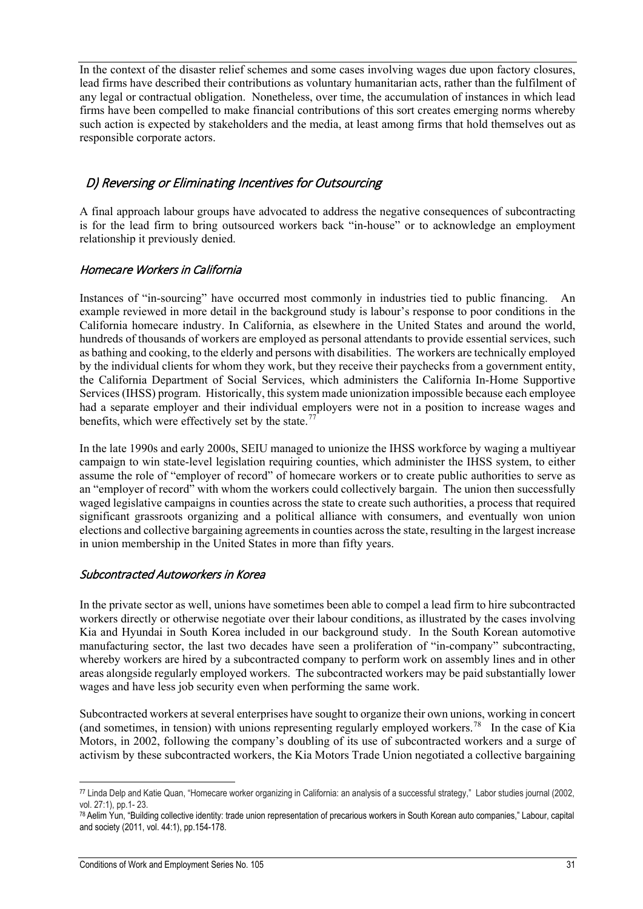In the context of the disaster relief schemes and some cases involving wages due upon factory closures, lead firms have described their contributions as voluntary humanitarian acts, rather than the fulfilment of any legal or contractual obligation. Nonetheless, over time, the accumulation of instances in which lead firms have been compelled to make financial contributions of this sort creates emerging norms whereby such action is expected by stakeholders and the media, at least among firms that hold themselves out as responsible corporate actors.

## *D) Reversing or Eliminating Incentives for Outsourcing*

A final approach labour groups have advocated to address the negative consequences of subcontracting is for the lead firm to bring outsourced workers back "in-house" or to acknowledge an employment relationship it previously denied.

### *Homecare Workers in California*

Instances of "in-sourcing" have occurred most commonly in industries tied to public financing. An example reviewed in more detail in the background study is labour's response to poor conditions in the California homecare industry. In California, as elsewhere in the United States and around the world, hundreds of thousands of workers are employed as personal attendants to provide essential services, such as bathing and cooking, to the elderly and persons with disabilities. The workers are technically employed by the individual clients for whom they work, but they receive their paychecks from a government entity, the California Department of Social Services, which administers the California In-Home Supportive Services (IHSS) program. Historically, this system made unionization impossible because each employee had a separate employer and their individual employers were not in a position to increase wages and benefits, which were effectively set by the state.[77]

In the late 1990s and early 2000s, SEIU managed to unionize the IHSS workforce by waging a multiyear campaign to win state-level legislation requiring counties, which administer the IHSS system, to either assume the role of "employer of record" of homecare workers or to create public authorities to serve as an "employer of record" with whom the workers could collectively bargain. The union then successfully waged legislative campaigns in counties across the state to create such authorities, a process that required significant grassroots organizing and a political alliance with consumers, and eventually won union elections and collective bargaining agreements in counties across the state, resulting in the largest increase in union membership in the United States in more than fifty years.

### *Subcontracted Autoworkers in Korea*

In the private sector as well, unions have sometimes been able to compel a lead firm to hire subcontracted workers directly or otherwise negotiate over their labour conditions, as illustrated by the cases involving Kia and Hyundai in South Korea included in our background study. In the South Korean automotive manufacturing sector, the last two decades have seen a proliferation of "in-company" subcontracting, whereby workers are hired by a subcontracted company to perform work on assembly lines and in other areas alongside regularly employed workers. The subcontracted workers may be paid substantially lower wages and have less job security even when performing the same work.

Subcontracted workers at several enterprises have sought to organize their own unions, working in concert (and sometimes, in tension) with unions representing regularly employed workers.[78] In the case of Kia Motors, in 2002, following the company's doubling of its use of subcontracted workers and a surge of activism by these subcontracted workers, the Kia Motors Trade Union negotiated a collective bargaining

---

[77] Linda Delp and Katie Quan, "Homecare worker organizing in California: an analysis of a successful strategy," Labor studies journal (2002, vol. 27:1), pp.1- 23.

[78] Aelim Yun, "Building collective identity: trade union representation of precarious workers in South Korean auto companies," Labour, capital and society (2011, vol. 44:1), pp.154-178.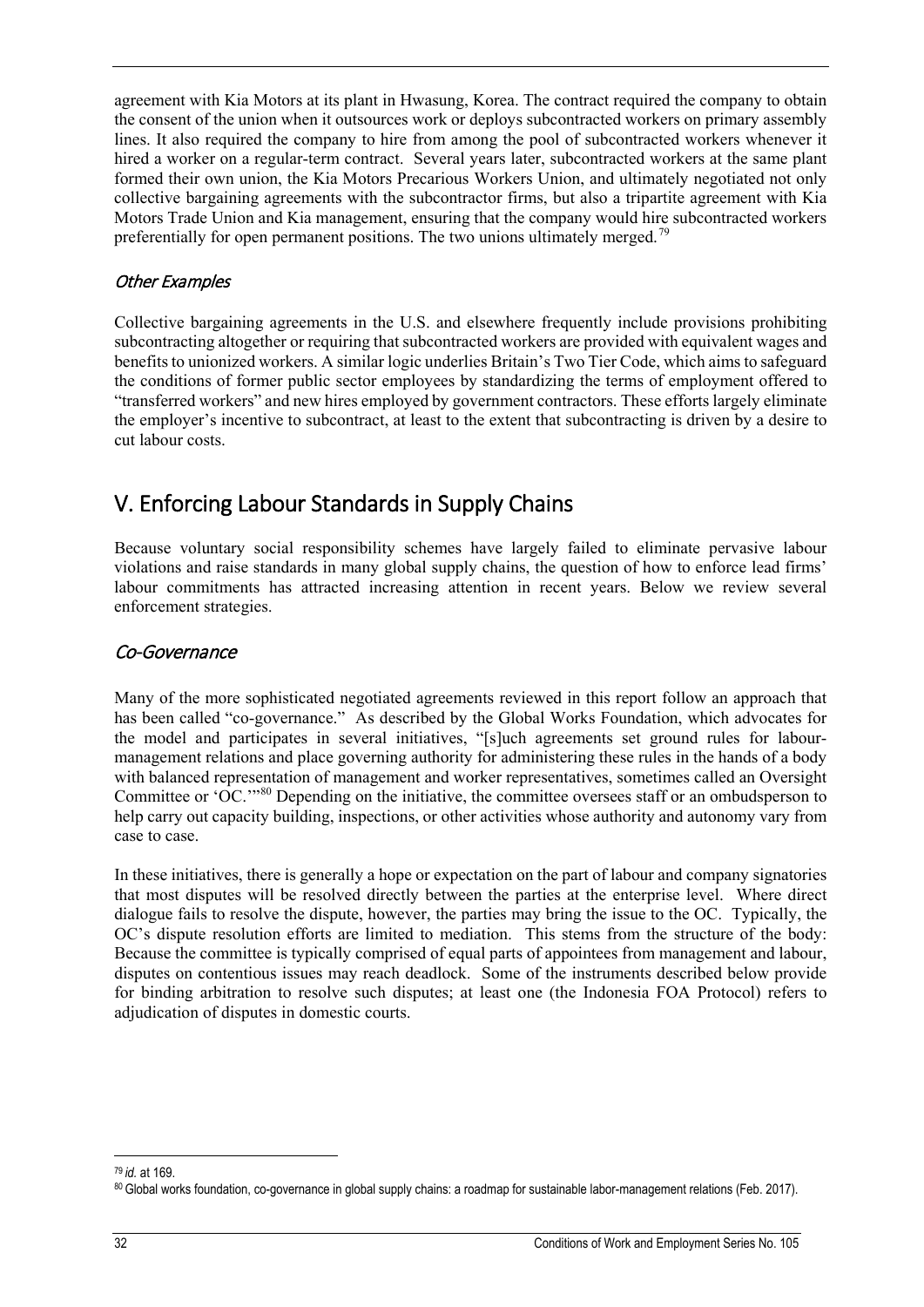agreement with Kia Motors at its plant in Hwasung, Korea. The contract required the company to obtain the consent of the union when it outsources work or deploys subcontracted workers on primary assembly lines. It also required the company to hire from among the pool of subcontracted workers whenever it hired a worker on a regular-term contract. Several years later, subcontracted workers at the same plant formed their own union, the Kia Motors Precarious Workers Union, and ultimately negotiated not only collective bargaining agreements with the subcontractor firms, but also a tripartite agreement with Kia Motors Trade Union and Kia management, ensuring that the company would hire subcontracted workers preferentially for open permanent positions. The two unions ultimately merged.[79]

### *Other Examples*

Collective bargaining agreements in the U.S. and elsewhere frequently include provisions prohibiting subcontracting altogether or requiring that subcontracted workers are provided with equivalent wages and benefits to unionized workers. A similar logic underlies Britain's Two Tier Code, which aims to safeguard the conditions of former public sector employees by standardizing the terms of employment offered to "transferred workers" and new hires employed by government contractors. These efforts largely eliminate the employer's incentive to subcontract, at least to the extent that subcontracting is driven by a desire to cut labour costs.

## V. Enforcing Labour Standards in Supply Chains

Because voluntary social responsibility schemes have largely failed to eliminate pervasive labour violations and raise standards in many global supply chains, the question of how to enforce lead firms' labour commitments has attracted increasing attention in recent years. Below we review several enforcement strategies.

### *Co-Governance*

Many of the more sophisticated negotiated agreements reviewed in this report follow an approach that has been called "co-governance." As described by the Global Works Foundation, which advocates for the model and participates in several initiatives, "[s]uch agreements set ground rules for labour-management relations and place governing authority for administering these rules in the hands of a body with balanced representation of management and worker representatives, sometimes called an Oversight Committee or 'OC.'"[80] Depending on the initiative, the committee oversees staff or an ombudsperson to help carry out capacity building, inspections, or other activities whose authority and autonomy vary from case to case.

In these initiatives, there is generally a hope or expectation on the part of labour and company signatories that most disputes will be resolved directly between the parties at the enterprise level. Where direct dialogue fails to resolve the dispute, however, the parties may bring the issue to the OC. Typically, the OC's dispute resolution efforts are limited to mediation. This stems from the structure of the body: Because the committee is typically comprised of equal parts of appointees from management and labour, disputes on contentious issues may reach deadlock. Some of the instruments described below provide for binding arbitration to resolve such disputes; at least one (the Indonesia FOA Protocol) refers to adjudication of disputes in domestic courts.

---

[79] *id.* at 169.

[80] Global works foundation, co-governance in global supply chains: a roadmap for sustainable labor-management relations (Feb. 2017).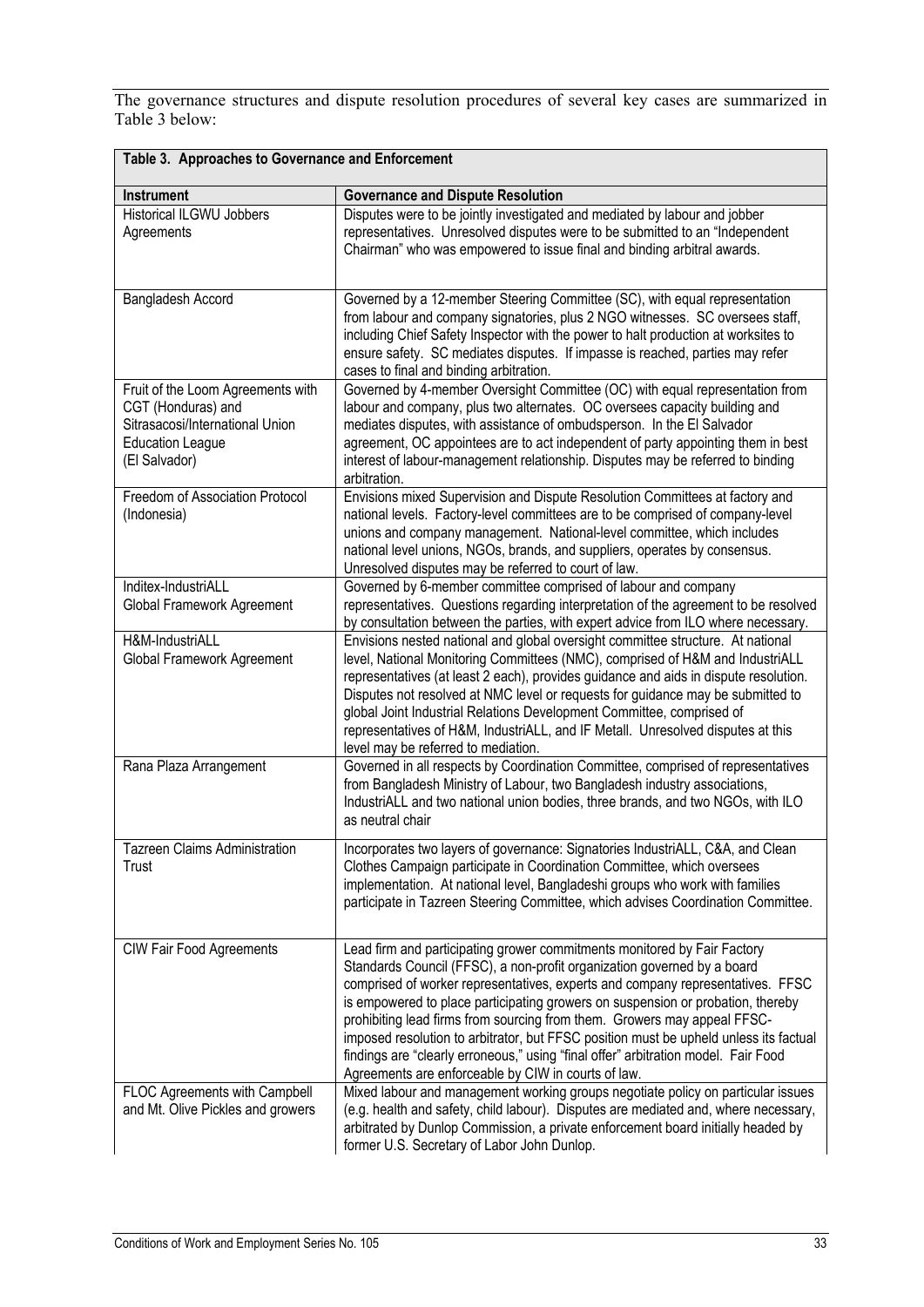The governance structures and dispute resolution procedures of several key cases are summarized in Table 3 below:

| **Table 3. Approaches to Governance and Enforcement** | |
|---|---|
| **Instrument** | **Governance and Dispute Resolution** |
| Historical ILGWU Jobbers Agreements | Disputes were to be jointly investigated and mediated by labour and jobber representatives. Unresolved disputes were to be submitted to an "Independent Chairman" who was empowered to issue final and binding arbitral awards. |
| Bangladesh Accord | Governed by a 12-member Steering Committee (SC), with equal representation from labour and company signatories, plus 2 NGO witnesses. SC oversees staff, including Chief Safety Inspector with the power to halt production at worksites to ensure safety. SC mediates disputes. If impasse is reached, parties may refer cases to final and binding arbitration. |
| Fruit of the Loom Agreements with CGT (Honduras) and Sitrasacosi/International Union Education League (El Salvador) | Governed by 4-member Oversight Committee (OC) with equal representation from labour and company, plus two alternates. OC oversees capacity building and mediates disputes, with assistance of ombudsperson. In the El Salvador agreement, OC appointees are to act independent of party appointing them in best interest of labour-management relationship. Disputes may be referred to binding arbitration. |
| Freedom of Association Protocol (Indonesia) | Envisions mixed Supervision and Dispute Resolution Committees at factory and national levels. Factory-level committees are to be comprised of company-level unions and company management. National-level committee, which includes national level unions, NGOs, brands, and suppliers, operates by consensus. Unresolved disputes may be referred to court of law. |
| Inditex-IndustriALL Global Framework Agreement | Governed by 6-member committee comprised of labour and company representatives. Questions regarding interpretation of the agreement to be resolved by consultation between the parties, with expert advice from ILO where necessary. |
| H&M-IndustriALL Global Framework Agreement | Envisions nested national and global oversight committee structure. At national level, National Monitoring Committees (NMC), comprised of H&M and IndustriALL representatives (at least 2 each), provides guidance and aids in dispute resolution. Disputes not resolved at NMC level or requests for guidance may be submitted to global Joint Industrial Relations Development Committee, comprised of representatives of H&M, IndustriALL, and IF Metall. Unresolved disputes at this level may be referred to mediation. |
| Rana Plaza Arrangement | Governed in all respects by Coordination Committee, comprised of representatives from Bangladesh Ministry of Labour, two Bangladesh industry associations, IndustriALL and two national union bodies, three brands, and two NGOs, with ILO as neutral chair |
| Tazreen Claims Administration Trust | Incorporates two layers of governance: Signatories IndustriALL, C&A, and Clean Clothes Campaign participate in Coordination Committee, which oversees implementation. At national level, Bangladeshi groups who work with families participate in Tazreen Steering Committee, which advises Coordination Committee. |
| CIW Fair Food Agreements | Lead firm and participating grower commitments monitored by Fair Factory Standards Council (FFSC), a non-profit organization governed by a board comprised of worker representatives, experts and company representatives. FFSC is empowered to place participating growers on suspension or probation, thereby prohibiting lead firms from sourcing from them. Growers may appeal FFSC-imposed resolution to arbitrator, but FFSC position must be upheld unless its factual findings are "clearly erroneous," using "final offer" arbitration model. Fair Food Agreements are enforceable by CIW in courts of law. |
| FLOC Agreements with Campbell and Mt. Olive Pickles and growers | Mixed labour and management working groups negotiate policy on particular issues (e.g. health and safety, child labour). Disputes are mediated and, where necessary, arbitrated by Dunlop Commission, a private enforcement board initially headed by former U.S. Secretary of Labor John Dunlop. |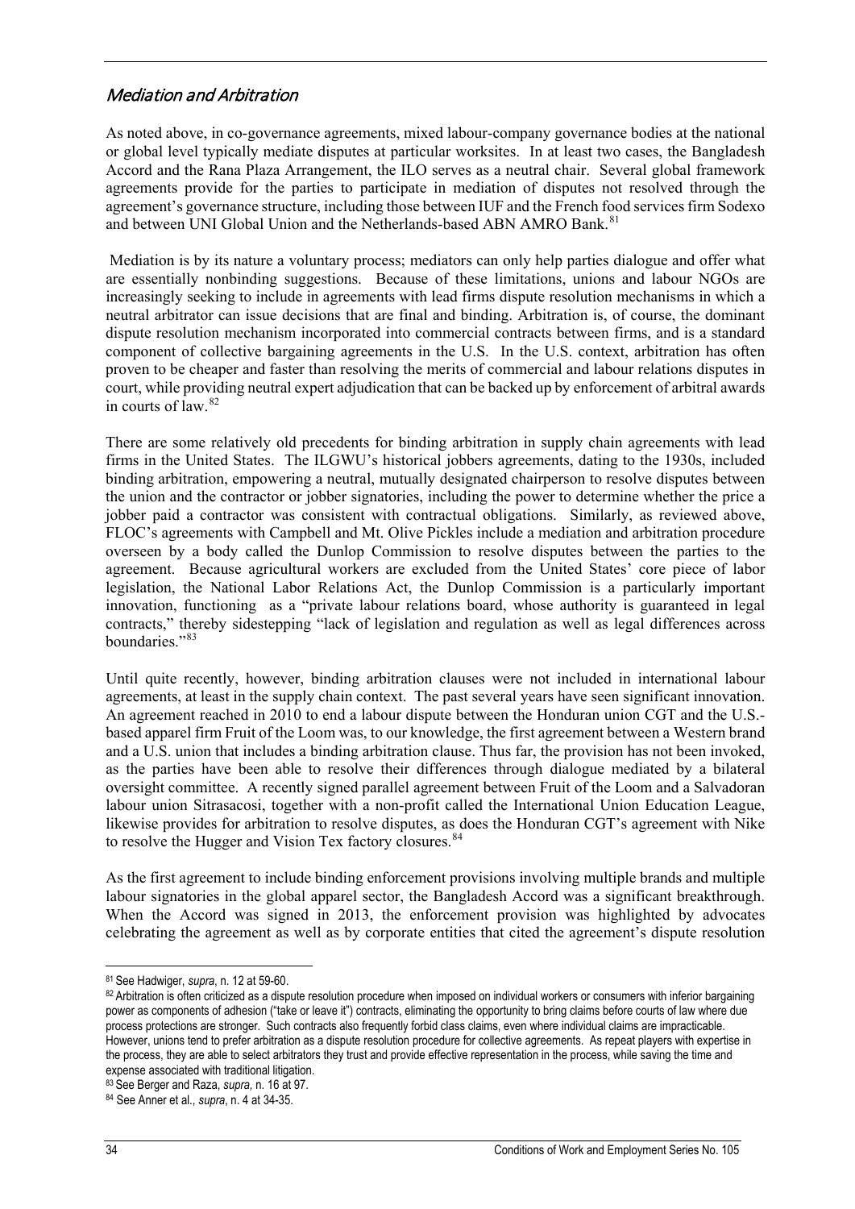### *Mediation and Arbitration*

As noted above, in co-governance agreements, mixed labour-company governance bodies at the national or global level typically mediate disputes at particular worksites. In at least two cases, the Bangladesh Accord and the Rana Plaza Arrangement, the ILO serves as a neutral chair. Several global framework agreements provide for the parties to participate in mediation of disputes not resolved through the agreement's governance structure, including those between IUF and the French food services firm Sodexo and between UNI Global Union and the Netherlands-based ABN AMRO Bank.[81]

Mediation is by its nature a voluntary process; mediators can only help parties dialogue and offer what are essentially nonbinding suggestions. Because of these limitations, unions and labour NGOs are increasingly seeking to include in agreements with lead firms dispute resolution mechanisms in which a neutral arbitrator can issue decisions that are final and binding. Arbitration is, of course, the dominant dispute resolution mechanism incorporated into commercial contracts between firms, and is a standard component of collective bargaining agreements in the U.S. In the U.S. context, arbitration has often proven to be cheaper and faster than resolving the merits of commercial and labour relations disputes in court, while providing neutral expert adjudication that can be backed up by enforcement of arbitral awards in courts of law.[82]

There are some relatively old precedents for binding arbitration in supply chain agreements with lead firms in the United States. The ILGWU's historical jobbers agreements, dating to the 1930s, included binding arbitration, empowering a neutral, mutually designated chairperson to resolve disputes between the union and the contractor or jobber signatories, including the power to determine whether the price a jobber paid a contractor was consistent with contractual obligations. Similarly, as reviewed above, FLOC's agreements with Campbell and Mt. Olive Pickles include a mediation and arbitration procedure overseen by a body called the Dunlop Commission to resolve disputes between the parties to the agreement. Because agricultural workers are excluded from the United States' core piece of labor legislation, the National Labor Relations Act, the Dunlop Commission is a particularly important innovation, functioning as a "private labour relations board, whose authority is guaranteed in legal contracts," thereby sidestepping "lack of legislation and regulation as well as legal differences across boundaries."[83]

Until quite recently, however, binding arbitration clauses were not included in international labour agreements, at least in the supply chain context. The past several years have seen significant innovation. An agreement reached in 2010 to end a labour dispute between the Honduran union CGT and the U.S.-based apparel firm Fruit of the Loom was, to our knowledge, the first agreement between a Western brand and a U.S. union that includes a binding arbitration clause. Thus far, the provision has not been invoked, as the parties have been able to resolve their differences through dialogue mediated by a bilateral oversight committee. A recently signed parallel agreement between Fruit of the Loom and a Salvadoran labour union Sitrasacosi, together with a non-profit called the International Union Education League, likewise provides for arbitration to resolve disputes, as does the Honduran CGT's agreement with Nike to resolve the Hugger and Vision Tex factory closures.[84]

As the first agreement to include binding enforcement provisions involving multiple brands and multiple labour signatories in the global apparel sector, the Bangladesh Accord was a significant breakthrough. When the Accord was signed in 2013, the enforcement provision was highlighted by advocates celebrating the agreement as well as by corporate entities that cited the agreement's dispute resolution

---

[81] See Hadwiger, *supra*, n. 12 at 59-60.

[82] Arbitration is often criticized as a dispute resolution procedure when imposed on individual workers or consumers with inferior bargaining power as components of adhesion ("take or leave it") contracts, eliminating the opportunity to bring claims before courts of law where due process protections are stronger. Such contracts also frequently forbid class claims, even where individual claims are impracticable. However, unions tend to prefer arbitration as a dispute resolution procedure for collective agreements. As repeat players with expertise in the process, they are able to select arbitrators they trust and provide effective representation in the process, while saving the time and expense associated with traditional litigation.

[83] See Berger and Raza, *supra,* n. 16 at 97.

[84] See Anner et al., *supra*, n. 4 at 34-35.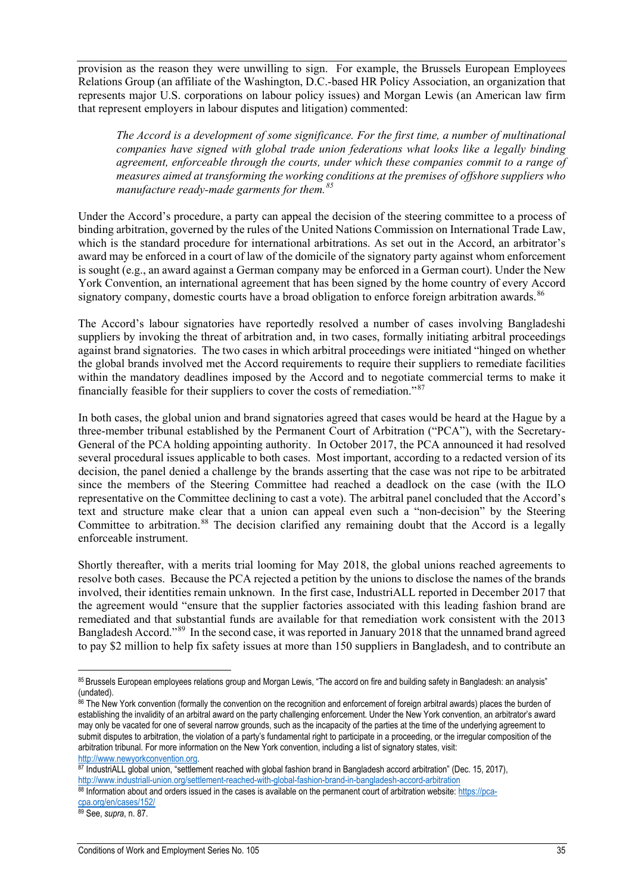provision as the reason they were unwilling to sign. For example, the Brussels European Employees Relations Group (an affiliate of the Washington, D.C.-based HR Policy Association, an organization that represents major U.S. corporations on labour policy issues) and Morgan Lewis (an American law firm that represent employers in labour disputes and litigation) commented:

> *The Accord is a development of some significance. For the first time, a number of multinational companies have signed with global trade union federations what looks like a legally binding agreement, enforceable through the courts, under which these companies commit to a range of measures aimed at transforming the working conditions at the premises of offshore suppliers who manufacture ready-made garments for them.*[85]

Under the Accord's procedure, a party can appeal the decision of the steering committee to a process of binding arbitration, governed by the rules of the United Nations Commission on International Trade Law, which is the standard procedure for international arbitrations. As set out in the Accord, an arbitrator's award may be enforced in a court of law of the domicile of the signatory party against whom enforcement is sought (e.g., an award against a German company may be enforced in a German court). Under the New York Convention, an international agreement that has been signed by the home country of every Accord signatory company, domestic courts have a broad obligation to enforce foreign arbitration awards.[86]

The Accord's labour signatories have reportedly resolved a number of cases involving Bangladeshi suppliers by invoking the threat of arbitration and, in two cases, formally initiating arbitral proceedings against brand signatories. The two cases in which arbitral proceedings were initiated "hinged on whether the global brands involved met the Accord requirements to require their suppliers to remediate facilities within the mandatory deadlines imposed by the Accord and to negotiate commercial terms to make it financially feasible for their suppliers to cover the costs of remediation."[87]

In both cases, the global union and brand signatories agreed that cases would be heard at the Hague by a three-member tribunal established by the Permanent Court of Arbitration ("PCA"), with the Secretary-General of the PCA holding appointing authority. In October 2017, the PCA announced it had resolved several procedural issues applicable to both cases. Most important, according to a redacted version of its decision, the panel denied a challenge by the brands asserting that the case was not ripe to be arbitrated since the members of the Steering Committee had reached a deadlock on the case (with the ILO representative on the Committee declining to cast a vote). The arbitral panel concluded that the Accord's text and structure make clear that a union can appeal even such a "non-decision" by the Steering Committee to arbitration.[88] The decision clarified any remaining doubt that the Accord is a legally enforceable instrument.

Shortly thereafter, with a merits trial looming for May 2018, the global unions reached agreements to resolve both cases. Because the PCA rejected a petition by the unions to disclose the names of the brands involved, their identities remain unknown. In the first case, IndustriALL reported in December 2017 that the agreement would "ensure that the supplier factories associated with this leading fashion brand are remediated and that substantial funds are available for that remediation work consistent with the 2013 Bangladesh Accord."[89] In the second case, it was reported in January 2018 that the unnamed brand agreed to pay $2 million to help fix safety issues at more than 150 suppliers in Bangladesh, and to contribute an

---

[85] Brussels European employees relations group and Morgan Lewis, "The accord on fire and building safety in Bangladesh: an analysis" (undated).

[86] The New York convention (formally the convention on the recognition and enforcement of foreign arbitral awards) places the burden of establishing the invalidity of an arbitral award on the party challenging enforcement. Under the New York convention, an arbitrator's award may only be vacated for one of several narrow grounds, such as the incapacity of the parties at the time of the underlying agreement to submit disputes to arbitration, the violation of a party's fundamental right to participate in a proceeding, or the irregular composition of the arbitration tribunal. For more information on the New York convention, including a list of signatory states, visit: http://www.newyorkconvention.org.

[87] IndustriALL global union, "settlement reached with global fashion brand in Bangladesh accord arbitration" (Dec. 15, 2017), http://www.industriall-union.org/settlement-reached-with-global-fashion-brand-in-bangladesh-accord-arbitration

[88] Information about and orders issued in the cases is available on the permanent court of arbitration website: https://pca-cpa.org/en/cases/152/

[89] See, *supra*, n. 87.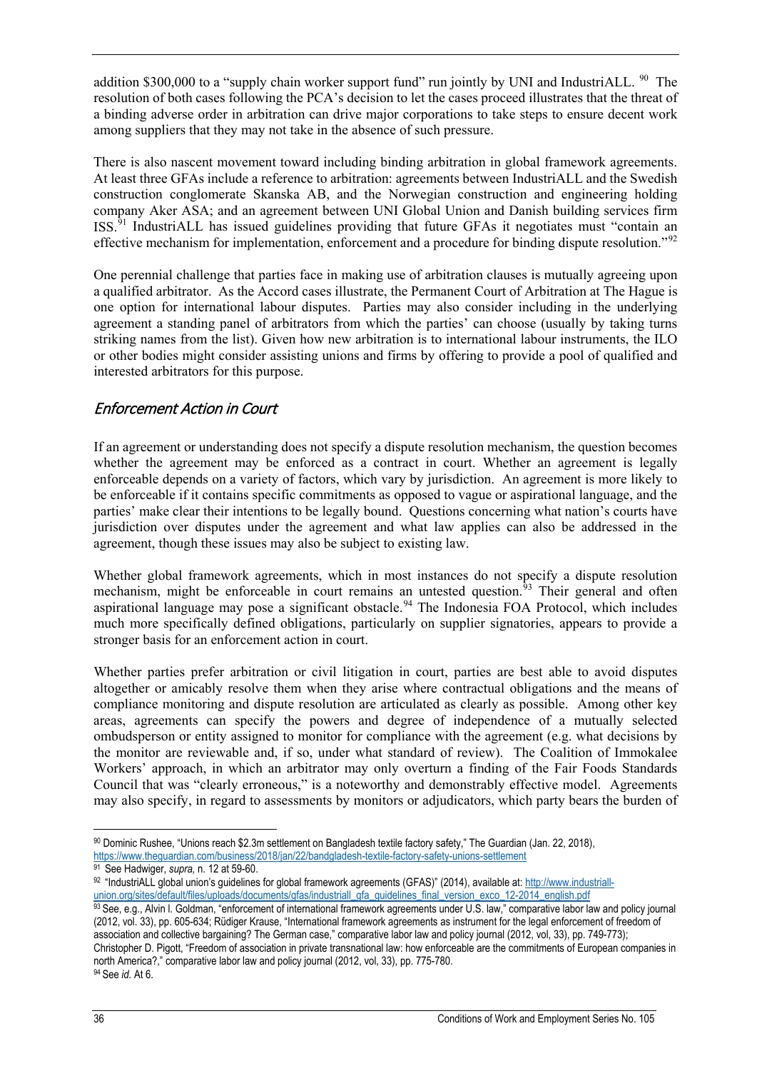addition $300,000 to a "supply chain worker support fund" run jointly by UNI and IndustriALL. [90] The resolution of both cases following the PCA's decision to let the cases proceed illustrates that the threat of a binding adverse order in arbitration can drive major corporations to take steps to ensure decent work among suppliers that they may not take in the absence of such pressure.

There is also nascent movement toward including binding arbitration in global framework agreements. At least three GFAs include a reference to arbitration: agreements between IndustriALL and the Swedish construction conglomerate Skanska AB, and the Norwegian construction and engineering holding company Aker ASA; and an agreement between UNI Global Union and Danish building services firm ISS.[91] IndustriALL has issued guidelines providing that future GFAs it negotiates must "contain an effective mechanism for implementation, enforcement and a procedure for binding dispute resolution."[92]

One perennial challenge that parties face in making use of arbitration clauses is mutually agreeing upon a qualified arbitrator. As the Accord cases illustrate, the Permanent Court of Arbitration at The Hague is one option for international labour disputes. Parties may also consider including in the underlying agreement a standing panel of arbitrators from which the parties' can choose (usually by taking turns striking names from the list). Given how new arbitration is to international labour instruments, the ILO or other bodies might consider assisting unions and firms by offering to provide a pool of qualified and interested arbitrators for this purpose.

## *Enforcement Action in Court*

If an agreement or understanding does not specify a dispute resolution mechanism, the question becomes whether the agreement may be enforced as a contract in court. Whether an agreement is legally enforceable depends on a variety of factors, which vary by jurisdiction. An agreement is more likely to be enforceable if it contains specific commitments as opposed to vague or aspirational language, and the parties' make clear their intentions to be legally bound. Questions concerning what nation's courts have jurisdiction over disputes under the agreement and what law applies can also be addressed in the agreement, though these issues may also be subject to existing law.

Whether global framework agreements, which in most instances do not specify a dispute resolution mechanism, might be enforceable in court remains an untested question.[93] Their general and often aspirational language may pose a significant obstacle.[94] The Indonesia FOA Protocol, which includes much more specifically defined obligations, particularly on supplier signatories, appears to provide a stronger basis for an enforcement action in court.

Whether parties prefer arbitration or civil litigation in court, parties are best able to avoid disputes altogether or amicably resolve them when they arise where contractual obligations and the means of compliance monitoring and dispute resolution are articulated as clearly as possible. Among other key areas, agreements can specify the powers and degree of independence of a mutually selected ombudsperson or entity assigned to monitor for compliance with the agreement (e.g. what decisions by the monitor are reviewable and, if so, under what standard of review). The Coalition of Immokalee Workers' approach, in which an arbitrator may only overturn a finding of the Fair Foods Standards Council that was "clearly erroneous," is a noteworthy and demonstrably effective model. Agreements may also specify, in regard to assessments by monitors or adjudicators, which party bears the burden of

---

[90] Dominic Rushee, "Unions reach $2.3m settlement on Bangladesh textile factory safety," The Guardian (Jan. 22, 2018), https://www.theguardian.com/business/2018/jan/22/bandgladesh-textile-factory-safety-unions-settlement

[91] See Hadwiger, *supra*, n. 12 at 59-60.

[92] "IndustriALL global union's guidelines for global framework agreements (GFAS)" (2014), available at: http://www.industriall-union.org/sites/default/files/uploads/documents/gfas/industriall_gfa_guidelines_final_version_exco_12-2014_english.pdf

[93] See, e.g., Alvin I. Goldman, "enforcement of international framework agreements under U.S. law," comparative labor law and policy journal (2012, vol. 33), pp. 605-634; Rüdiger Krause, "International framework agreements as instrument for the legal enforcement of freedom of association and collective bargaining? The German case," comparative labor law and policy journal (2012, vol, 33), pp. 749-773); Christopher D. Pigott, "Freedom of association in private transnational law: how enforceable are the commitments of European companies in north America?," comparative labor law and policy journal (2012, vol, 33), pp. 775-780.

[94] See *id.* At 6.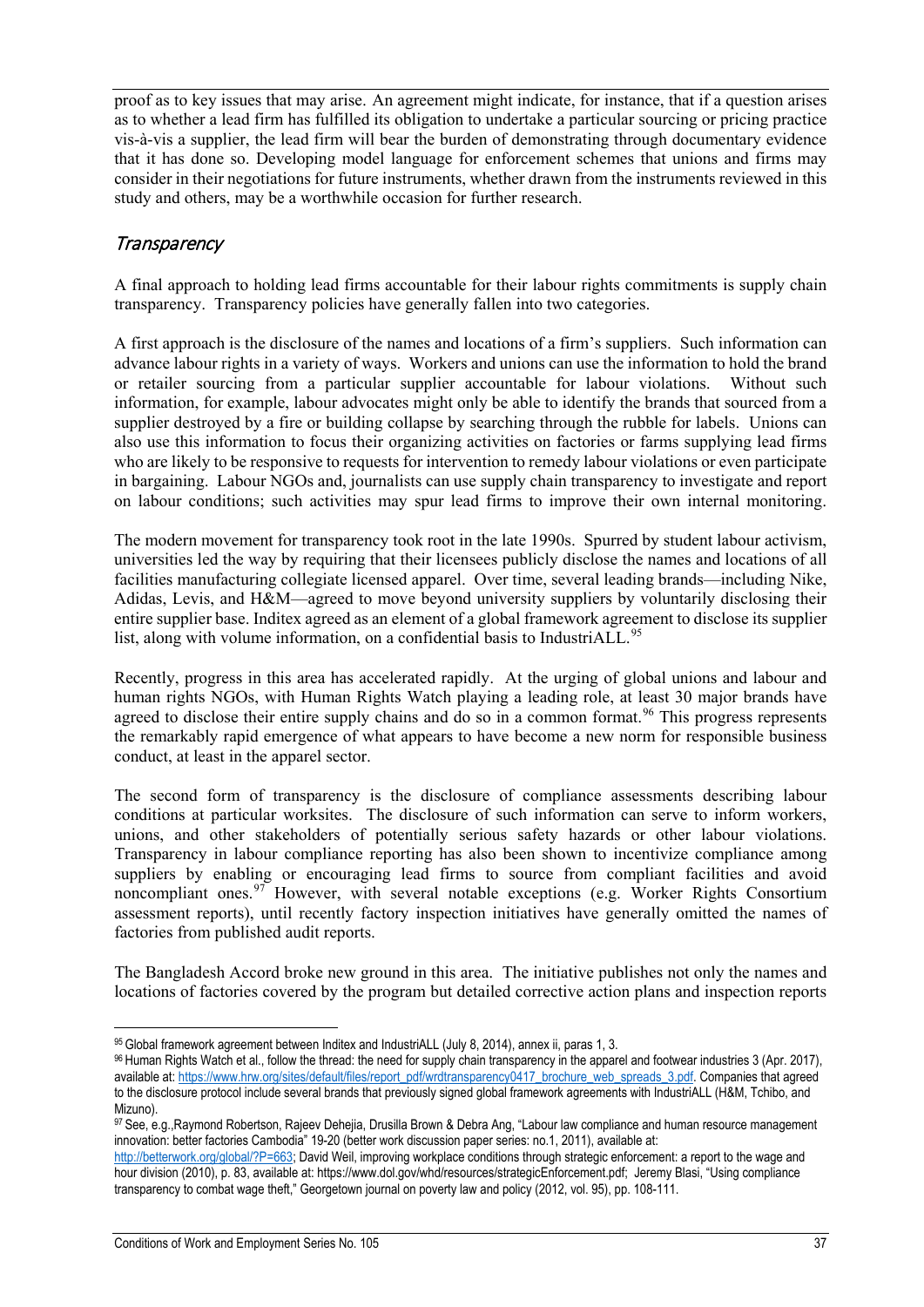proof as to key issues that may arise. An agreement might indicate, for instance, that if a question arises as to whether a lead firm has fulfilled its obligation to undertake a particular sourcing or pricing practice vis-à-vis a supplier, the lead firm will bear the burden of demonstrating through documentary evidence that it has done so. Developing model language for enforcement schemes that unions and firms may consider in their negotiations for future instruments, whether drawn from the instruments reviewed in this study and others, may be a worthwhile occasion for further research.

### *Transparency*

A final approach to holding lead firms accountable for their labour rights commitments is supply chain transparency. Transparency policies have generally fallen into two categories.

A first approach is the disclosure of the names and locations of a firm's suppliers. Such information can advance labour rights in a variety of ways. Workers and unions can use the information to hold the brand or retailer sourcing from a particular supplier accountable for labour violations. Without such information, for example, labour advocates might only be able to identify the brands that sourced from a supplier destroyed by a fire or building collapse by searching through the rubble for labels. Unions can also use this information to focus their organizing activities on factories or farms supplying lead firms who are likely to be responsive to requests for intervention to remedy labour violations or even participate in bargaining. Labour NGOs and, journalists can use supply chain transparency to investigate and report on labour conditions; such activities may spur lead firms to improve their own internal monitoring.

The modern movement for transparency took root in the late 1990s. Spurred by student labour activism, universities led the way by requiring that their licensees publicly disclose the names and locations of all facilities manufacturing collegiate licensed apparel. Over time, several leading brands—including Nike, Adidas, Levis, and H&M—agreed to move beyond university suppliers by voluntarily disclosing their entire supplier base. Inditex agreed as an element of a global framework agreement to disclose its supplier list, along with volume information, on a confidential basis to IndustriALL.[95]

Recently, progress in this area has accelerated rapidly. At the urging of global unions and labour and human rights NGOs, with Human Rights Watch playing a leading role, at least 30 major brands have agreed to disclose their entire supply chains and do so in a common format.[96] This progress represents the remarkably rapid emergence of what appears to have become a new norm for responsible business conduct, at least in the apparel sector.

The second form of transparency is the disclosure of compliance assessments describing labour conditions at particular worksites. The disclosure of such information can serve to inform workers, unions, and other stakeholders of potentially serious safety hazards or other labour violations. Transparency in labour compliance reporting has also been shown to incentivize compliance among suppliers by enabling or encouraging lead firms to source from compliant facilities and avoid noncompliant ones.[97] However, with several notable exceptions (e.g. Worker Rights Consortium assessment reports), until recently factory inspection initiatives have generally omitted the names of factories from published audit reports.

The Bangladesh Accord broke new ground in this area. The initiative publishes not only the names and locations of factories covered by the program but detailed corrective action plans and inspection reports

---

[95] Global framework agreement between Inditex and IndustriALL (July 8, 2014), annex ii, paras 1, 3.

[96] Human Rights Watch et al., follow the thread: the need for supply chain transparency in the apparel and footwear industries 3 (Apr. 2017), available at: https://www.hrw.org/sites/default/files/report_pdf/wrdtransparency0417_brochure_web_spreads_3.pdf. Companies that agreed to the disclosure protocol include several brands that previously signed global framework agreements with IndustriALL (H&M, Tchibo, and Mizuno).

[97] See, e.g.,Raymond Robertson, Rajeev Dehejia, Drusilla Brown & Debra Ang, "Labour law compliance and human resource management innovation: better factories Cambodia" 19-20 (better work discussion paper series: no.1, 2011), available at: http://betterwork.org/global/?P=663; David Weil, improving workplace conditions through strategic enforcement: a report to the wage and hour division (2010), p. 83, available at: https://www.dol.gov/whd/resources/strategicEnforcement.pdf; Jeremy Blasi, "Using compliance transparency to combat wage theft," Georgetown journal on poverty law and policy (2012, vol. 95), pp. 108-111.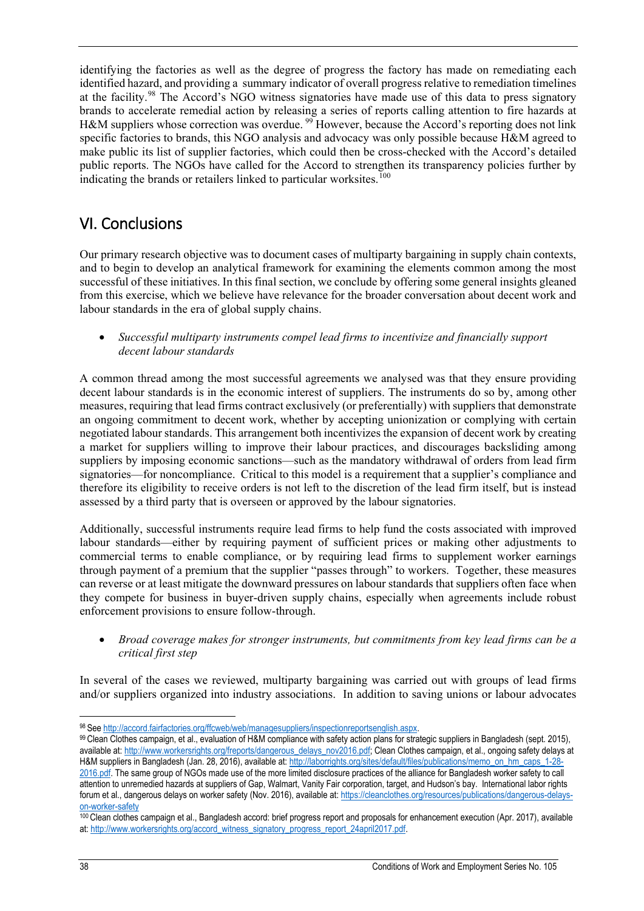identifying the factories as well as the degree of progress the factory has made on remediating each identified hazard, and providing a summary indicator of overall progress relative to remediation timelines at the facility.[98] The Accord's NGO witness signatories have made use of this data to press signatory brands to accelerate remedial action by releasing a series of reports calling attention to fire hazards at H&M suppliers whose correction was overdue.[99] However, because the Accord's reporting does not link specific factories to brands, this NGO analysis and advocacy was only possible because H&M agreed to make public its list of supplier factories, which could then be cross-checked with the Accord's detailed public reports. The NGOs have called for the Accord to strengthen its transparency policies further by indicating the brands or retailers linked to particular worksites.[100]

## VI. Conclusions

Our primary research objective was to document cases of multiparty bargaining in supply chain contexts, and to begin to develop an analytical framework for examining the elements common among the most successful of these initiatives. In this final section, we conclude by offering some general insights gleaned from this exercise, which we believe have relevance for the broader conversation about decent work and labour standards in the era of global supply chains.

- *Successful multiparty instruments compel lead firms to incentivize and financially support decent labour standards*

A common thread among the most successful agreements we analysed was that they ensure providing decent labour standards is in the economic interest of suppliers. The instruments do so by, among other measures, requiring that lead firms contract exclusively (or preferentially) with suppliers that demonstrate an ongoing commitment to decent work, whether by accepting unionization or complying with certain negotiated labour standards. This arrangement both incentivizes the expansion of decent work by creating a market for suppliers willing to improve their labour practices, and discourages backsliding among suppliers by imposing economic sanctions—such as the mandatory withdrawal of orders from lead firm signatories—for noncompliance. Critical to this model is a requirement that a supplier's compliance and therefore its eligibility to receive orders is not left to the discretion of the lead firm itself, but is instead assessed by a third party that is overseen or approved by the labour signatories.

Additionally, successful instruments require lead firms to help fund the costs associated with improved labour standards—either by requiring payment of sufficient prices or making other adjustments to commercial terms to enable compliance, or by requiring lead firms to supplement worker earnings through payment of a premium that the supplier "passes through" to workers. Together, these measures can reverse or at least mitigate the downward pressures on labour standards that suppliers often face when they compete for business in buyer-driven supply chains, especially when agreements include robust enforcement provisions to ensure follow-through.

- *Broad coverage makes for stronger instruments, but commitments from key lead firms can be a critical first step*

In several of the cases we reviewed, multiparty bargaining was carried out with groups of lead firms and/or suppliers organized into industry associations. In addition to saving unions or labour advocates

---

[98] See http://accord.fairfactories.org/ffcweb/web/managesuppliers/inspectionreportsenglish.aspx.

[99] Clean Clothes campaign, et al., evaluation of H&M compliance with safety action plans for strategic suppliers in Bangladesh (sept. 2015), available at: http://www.workersrights.org/freports/dangerous_delays_nov2016.pdf; Clean Clothes campaign, et al., ongoing safety delays at H&M suppliers in Bangladesh (Jan. 28, 2016), available at: http://laborrights.org/sites/default/files/publications/memo_on_hm_caps_1-28-2016.pdf. The same group of NGOs made use of the more limited disclosure practices of the alliance for Bangladesh worker safety to call attention to unremedied hazards at suppliers of Gap, Walmart, Vanity Fair corporation, target, and Hudson's bay. International labor rights forum et al., dangerous delays on worker safety (Nov. 2016), available at: https://cleanclothes.org/resources/publications/dangerous-delays-on-worker-safety

[100] Clean clothes campaign et al., Bangladesh accord: brief progress report and proposals for enhancement execution (Apr. 2017), available at: http://www.workersrights.org/accord_witness_signatory_progress_report_24april2017.pdf.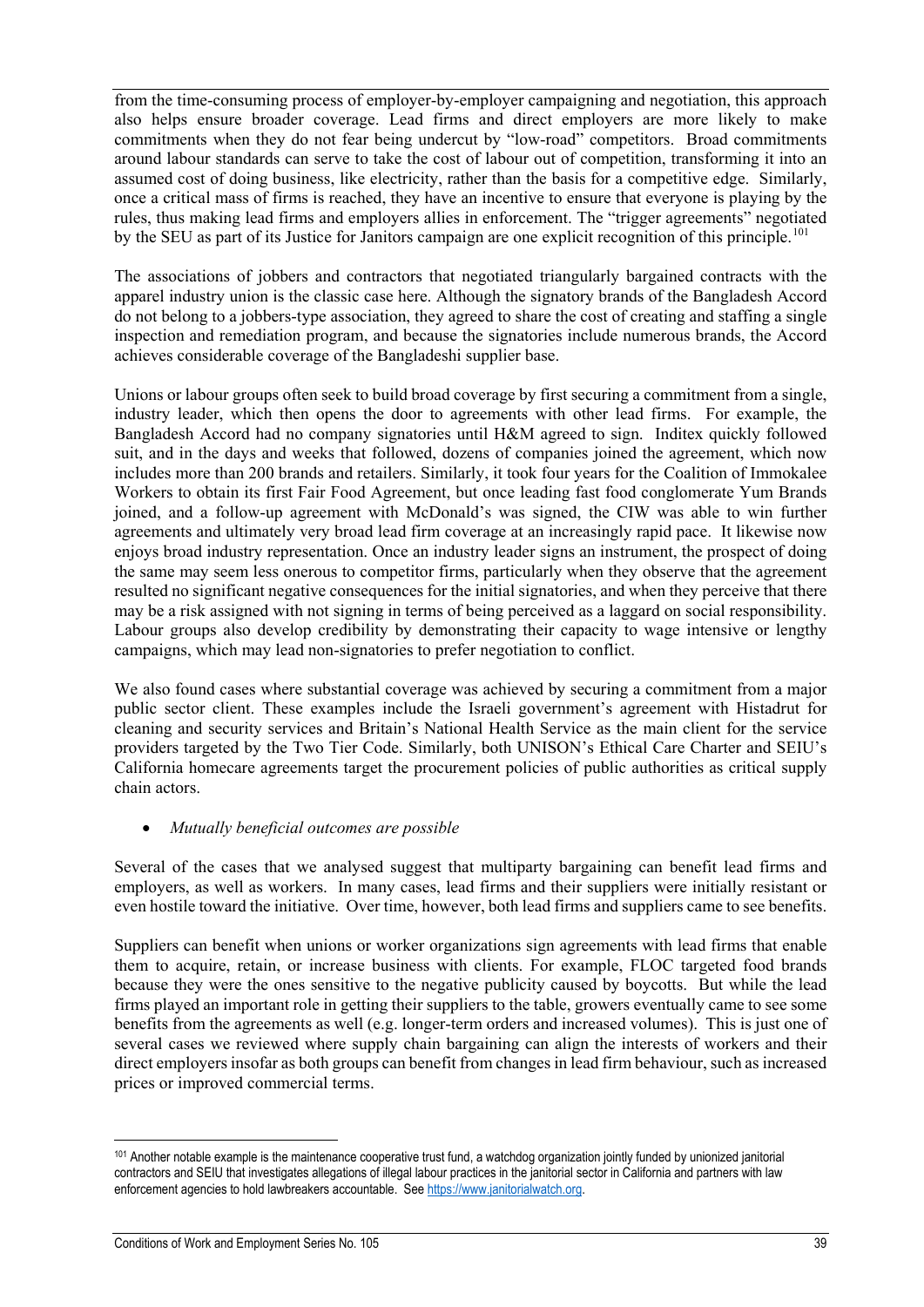from the time-consuming process of employer-by-employer campaigning and negotiation, this approach also helps ensure broader coverage. Lead firms and direct employers are more likely to make commitments when they do not fear being undercut by "low-road" competitors. Broad commitments around labour standards can serve to take the cost of labour out of competition, transforming it into an assumed cost of doing business, like electricity, rather than the basis for a competitive edge. Similarly, once a critical mass of firms is reached, they have an incentive to ensure that everyone is playing by the rules, thus making lead firms and employers allies in enforcement. The "trigger agreements" negotiated by the SEU as part of its Justice for Janitors campaign are one explicit recognition of this principle.[101]

The associations of jobbers and contractors that negotiated triangularly bargained contracts with the apparel industry union is the classic case here. Although the signatory brands of the Bangladesh Accord do not belong to a jobbers-type association, they agreed to share the cost of creating and staffing a single inspection and remediation program, and because the signatories include numerous brands, the Accord achieves considerable coverage of the Bangladeshi supplier base.

Unions or labour groups often seek to build broad coverage by first securing a commitment from a single, industry leader, which then opens the door to agreements with other lead firms. For example, the Bangladesh Accord had no company signatories until H&M agreed to sign. Inditex quickly followed suit, and in the days and weeks that followed, dozens of companies joined the agreement, which now includes more than 200 brands and retailers. Similarly, it took four years for the Coalition of Immokalee Workers to obtain its first Fair Food Agreement, but once leading fast food conglomerate Yum Brands joined, and a follow-up agreement with McDonald's was signed, the CIW was able to win further agreements and ultimately very broad lead firm coverage at an increasingly rapid pace. It likewise now enjoys broad industry representation. Once an industry leader signs an instrument, the prospect of doing the same may seem less onerous to competitor firms, particularly when they observe that the agreement resulted no significant negative consequences for the initial signatories, and when they perceive that there may be a risk assigned with not signing in terms of being perceived as a laggard on social responsibility. Labour groups also develop credibility by demonstrating their capacity to wage intensive or lengthy campaigns, which may lead non-signatories to prefer negotiation to conflict.

We also found cases where substantial coverage was achieved by securing a commitment from a major public sector client. These examples include the Israeli government's agreement with Histadrut for cleaning and security services and Britain's National Health Service as the main client for the service providers targeted by the Two Tier Code. Similarly, both UNISON's Ethical Care Charter and SEIU's California homecare agreements target the procurement policies of public authorities as critical supply chain actors.

- *Mutually beneficial outcomes are possible*

Several of the cases that we analysed suggest that multiparty bargaining can benefit lead firms and employers, as well as workers. In many cases, lead firms and their suppliers were initially resistant or even hostile toward the initiative. Over time, however, both lead firms and suppliers came to see benefits.

Suppliers can benefit when unions or worker organizations sign agreements with lead firms that enable them to acquire, retain, or increase business with clients. For example, FLOC targeted food brands because they were the ones sensitive to the negative publicity caused by boycotts. But while the lead firms played an important role in getting their suppliers to the table, growers eventually came to see some benefits from the agreements as well (e.g. longer-term orders and increased volumes). This is just one of several cases we reviewed where supply chain bargaining can align the interests of workers and their direct employers insofar as both groups can benefit from changes in lead firm behaviour, such as increased prices or improved commercial terms.

[101] Another notable example is the maintenance cooperative trust fund, a watchdog organization jointly funded by unionized janitorial contractors and SEIU that investigates allegations of illegal labour practices in the janitorial sector in California and partners with law enforcement agencies to hold lawbreakers accountable. See https://www.janitorialwatch.org.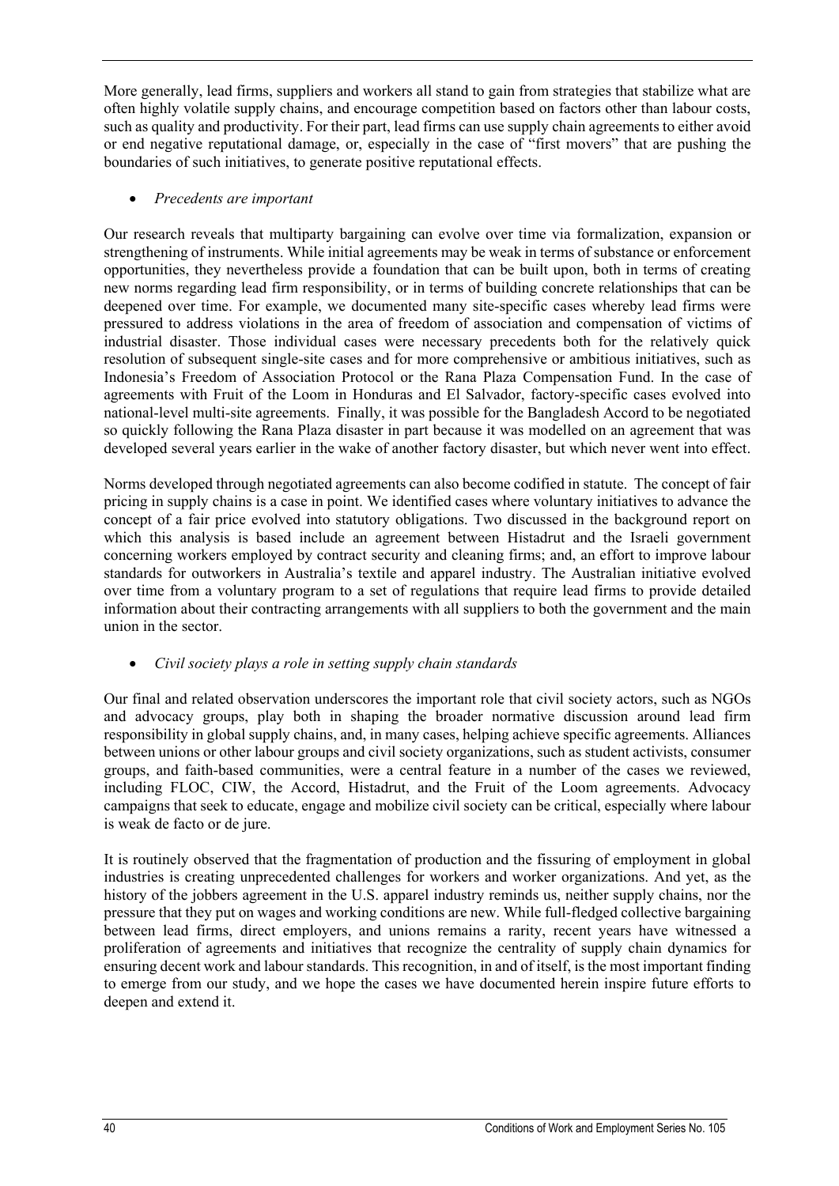More generally, lead firms, suppliers and workers all stand to gain from strategies that stabilize what are often highly volatile supply chains, and encourage competition based on factors other than labour costs, such as quality and productivity. For their part, lead firms can use supply chain agreements to either avoid or end negative reputational damage, or, especially in the case of "first movers" that are pushing the boundaries of such initiatives, to generate positive reputational effects.

- *Precedents are important*

Our research reveals that multiparty bargaining can evolve over time via formalization, expansion or strengthening of instruments. While initial agreements may be weak in terms of substance or enforcement opportunities, they nevertheless provide a foundation that can be built upon, both in terms of creating new norms regarding lead firm responsibility, or in terms of building concrete relationships that can be deepened over time. For example, we documented many site-specific cases whereby lead firms were pressured to address violations in the area of freedom of association and compensation of victims of industrial disaster. Those individual cases were necessary precedents both for the relatively quick resolution of subsequent single-site cases and for more comprehensive or ambitious initiatives, such as Indonesia's Freedom of Association Protocol or the Rana Plaza Compensation Fund. In the case of agreements with Fruit of the Loom in Honduras and El Salvador, factory-specific cases evolved into national-level multi-site agreements. Finally, it was possible for the Bangladesh Accord to be negotiated so quickly following the Rana Plaza disaster in part because it was modelled on an agreement that was developed several years earlier in the wake of another factory disaster, but which never went into effect.

Norms developed through negotiated agreements can also become codified in statute. The concept of fair pricing in supply chains is a case in point. We identified cases where voluntary initiatives to advance the concept of a fair price evolved into statutory obligations. Two discussed in the background report on which this analysis is based include an agreement between Histadrut and the Israeli government concerning workers employed by contract security and cleaning firms; and, an effort to improve labour standards for outworkers in Australia's textile and apparel industry. The Australian initiative evolved over time from a voluntary program to a set of regulations that require lead firms to provide detailed information about their contracting arrangements with all suppliers to both the government and the main union in the sector.

- *Civil society plays a role in setting supply chain standards*

Our final and related observation underscores the important role that civil society actors, such as NGOs and advocacy groups, play both in shaping the broader normative discussion around lead firm responsibility in global supply chains, and, in many cases, helping achieve specific agreements. Alliances between unions or other labour groups and civil society organizations, such as student activists, consumer groups, and faith-based communities, were a central feature in a number of the cases we reviewed, including FLOC, CIW, the Accord, Histadrut, and the Fruit of the Loom agreements. Advocacy campaigns that seek to educate, engage and mobilize civil society can be critical, especially where labour is weak de facto or de jure.

It is routinely observed that the fragmentation of production and the fissuring of employment in global industries is creating unprecedented challenges for workers and worker organizations. And yet, as the history of the jobbers agreement in the U.S. apparel industry reminds us, neither supply chains, nor the pressure that they put on wages and working conditions are new. While full-fledged collective bargaining between lead firms, direct employers, and unions remains a rarity, recent years have witnessed a proliferation of agreements and initiatives that recognize the centrality of supply chain dynamics for ensuring decent work and labour standards. This recognition, in and of itself, is the most important finding to emerge from our study, and we hope the cases we have documented herein inspire future efforts to deepen and extend it.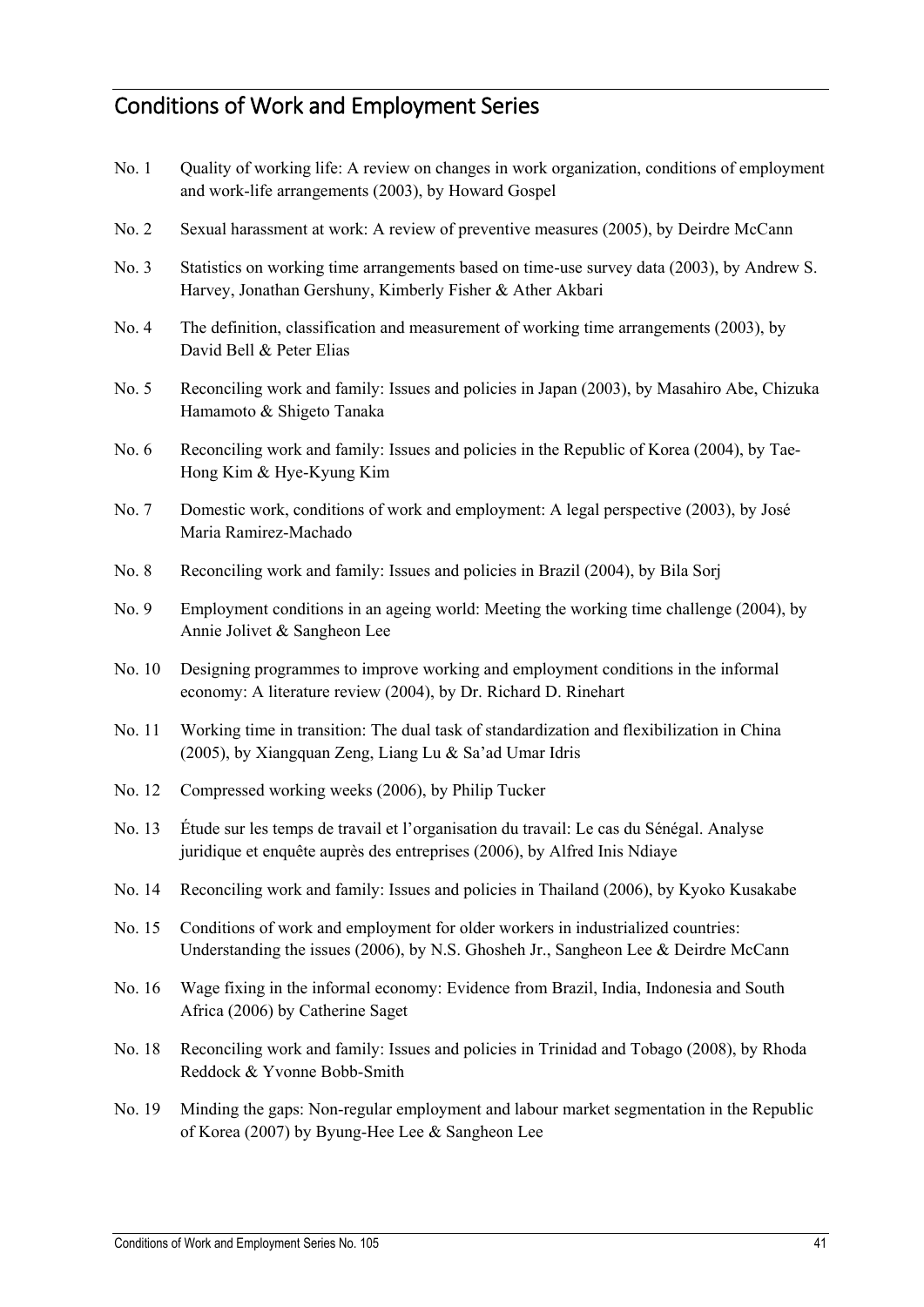## Conditions of Work and Employment Series

No. 1 Quality of working life: A review on changes in work organization, conditions of employment and work-life arrangements (2003), by Howard Gospel

No. 2 Sexual harassment at work: A review of preventive measures (2005), by Deirdre McCann

No. 3 Statistics on working time arrangements based on time-use survey data (2003), by Andrew S. Harvey, Jonathan Gershuny, Kimberly Fisher & Ather Akbari

No. 4 The definition, classification and measurement of working time arrangements (2003), by David Bell & Peter Elias

No. 5 Reconciling work and family: Issues and policies in Japan (2003), by Masahiro Abe, Chizuka Hamamoto & Shigeto Tanaka

No. 6 Reconciling work and family: Issues and policies in the Republic of Korea (2004), by Tae-Hong Kim & Hye-Kyung Kim

No. 7 Domestic work, conditions of work and employment: A legal perspective (2003), by José Maria Ramirez-Machado

No. 8 Reconciling work and family: Issues and policies in Brazil (2004), by Bila Sorj

No. 9 Employment conditions in an ageing world: Meeting the working time challenge (2004), by Annie Jolivet & Sangheon Lee

No. 10 Designing programmes to improve working and employment conditions in the informal economy: A literature review (2004), by Dr. Richard D. Rinehart

No. 11 Working time in transition: The dual task of standardization and flexibilization in China (2005), by Xiangquan Zeng, Liang Lu & Sa'ad Umar Idris

No. 12 Compressed working weeks (2006), by Philip Tucker

No. 13 Étude sur les temps de travail et l'organisation du travail: Le cas du Sénégal. Analyse juridique et enquête auprès des entreprises (2006), by Alfred Inis Ndiaye

No. 14 Reconciling work and family: Issues and policies in Thailand (2006), by Kyoko Kusakabe

No. 15 Conditions of work and employment for older workers in industrialized countries: Understanding the issues (2006), by N.S. Ghosheh Jr., Sangheon Lee & Deirdre McCann

No. 16 Wage fixing in the informal economy: Evidence from Brazil, India, Indonesia and South Africa (2006) by Catherine Saget

No. 18 Reconciling work and family: Issues and policies in Trinidad and Tobago (2008), by Rhoda Reddock & Yvonne Bobb-Smith

No. 19 Minding the gaps: Non-regular employment and labour market segmentation in the Republic of Korea (2007) by Byung-Hee Lee & Sangheon Lee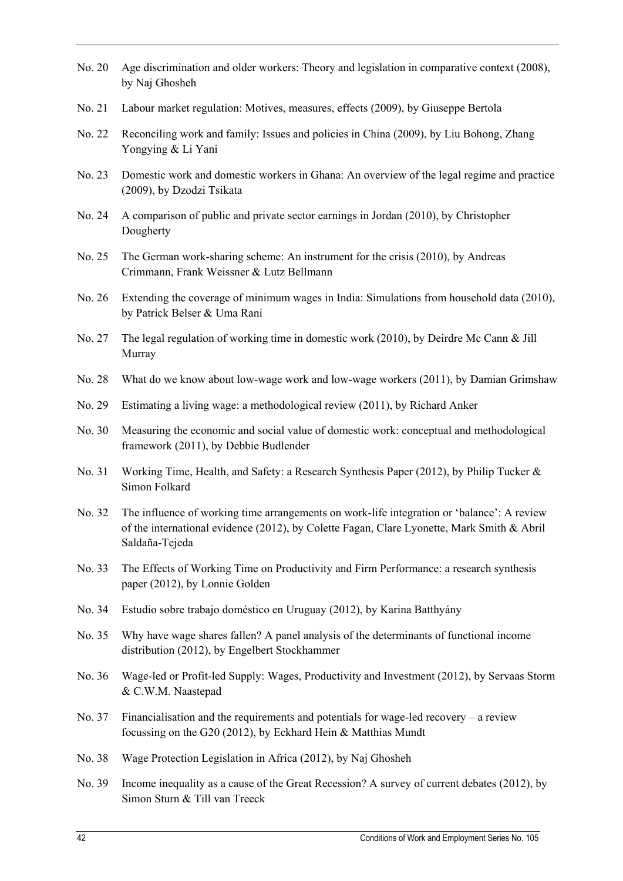No. 20 Age discrimination and older workers: Theory and legislation in comparative context (2008), by Naj Ghosheh

No. 21 Labour market regulation: Motives, measures, effects (2009), by Giuseppe Bertola

No. 22 Reconciling work and family: Issues and policies in China (2009), by Liu Bohong, Zhang Yongying & Li Yani

No. 23 Domestic work and domestic workers in Ghana: An overview of the legal regime and practice (2009), by Dzodzi Tsikata

No. 24 A comparison of public and private sector earnings in Jordan (2010), by Christopher Dougherty

No. 25 The German work-sharing scheme: An instrument for the crisis (2010), by Andreas Crimmann, Frank Weissner & Lutz Bellmann

No. 26 Extending the coverage of minimum wages in India: Simulations from household data (2010), by Patrick Belser & Uma Rani

No. 27 The legal regulation of working time in domestic work (2010), by Deirdre Mc Cann & Jill Murray

No. 28 What do we know about low-wage work and low-wage workers (2011), by Damian Grimshaw

No. 29 Estimating a living wage: a methodological review (2011), by Richard Anker

No. 30 Measuring the economic and social value of domestic work: conceptual and methodological framework (2011), by Debbie Budlender

No. 31 Working Time, Health, and Safety: a Research Synthesis Paper (2012), by Philip Tucker & Simon Folkard

No. 32 The influence of working time arrangements on work-life integration or 'balance': A review of the international evidence (2012), by Colette Fagan, Clare Lyonette, Mark Smith & Abril Saldaña-Tejeda

No. 33 The Effects of Working Time on Productivity and Firm Performance: a research synthesis paper (2012), by Lonnie Golden

No. 34 Estudio sobre trabajo doméstico en Uruguay (2012), by Karina Batthyány

No. 35 Why have wage shares fallen? A panel analysis of the determinants of functional income distribution (2012), by Engelbert Stockhammer

No. 36 Wage-led or Profit-led Supply: Wages, Productivity and Investment (2012), by Servaas Storm & C.W.M. Naastepad

No. 37 Financialisation and the requirements and potentials for wage-led recovery – a review focussing on the G20 (2012), by Eckhard Hein & Matthias Mundt

No. 38 Wage Protection Legislation in Africa (2012), by Naj Ghosheh

No. 39 Income inequality as a cause of the Great Recession? A survey of current debates (2012), by Simon Sturn & Till van Treeck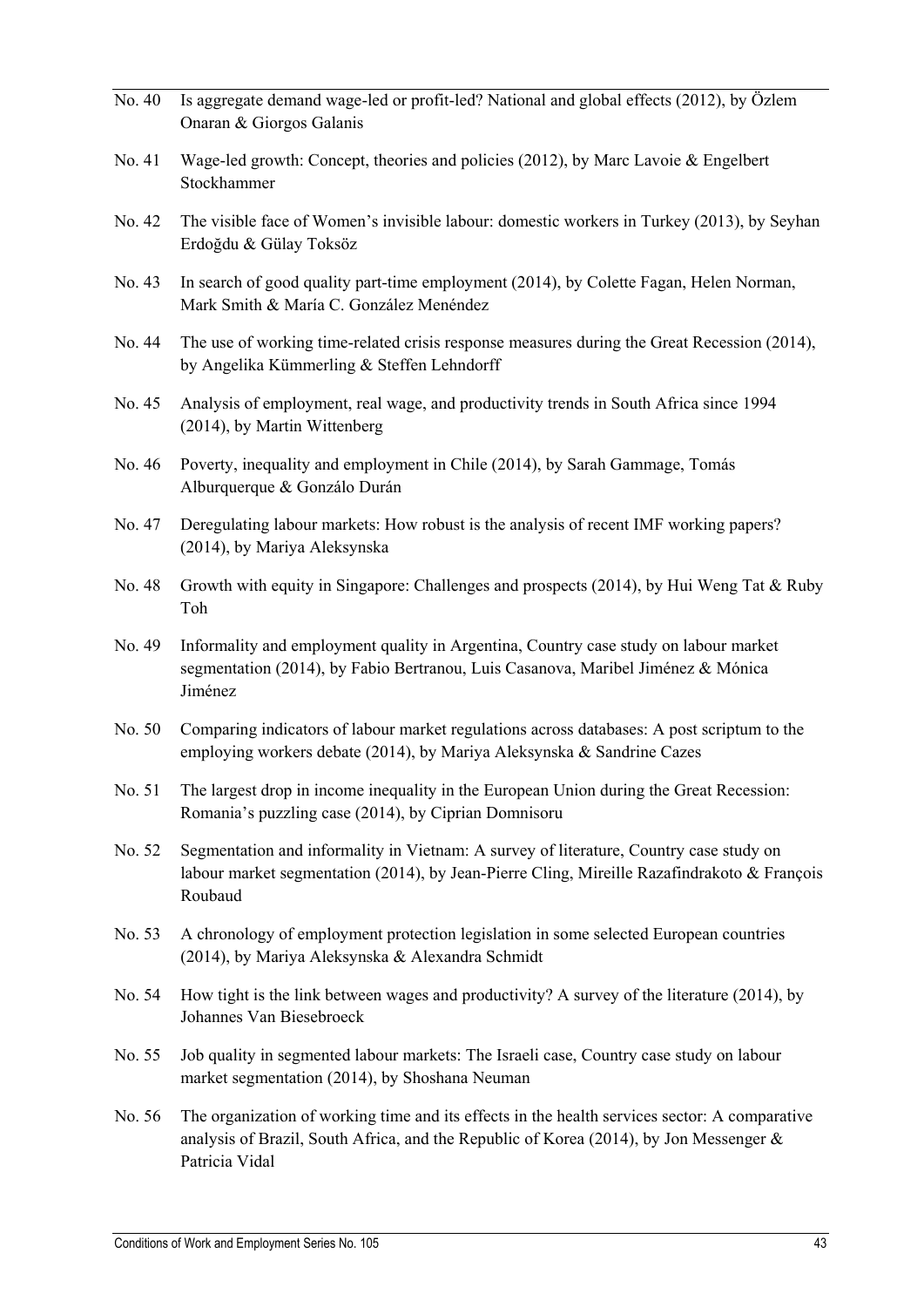No. 40 Is aggregate demand wage-led or profit-led? National and global effects (2012), by Özlem Onaran & Giorgos Galanis

No. 41 Wage-led growth: Concept, theories and policies (2012), by Marc Lavoie & Engelbert Stockhammer

No. 42 The visible face of Women's invisible labour: domestic workers in Turkey (2013), by Seyhan Erdoğdu & Gülay Toksöz

No. 43 In search of good quality part-time employment (2014), by Colette Fagan, Helen Norman, Mark Smith & María C. González Menéndez

No. 44 The use of working time-related crisis response measures during the Great Recession (2014), by Angelika Kümmerling & Steffen Lehndorff

No. 45 Analysis of employment, real wage, and productivity trends in South Africa since 1994 (2014), by Martin Wittenberg

No. 46 Poverty, inequality and employment in Chile (2014), by Sarah Gammage, Tomás Alburquerque & Gonzálo Durán

No. 47 Deregulating labour markets: How robust is the analysis of recent IMF working papers? (2014), by Mariya Aleksynska

No. 48 Growth with equity in Singapore: Challenges and prospects (2014), by Hui Weng Tat & Ruby Toh

No. 49 Informality and employment quality in Argentina, Country case study on labour market segmentation (2014), by Fabio Bertranou, Luis Casanova, Maribel Jiménez & Mónica Jiménez

No. 50 Comparing indicators of labour market regulations across databases: A post scriptum to the employing workers debate (2014), by Mariya Aleksynska & Sandrine Cazes

No. 51 The largest drop in income inequality in the European Union during the Great Recession: Romania's puzzling case (2014), by Ciprian Domnisoru

No. 52 Segmentation and informality in Vietnam: A survey of literature, Country case study on labour market segmentation (2014), by Jean-Pierre Cling, Mireille Razafindrakoto & François Roubaud

No. 53 A chronology of employment protection legislation in some selected European countries (2014), by Mariya Aleksynska & Alexandra Schmidt

No. 54 How tight is the link between wages and productivity? A survey of the literature (2014), by Johannes Van Biesebroeck

No. 55 Job quality in segmented labour markets: The Israeli case, Country case study on labour market segmentation (2014), by Shoshana Neuman

No. 56 The organization of working time and its effects in the health services sector: A comparative analysis of Brazil, South Africa, and the Republic of Korea (2014), by Jon Messenger & Patricia Vidal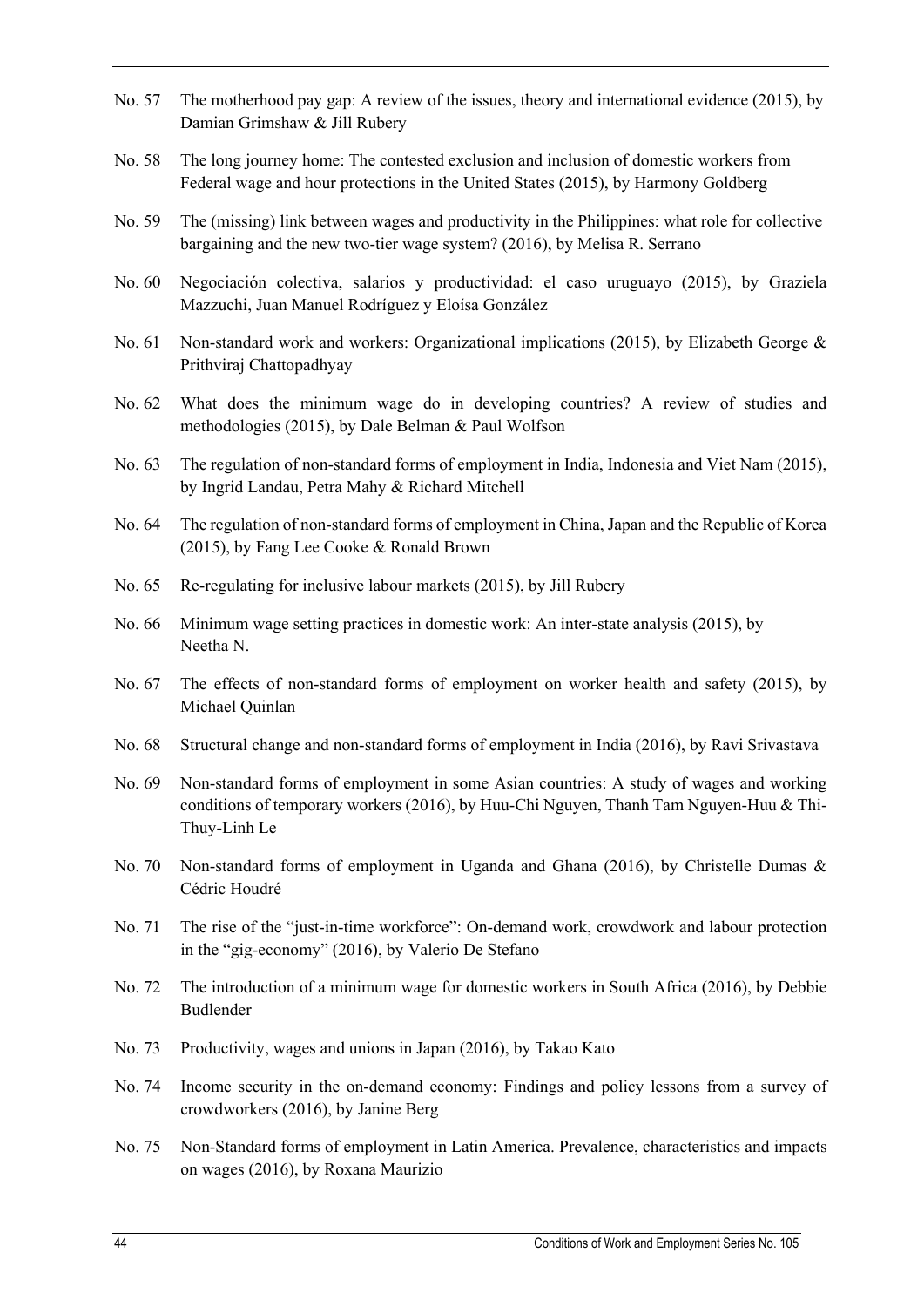No. 57 The motherhood pay gap: A review of the issues, theory and international evidence (2015), by Damian Grimshaw & Jill Rubery

No. 58 The long journey home: The contested exclusion and inclusion of domestic workers from Federal wage and hour protections in the United States (2015), by Harmony Goldberg

No. 59 The (missing) link between wages and productivity in the Philippines: what role for collective bargaining and the new two-tier wage system? (2016), by Melisa R. Serrano

No. 60 Negociación colectiva, salarios y productividad: el caso uruguayo (2015), by Graziela Mazzuchi, Juan Manuel Rodríguez y Eloísa González

No. 61 Non-standard work and workers: Organizational implications (2015), by Elizabeth George & Prithviraj Chattopadhyay

No. 62 What does the minimum wage do in developing countries? A review of studies and methodologies (2015), by Dale Belman & Paul Wolfson

No. 63 The regulation of non-standard forms of employment in India, Indonesia and Viet Nam (2015), by Ingrid Landau, Petra Mahy & Richard Mitchell

No. 64 The regulation of non-standard forms of employment in China, Japan and the Republic of Korea (2015), by Fang Lee Cooke & Ronald Brown

No. 65 Re-regulating for inclusive labour markets (2015), by Jill Rubery

No. 66 Minimum wage setting practices in domestic work: An inter-state analysis (2015), by Neetha N.

No. 67 The effects of non-standard forms of employment on worker health and safety (2015), by Michael Quinlan

No. 68 Structural change and non-standard forms of employment in India (2016), by Ravi Srivastava

No. 69 Non-standard forms of employment in some Asian countries: A study of wages and working conditions of temporary workers (2016), by Huu-Chi Nguyen, Thanh Tam Nguyen-Huu & Thi-Thuy-Linh Le

No. 70 Non-standard forms of employment in Uganda and Ghana (2016), by Christelle Dumas & Cédric Houdré

No. 71 The rise of the "just-in-time workforce": On-demand work, crowdwork and labour protection in the "gig-economy" (2016), by Valerio De Stefano

No. 72 The introduction of a minimum wage for domestic workers in South Africa (2016), by Debbie Budlender

No. 73 Productivity, wages and unions in Japan (2016), by Takao Kato

No. 74 Income security in the on-demand economy: Findings and policy lessons from a survey of crowdworkers (2016), by Janine Berg

No. 75 Non-Standard forms of employment in Latin America. Prevalence, characteristics and impacts on wages (2016), by Roxana Maurizio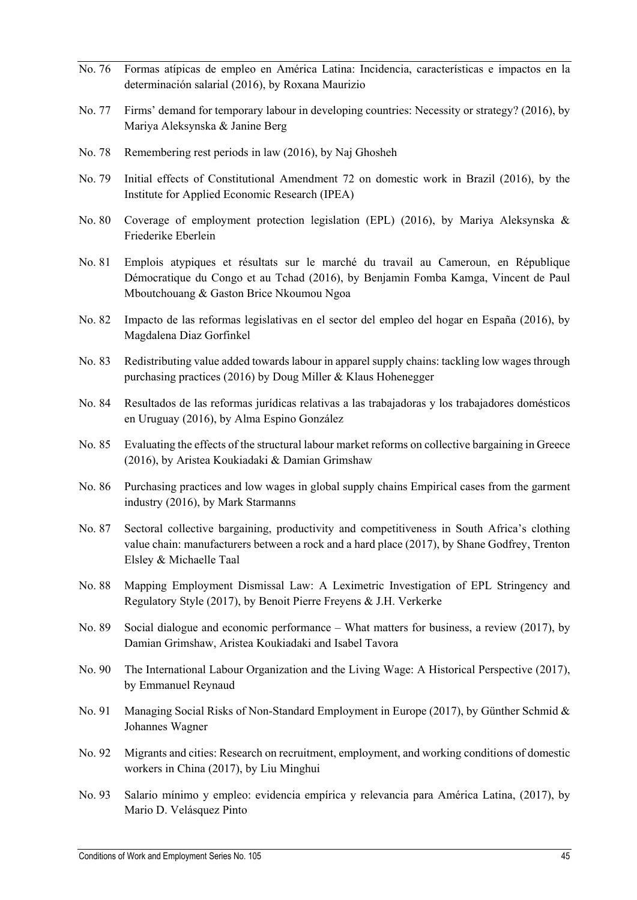No. 76 Formas atípicas de empleo en América Latina: Incidencia, características e impactos en la determinación salarial (2016), by Roxana Maurizio

No. 77 Firms' demand for temporary labour in developing countries: Necessity or strategy? (2016), by Mariya Aleksynska & Janine Berg

No. 78 Remembering rest periods in law (2016), by Naj Ghosheh

No. 79 Initial effects of Constitutional Amendment 72 on domestic work in Brazil (2016), by the Institute for Applied Economic Research (IPEA)

No. 80 Coverage of employment protection legislation (EPL) (2016), by Mariya Aleksynska & Friederike Eberlein

No. 81 Emplois atypiques et résultats sur le marché du travail au Cameroun, en République Démocratique du Congo et au Tchad (2016), by Benjamin Fomba Kamga, Vincent de Paul Mboutchouang & Gaston Brice Nkoumou Ngoa

No. 82 Impacto de las reformas legislativas en el sector del empleo del hogar en España (2016), by Magdalena Diaz Gorfinkel

No. 83 Redistributing value added towards labour in apparel supply chains: tackling low wages through purchasing practices (2016) by Doug Miller & Klaus Hohenegger

No. 84 Resultados de las reformas jurídicas relativas a las trabajadoras y los trabajadores domésticos en Uruguay (2016), by Alma Espino González

No. 85 Evaluating the effects of the structural labour market reforms on collective bargaining in Greece (2016), by Aristea Koukiadaki & Damian Grimshaw

No. 86 Purchasing practices and low wages in global supply chains Empirical cases from the garment industry (2016), by Mark Starmanns

No. 87 Sectoral collective bargaining, productivity and competitiveness in South Africa's clothing value chain: manufacturers between a rock and a hard place (2017), by Shane Godfrey, Trenton Elsley & Michaelle Taal

No. 88 Mapping Employment Dismissal Law: A Leximetric Investigation of EPL Stringency and Regulatory Style (2017), by Benoit Pierre Freyens & J.H. Verkerke

No. 89 Social dialogue and economic performance – What matters for business, a review (2017), by Damian Grimshaw, Aristea Koukiadaki and Isabel Tavora

No. 90 The International Labour Organization and the Living Wage: A Historical Perspective (2017), by Emmanuel Reynaud

No. 91 Managing Social Risks of Non-Standard Employment in Europe (2017), by Günther Schmid & Johannes Wagner

No. 92 Migrants and cities: Research on recruitment, employment, and working conditions of domestic workers in China (2017), by Liu Minghui

No. 93 Salario mínimo y empleo: evidencia empírica y relevancia para América Latina, (2017), by Mario D. Velásquez Pinto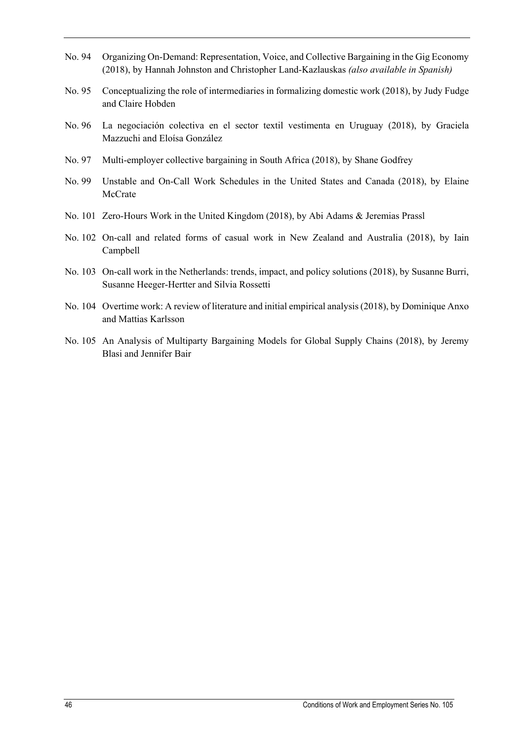No. 94 Organizing On-Demand: Representation, Voice, and Collective Bargaining in the Gig Economy (2018), by Hannah Johnston and Christopher Land-Kazlauskas *(also available in Spanish)*

No. 95 Conceptualizing the role of intermediaries in formalizing domestic work (2018), by Judy Fudge and Claire Hobden

No. 96 La negociación colectiva en el sector textil vestimenta en Uruguay (2018), by Graciela Mazzuchi and Eloísa González

No. 97 Multi-employer collective bargaining in South Africa (2018), by Shane Godfrey

No. 99 Unstable and On-Call Work Schedules in the United States and Canada (2018), by Elaine McCrate

No. 101 Zero-Hours Work in the United Kingdom (2018), by Abi Adams & Jeremias Prassl

No. 102 On-call and related forms of casual work in New Zealand and Australia (2018), by Iain Campbell

No. 103 On-call work in the Netherlands: trends, impact, and policy solutions (2018), by Susanne Burri, Susanne Heeger-Hertter and Silvia Rossetti

No. 104 Overtime work: A review of literature and initial empirical analysis (2018), by Dominique Anxo and Mattias Karlsson

No. 105 An Analysis of Multiparty Bargaining Models for Global Supply Chains (2018), by Jeremy Blasi and Jennifer Bair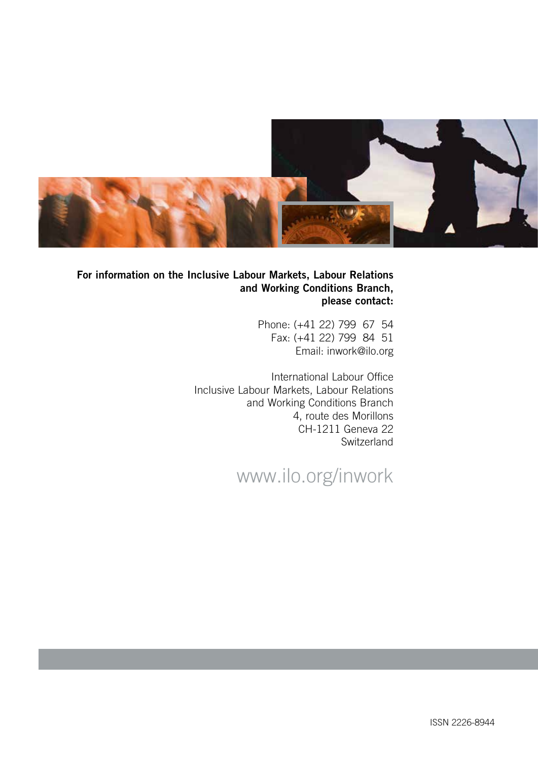**For information on the Inclusive Labour Markets, Labour Relations and Working Conditions Branch, please contact:**

Phone: (+41 22) 799 67 54
Fax: (+41 22) 799 84 51
Email: inwork@ilo.org

International Labour Office
Inclusive Labour Markets, Labour Relations and Working Conditions Branch
4, route des Morillons
CH-1211 Geneva 22
Switzerland

www.ilo.org/inwork

ISSN 2226-8944